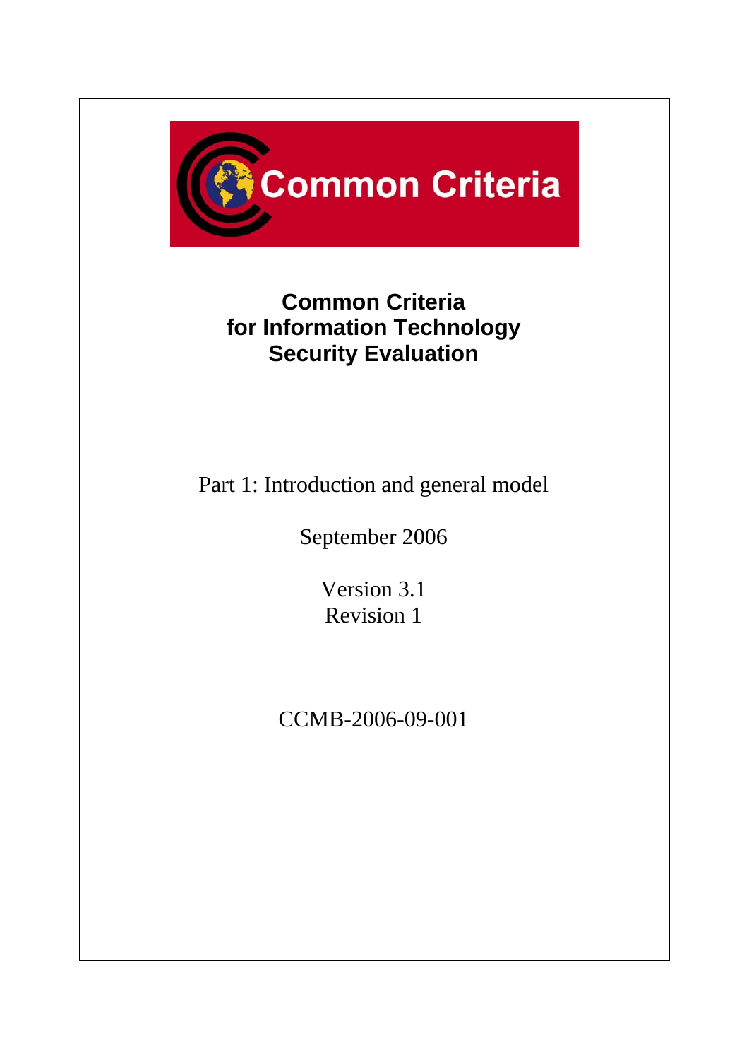Common Criteria

# Common Criteria for Information Technology Security Evaluation

Part 1: Introduction and general model

September 2006

Version 3.1
Revision 1

CCMB-2006-09-001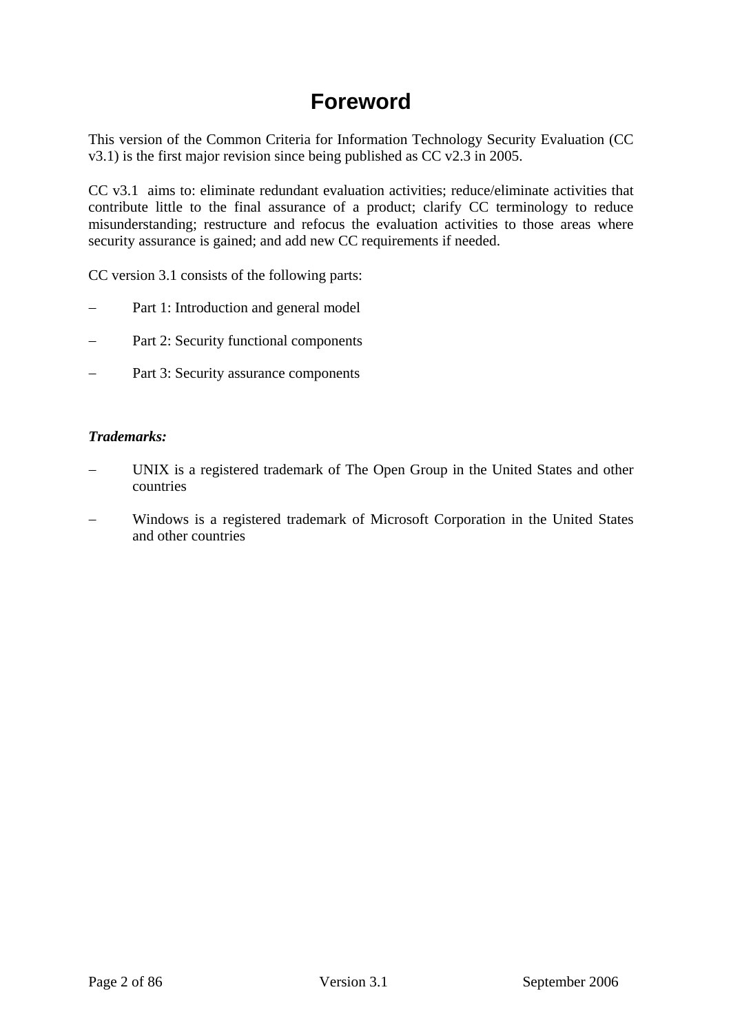# Foreword

This version of the Common Criteria for Information Technology Security Evaluation (CC v3.1) is the first major revision since being published as CC v2.3 in 2005.

CC v3.1 aims to: eliminate redundant evaluation activities; reduce/eliminate activities that contribute little to the final assurance of a product; clarify CC terminology to reduce misunderstanding; restructure and refocus the evaluation activities to those areas where security assurance is gained; and add new CC requirements if needed.

CC version 3.1 consists of the following parts:

- Part 1: Introduction and general model
- Part 2: Security functional components
- Part 3: Security assurance components

***Trademarks:***

- UNIX is a registered trademark of The Open Group in the United States and other countries
- Windows is a registered trademark of Microsoft Corporation in the United States and other countries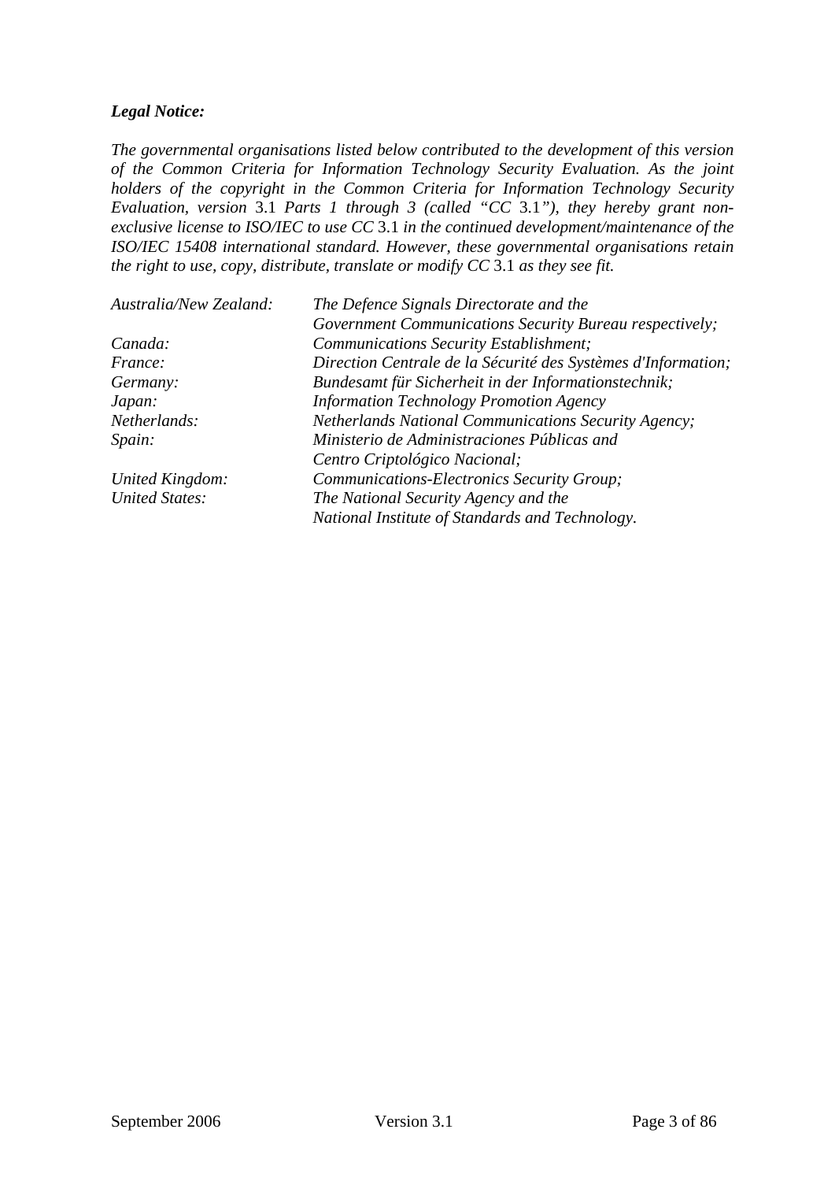***Legal Notice:***

*The governmental organisations listed below contributed to the development of this version of the Common Criteria for Information Technology Security Evaluation. As the joint holders of the copyright in the Common Criteria for Information Technology Security Evaluation, version* 3.1 *Parts 1 through 3 (called "CC* 3.1*"), they hereby grant non-exclusive license to ISO/IEC to use CC* 3.1 *in the continued development/maintenance of the ISO/IEC 15408 international standard. However, these governmental organisations retain the right to use, copy, distribute, translate or modify CC* 3.1 *as they see fit.*

| | |
|---|---|
| *Australia/New Zealand:* | *The Defence Signals Directorate and the Government Communications Security Bureau respectively;* |
| *Canada:* | *Communications Security Establishment;* |
| *France:* | *Direction Centrale de la Sécurité des Systèmes d'Information;* |
| *Germany:* | *Bundesamt für Sicherheit in der Informationstechnik;* |
| *Japan:* | *Information Technology Promotion Agency* |
| *Netherlands:* | *Netherlands National Communications Security Agency;* |
| *Spain:* | *Ministerio de Administraciones Públicas and Centro Criptológico Nacional;* |
| *United Kingdom:* | *Communications-Electronics Security Group;* |
| *United States:* | *The National Security Agency and the National Institute of Standards and Technology.* |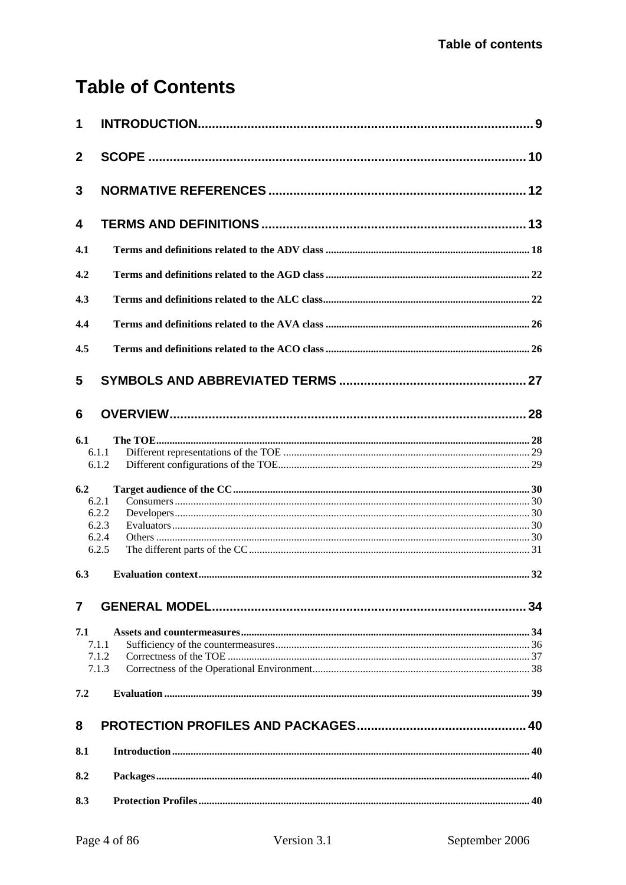# Table of Contents

1 INTRODUCTION ........................................................................................ 9

2 SCOPE ...................................................................................................... 10

3 NORMATIVE REFERENCES ..................................................................... 12

4 TERMS AND DEFINITIONS ....................................................................... 13

4.1 Terms and definitions related to the ADV class ........................................ 18

4.2 Terms and definitions related to the AGD class ........................................ 22

4.3 Terms and definitions related to the ALC class ......................................... 22

4.4 Terms and definitions related to the AVA class ........................................ 26

4.5 Terms and definitions related to the ACO class ........................................ 26

5 SYMBOLS AND ABBREVIATED TERMS ................................................... 27

6 OVERVIEW ............................................................................................... 28

6.1 The TOE ..................................................................................................... 28

6.1.1 Different representations of the TOE ...................................................... 29

6.1.2 Different configurations of the TOE ......................................................... 29

6.2 Target audience of the CC ......................................................................... 30

6.2.1 Consumers ............................................................................................... 30

6.2.2 Developers ............................................................................................... 30

6.2.3 Evaluators ................................................................................................ 30

6.2.4 Others ...................................................................................................... 30

6.2.5 The different parts of the CC .................................................................... 31

6.3 Evaluation context ..................................................................................... 32

7 GENERAL MODEL .................................................................................... 34

7.1 Assets and countermeasures .................................................................... 34

7.1.1 Sufficiency of the countermeasures ......................................................... 36

7.1.2 Correctness of the TOE ........................................................................... 37

7.1.3 Correctness of the Operational Environment ........................................... 38

7.2 Evaluation .................................................................................................. 39

8 PROTECTION PROFILES AND PACKAGES ............................................ 40

8.1 Introduction ............................................................................................... 40

8.2 Packages ................................................................................................... 40

8.3 Protection Profiles ..................................................................................... 40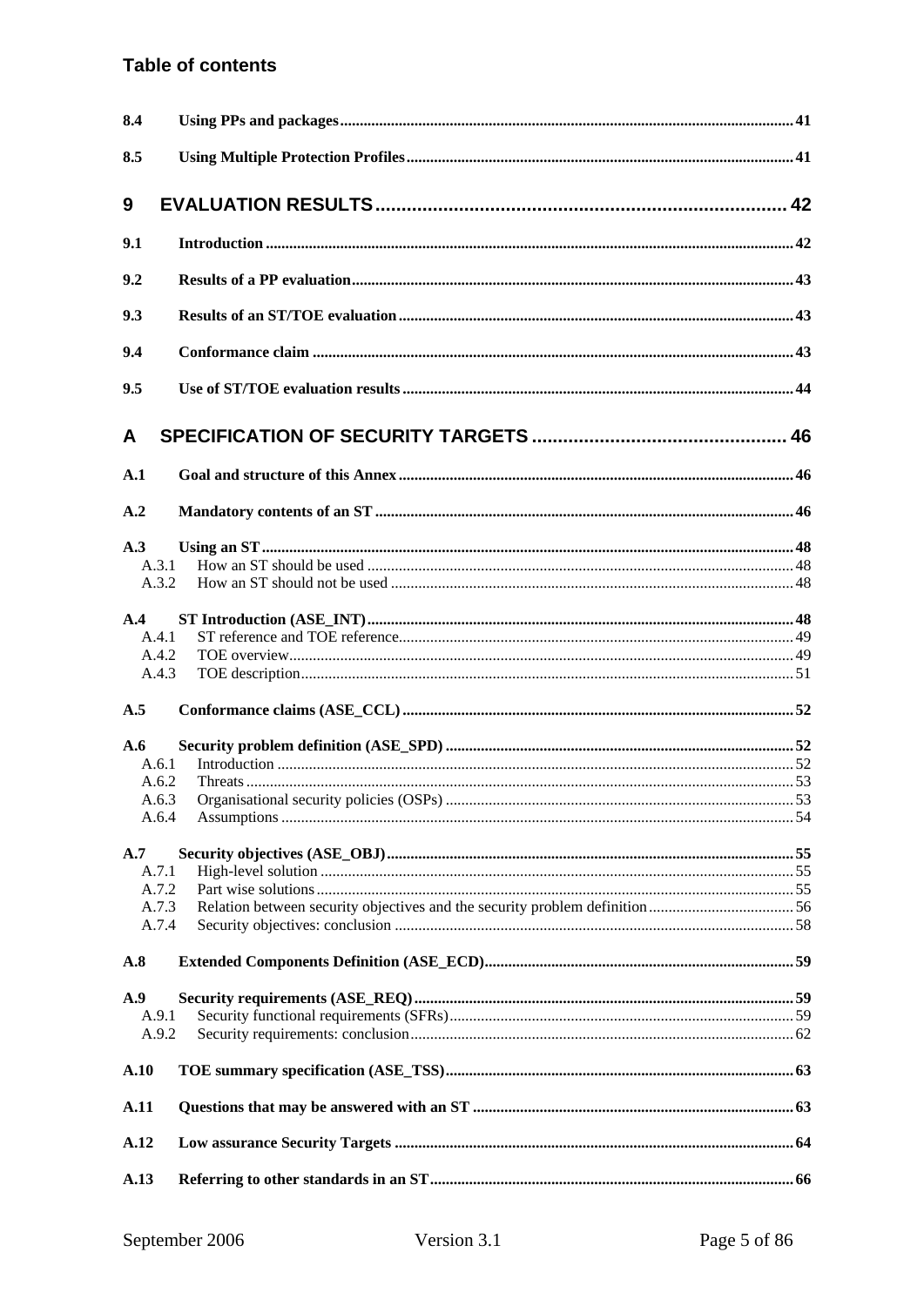## Table of contents

| | | |
|---|---|---|
| **8.4** | **Using PPs and packages** | **41** |
| **8.5** | **Using Multiple Protection Profiles** | **41** |
| **9** | **EVALUATION RESULTS** | **42** |
| **9.1** | **Introduction** | **42** |
| **9.2** | **Results of a PP evaluation** | **43** |
| **9.3** | **Results of an ST/TOE evaluation** | **43** |
| **9.4** | **Conformance claim** | **43** |
| **9.5** | **Use of ST/TOE evaluation results** | **44** |
| **A** | **SPECIFICATION OF SECURITY TARGETS** | **46** |
| **A.1** | **Goal and structure of this Annex** | **46** |
| **A.2** | **Mandatory contents of an ST** | **46** |
| **A.3** | **Using an ST** | **48** |
| A.3.1 | How an ST should be used | 48 |
| A.3.2 | How an ST should not be used | 48 |
| **A.4** | **ST Introduction (ASE_INT)** | **48** |
| A.4.1 | ST reference and TOE reference | 49 |
| A.4.2 | TOE overview | 49 |
| A.4.3 | TOE description | 51 |
| **A.5** | **Conformance claims (ASE_CCL)** | **52** |
| **A.6** | **Security problem definition (ASE_SPD)** | **52** |
| A.6.1 | Introduction | 52 |
| A.6.2 | Threats | 53 |
| A.6.3 | Organisational security policies (OSPs) | 53 |
| A.6.4 | Assumptions | 54 |
| **A.7** | **Security objectives (ASE_OBJ)** | **55** |
| A.7.1 | High-level solution | 55 |
| A.7.2 | Part wise solutions | 55 |
| A.7.3 | Relation between security objectives and the security problem definition | 56 |
| A.7.4 | Security objectives: conclusion | 58 |
| **A.8** | **Extended Components Definition (ASE_ECD)** | **59** |
| **A.9** | **Security requirements (ASE_REQ)** | **59** |
| A.9.1 | Security functional requirements (SFRs) | 59 |
| A.9.2 | Security requirements: conclusion | 62 |
| **A.10** | **TOE summary specification (ASE_TSS)** | **63** |
| **A.11** | **Questions that may be answered with an ST** | **63** |
| **A.12** | **Low assurance Security Targets** | **64** |
| **A.13** | **Referring to other standards in an ST** | **66** |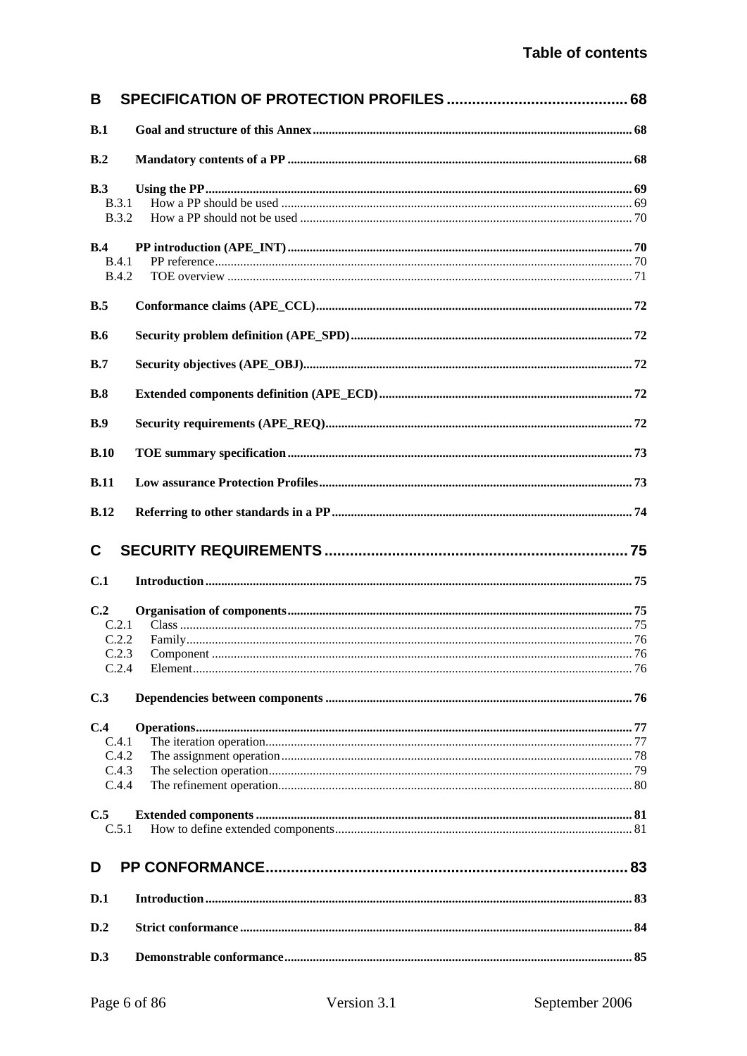**B SPECIFICATION OF PROTECTION PROFILES ........................................... 68**

**B.1 Goal and structure of this Annex ........................................... 68**

**B.2 Mandatory contents of a PP ........................................... 68**

**B.3 Using the PP ........................................... 69**
- B.3.1 How a PP should be used ........................................... 69
- B.3.2 How a PP should not be used ........................................... 70

**B.4 PP introduction (APE_INT) ........................................... 70**
- B.4.1 PP reference ........................................... 70
- B.4.2 TOE overview ........................................... 71

**B.5 Conformance claims (APE_CCL) ........................................... 72**

**B.6 Security problem definition (APE_SPD) ........................................... 72**

**B.7 Security objectives (APE_OBJ) ........................................... 72**

**B.8 Extended components definition (APE_ECD) ........................................... 72**

**B.9 Security requirements (APE_REQ) ........................................... 72**

**B.10 TOE summary specification ........................................... 73**

**B.11 Low assurance Protection Profiles ........................................... 73**

**B.12 Referring to other standards in a PP ........................................... 74**

**C SECURITY REQUIREMENTS ........................................... 75**

**C.1 Introduction ........................................... 75**

**C.2 Organisation of components ........................................... 75**
- C.2.1 Class ........................................... 75
- C.2.2 Family ........................................... 76
- C.2.3 Component ........................................... 76
- C.2.4 Element ........................................... 76

**C.3 Dependencies between components ........................................... 76**

**C.4 Operations ........................................... 77**
- C.4.1 The iteration operation ........................................... 77
- C.4.2 The assignment operation ........................................... 78
- C.4.3 The selection operation ........................................... 79
- C.4.4 The refinement operation ........................................... 80

**C.5 Extended components ........................................... 81**
- C.5.1 How to define extended components ........................................... 81

**D PP CONFORMANCE ........................................... 83**

**D.1 Introduction ........................................... 83**

**D.2 Strict conformance ........................................... 84**

**D.3 Demonstrable conformance ........................................... 85**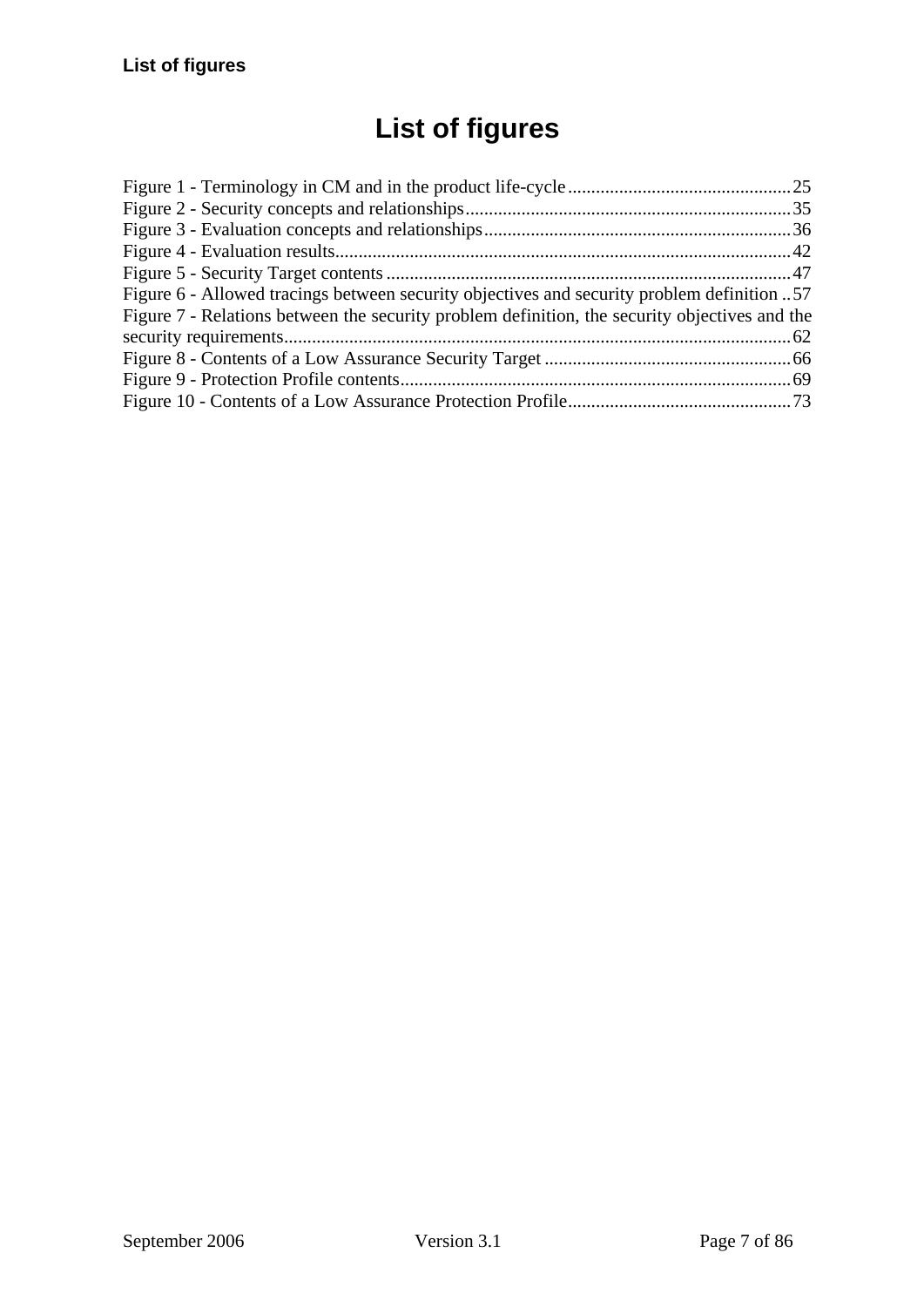# List of figures

Figure 1 - Terminology in CM and in the product life-cycle ................................................ 25
Figure 2 - Security concepts and relationships ...................................................................... 35
Figure 3 - Evaluation concepts and relationships .................................................................. 36
Figure 4 - Evaluation results.................................................................................................. 42
Figure 5 - Security Target contents ....................................................................................... 47
Figure 6 - Allowed tracings between security objectives and security problem definition .. 57
Figure 7 - Relations between the security problem definition, the security objectives and the security requirements............................................................................................................ 62
Figure 8 - Contents of a Low Assurance Security Target ...................................................... 66
Figure 9 - Protection Profile contents.................................................................................... 69
Figure 10 - Contents of a Low Assurance Protection Profile................................................ 73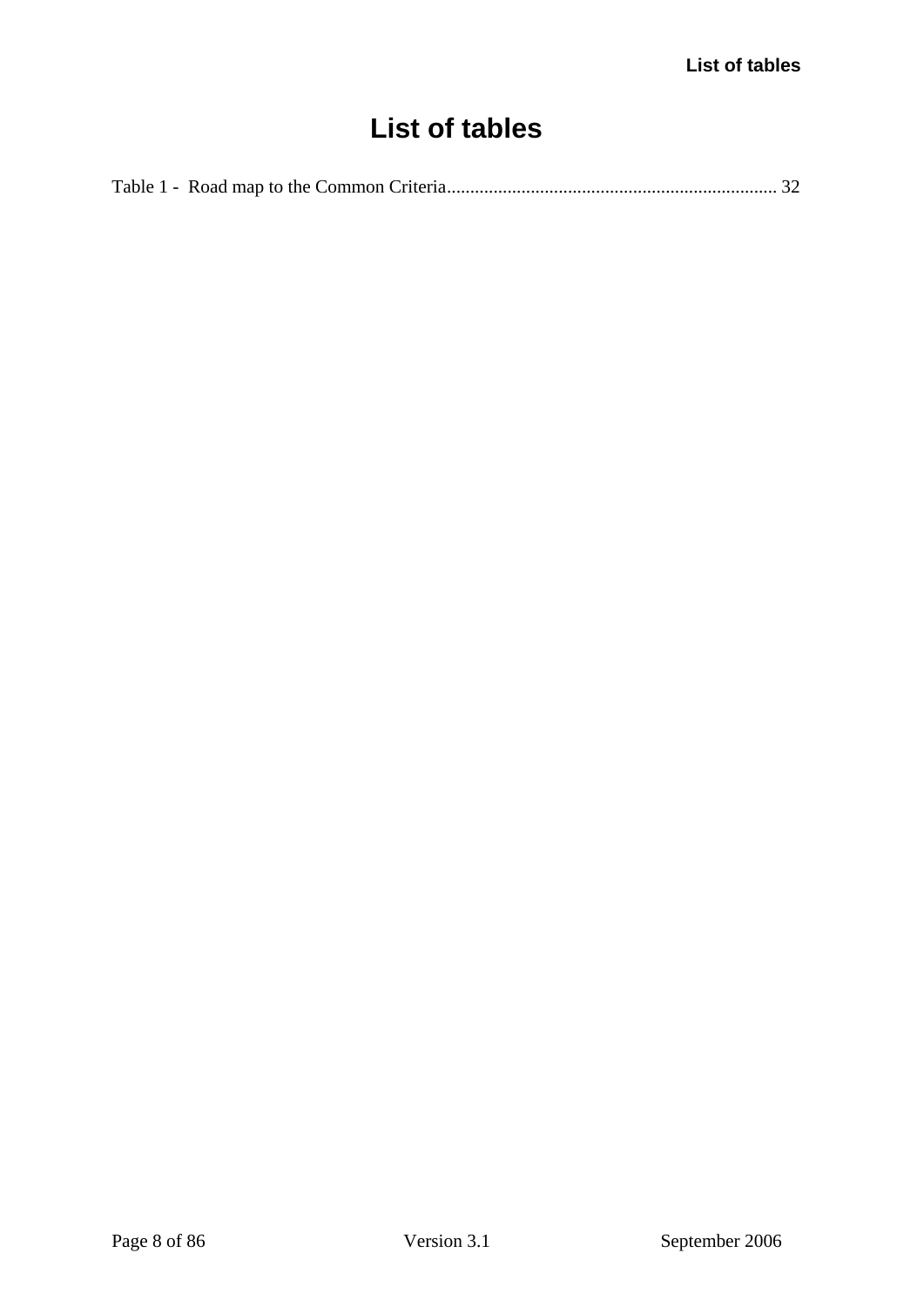# List of tables

Table 1 - Road map to the Common Criteria....................................................................... 32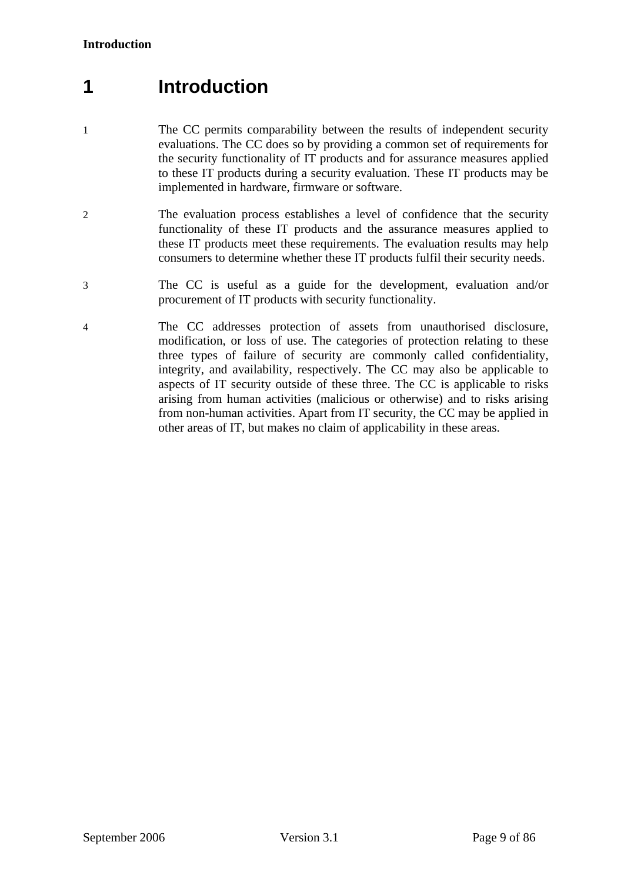# 1 Introduction

1 The CC permits comparability between the results of independent security evaluations. The CC does so by providing a common set of requirements for the security functionality of IT products and for assurance measures applied to these IT products during a security evaluation. These IT products may be implemented in hardware, firmware or software.

2 The evaluation process establishes a level of confidence that the security functionality of these IT products and the assurance measures applied to these IT products meet these requirements. The evaluation results may help consumers to determine whether these IT products fulfil their security needs.

3 The CC is useful as a guide for the development, evaluation and/or procurement of IT products with security functionality.

4 The CC addresses protection of assets from unauthorised disclosure, modification, or loss of use. The categories of protection relating to these three types of failure of security are commonly called confidentiality, integrity, and availability, respectively. The CC may also be applicable to aspects of IT security outside of these three. The CC is applicable to risks arising from human activities (malicious or otherwise) and to risks arising from non-human activities. Apart from IT security, the CC may be applied in other areas of IT, but makes no claim of applicability in these areas.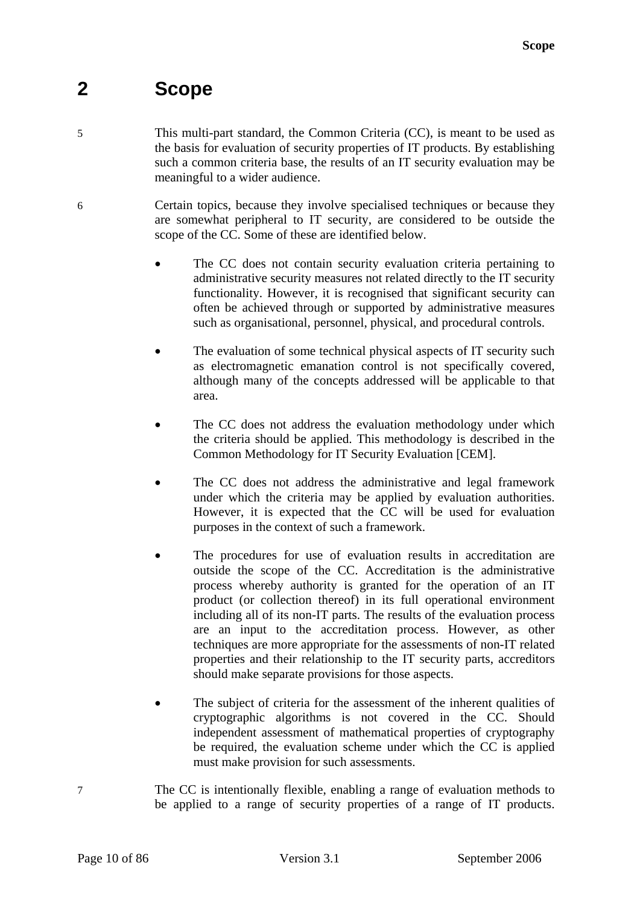# 2 Scope

5 This multi-part standard, the Common Criteria (CC), is meant to be used as the basis for evaluation of security properties of IT products. By establishing such a common criteria base, the results of an IT security evaluation may be meaningful to a wider audience.

6 Certain topics, because they involve specialised techniques or because they are somewhat peripheral to IT security, are considered to be outside the scope of the CC. Some of these are identified below.

- The CC does not contain security evaluation criteria pertaining to administrative security measures not related directly to the IT security functionality. However, it is recognised that significant security can often be achieved through or supported by administrative measures such as organisational, personnel, physical, and procedural controls.

- The evaluation of some technical physical aspects of IT security such as electromagnetic emanation control is not specifically covered, although many of the concepts addressed will be applicable to that area.

- The CC does not address the evaluation methodology under which the criteria should be applied. This methodology is described in the Common Methodology for IT Security Evaluation [CEM].

- The CC does not address the administrative and legal framework under which the criteria may be applied by evaluation authorities. However, it is expected that the CC will be used for evaluation purposes in the context of such a framework.

- The procedures for use of evaluation results in accreditation are outside the scope of the CC. Accreditation is the administrative process whereby authority is granted for the operation of an IT product (or collection thereof) in its full operational environment including all of its non-IT parts. The results of the evaluation process are an input to the accreditation process. However, as other techniques are more appropriate for the assessments of non-IT related properties and their relationship to the IT security parts, accreditors should make separate provisions for those aspects.

- The subject of criteria for the assessment of the inherent qualities of cryptographic algorithms is not covered in the CC. Should independent assessment of mathematical properties of cryptography be required, the evaluation scheme under which the CC is applied must make provision for such assessments.

7 The CC is intentionally flexible, enabling a range of evaluation methods to be applied to a range of security properties of a range of IT products.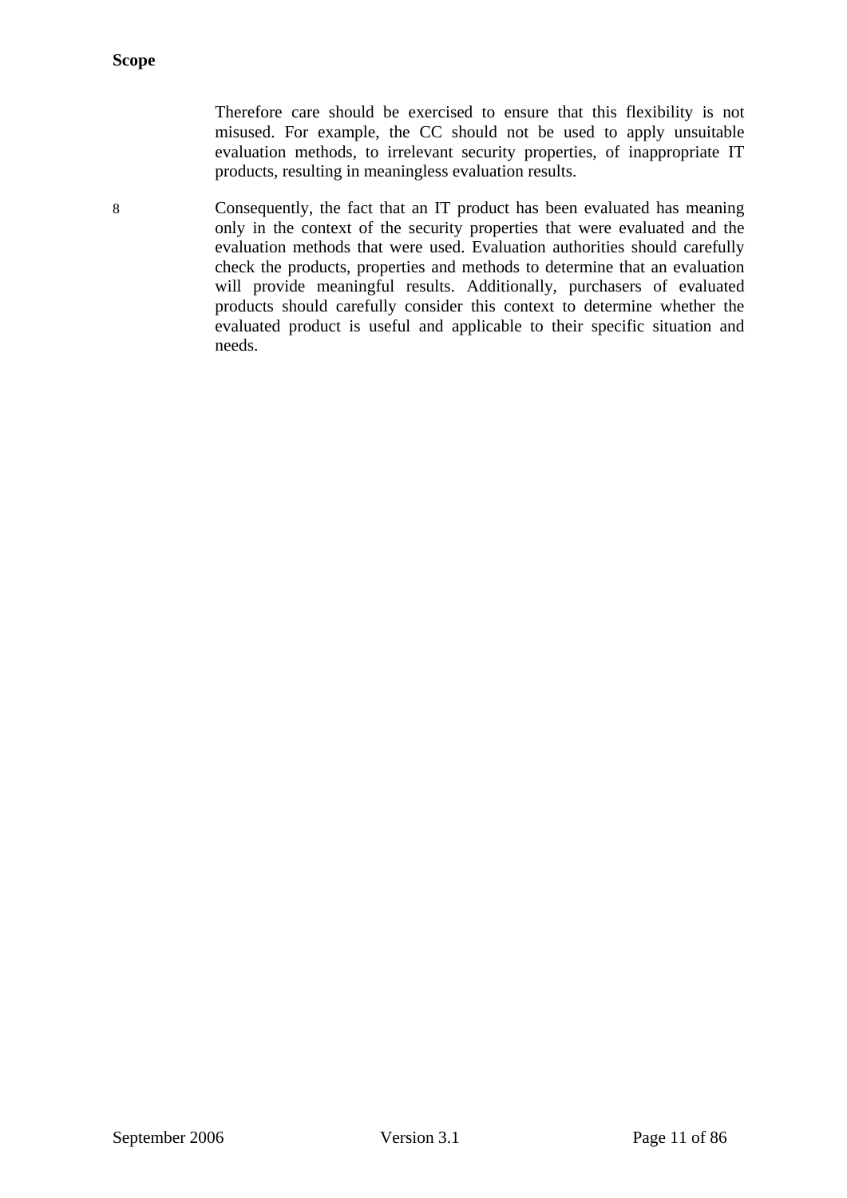Therefore care should be exercised to ensure that this flexibility is not misused. For example, the CC should not be used to apply unsuitable evaluation methods, to irrelevant security properties, of inappropriate IT products, resulting in meaningless evaluation results.

8 Consequently, the fact that an IT product has been evaluated has meaning only in the context of the security properties that were evaluated and the evaluation methods that were used. Evaluation authorities should carefully check the products, properties and methods to determine that an evaluation will provide meaningful results. Additionally, purchasers of evaluated products should carefully consider this context to determine whether the evaluated product is useful and applicable to their specific situation and needs.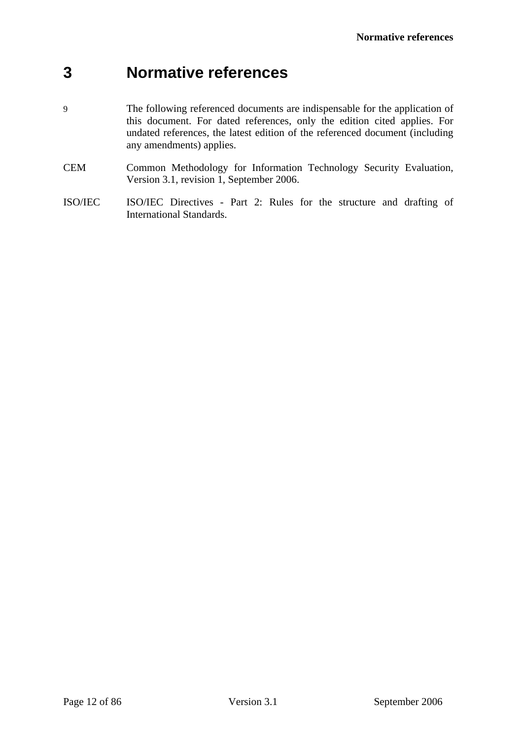# 3 Normative references

9 The following referenced documents are indispensable for the application of this document. For dated references, only the edition cited applies. For undated references, the latest edition of the referenced document (including any amendments) applies.

CEM Common Methodology for Information Technology Security Evaluation, Version 3.1, revision 1, September 2006.

ISO/IEC ISO/IEC Directives - Part 2: Rules for the structure and drafting of International Standards.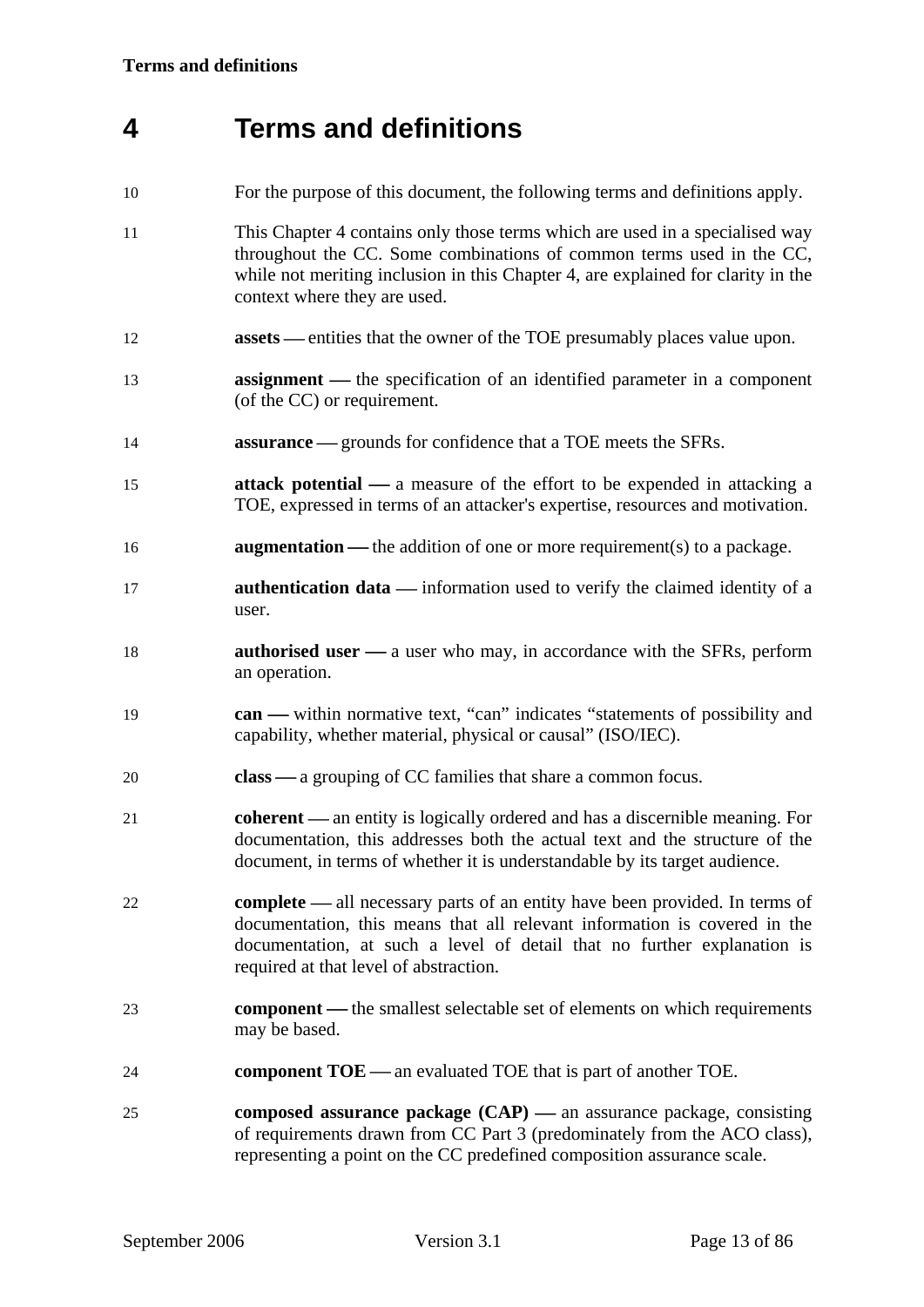# 4 Terms and definitions

10 For the purpose of this document, the following terms and definitions apply.

11 This Chapter 4 contains only those terms which are used in a specialised way throughout the CC. Some combinations of common terms used in the CC, while not meriting inclusion in this Chapter 4, are explained for clarity in the context where they are used.

12 **assets —** entities that the owner of the TOE presumably places value upon.

13 **assignment —** the specification of an identified parameter in a component (of the CC) or requirement.

14 **assurance —** grounds for confidence that a TOE meets the SFRs.

15 **attack potential —** a measure of the effort to be expended in attacking a TOE, expressed in terms of an attacker's expertise, resources and motivation.

16 **augmentation —** the addition of one or more requirement(s) to a package.

17 **authentication data —** information used to verify the claimed identity of a user.

18 **authorised user —** a user who may, in accordance with the SFRs, perform an operation.

19 **can —** within normative text, “can” indicates “statements of possibility and capability, whether material, physical or causal” (ISO/IEC).

20 **class —** a grouping of CC families that share a common focus.

21 **coherent —** an entity is logically ordered and has a discernible meaning. For documentation, this addresses both the actual text and the structure of the document, in terms of whether it is understandable by its target audience.

22 **complete —** all necessary parts of an entity have been provided. In terms of documentation, this means that all relevant information is covered in the documentation, at such a level of detail that no further explanation is required at that level of abstraction.

23 **component —** the smallest selectable set of elements on which requirements may be based.

24 **component TOE —** an evaluated TOE that is part of another TOE.

25 **composed assurance package (CAP) —** an assurance package, consisting of requirements drawn from CC Part 3 (predominately from the ACO class), representing a point on the CC predefined composition assurance scale.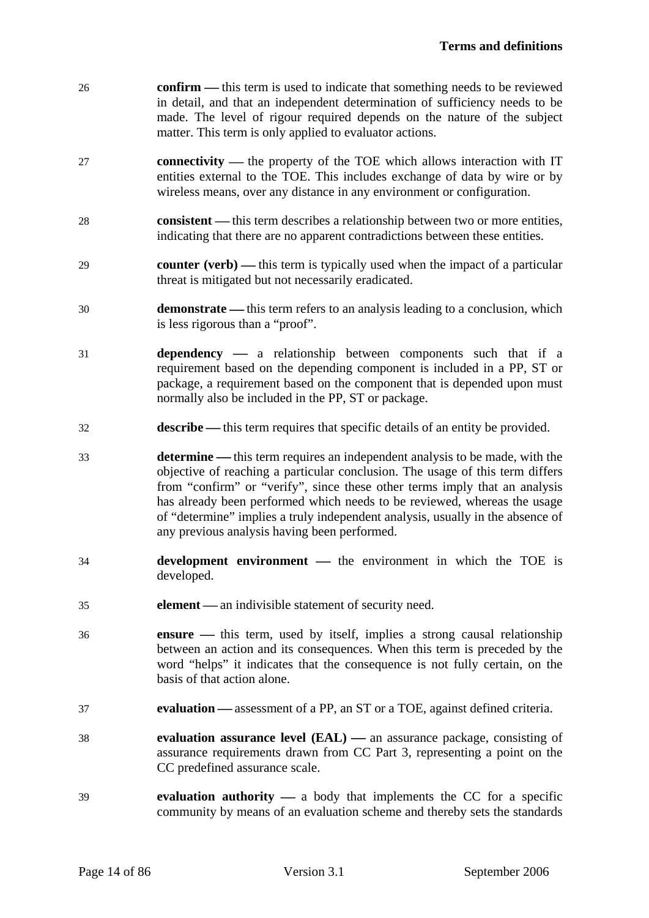26 **confirm** — this term is used to indicate that something needs to be reviewed in detail, and that an independent determination of sufficiency needs to be made. The level of rigour required depends on the nature of the subject matter. This term is only applied to evaluator actions.

27 **connectivity** — the property of the TOE which allows interaction with IT entities external to the TOE. This includes exchange of data by wire or by wireless means, over any distance in any environment or configuration.

28 **consistent** — this term describes a relationship between two or more entities, indicating that there are no apparent contradictions between these entities.

29 **counter (verb)** — this term is typically used when the impact of a particular threat is mitigated but not necessarily eradicated.

30 **demonstrate** — this term refers to an analysis leading to a conclusion, which is less rigorous than a "proof".

31 **dependency** — a relationship between components such that if a requirement based on the depending component is included in a PP, ST or package, a requirement based on the component that is depended upon must normally also be included in the PP, ST or package.

32 **describe** — this term requires that specific details of an entity be provided.

33 **determine** — this term requires an independent analysis to be made, with the objective of reaching a particular conclusion. The usage of this term differs from "confirm" or "verify", since these other terms imply that an analysis has already been performed which needs to be reviewed, whereas the usage of "determine" implies a truly independent analysis, usually in the absence of any previous analysis having been performed.

34 **development environment** — the environment in which the TOE is developed.

35 **element** — an indivisible statement of security need.

36 **ensure** — this term, used by itself, implies a strong causal relationship between an action and its consequences. When this term is preceded by the word "helps" it indicates that the consequence is not fully certain, on the basis of that action alone.

37 **evaluation** — assessment of a PP, an ST or a TOE, against defined criteria.

38 **evaluation assurance level (EAL)** — an assurance package, consisting of assurance requirements drawn from CC Part 3, representing a point on the CC predefined assurance scale.

39 **evaluation authority** — a body that implements the CC for a specific community by means of an evaluation scheme and thereby sets the standards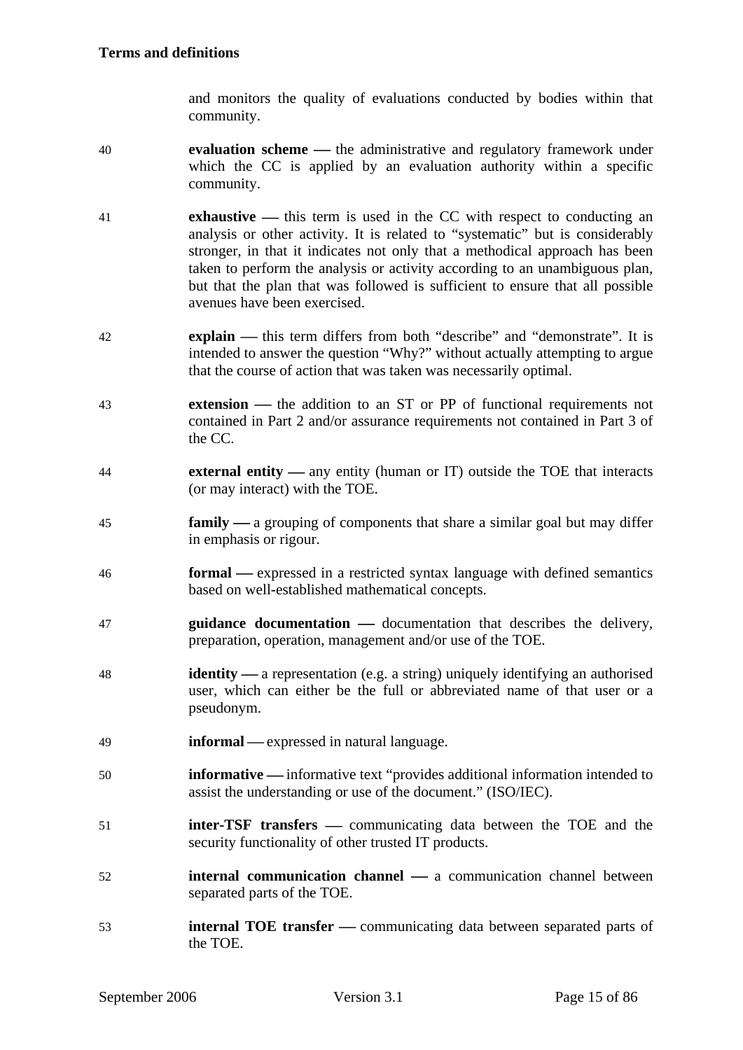and monitors the quality of evaluations conducted by bodies within that community.

40 **evaluation scheme —** the administrative and regulatory framework under which the CC is applied by an evaluation authority within a specific community.

41 **exhaustive —** this term is used in the CC with respect to conducting an analysis or other activity. It is related to “systematic” but is considerably stronger, in that it indicates not only that a methodical approach has been taken to perform the analysis or activity according to an unambiguous plan, but that the plan that was followed is sufficient to ensure that all possible avenues have been exercised.

42 **explain —** this term differs from both “describe” and “demonstrate”. It is intended to answer the question “Why?” without actually attempting to argue that the course of action that was taken was necessarily optimal.

43 **extension —** the addition to an ST or PP of functional requirements not contained in Part 2 and/or assurance requirements not contained in Part 3 of the CC.

44 **external entity —** any entity (human or IT) outside the TOE that interacts (or may interact) with the TOE.

45 **family —** a grouping of components that share a similar goal but may differ in emphasis or rigour.

46 **formal —** expressed in a restricted syntax language with defined semantics based on well-established mathematical concepts.

47 **guidance documentation —** documentation that describes the delivery, preparation, operation, management and/or use of the TOE.

48 **identity —** a representation (e.g. a string) uniquely identifying an authorised user, which can either be the full or abbreviated name of that user or a pseudonym.

49 **informal —** expressed in natural language.

50 **informative —** informative text “provides additional information intended to assist the understanding or use of the document.” (ISO/IEC).

51 **inter-TSF transfers —** communicating data between the TOE and the security functionality of other trusted IT products.

52 **internal communication channel —** a communication channel between separated parts of the TOE.

53 **internal TOE transfer —** communicating data between separated parts of the TOE.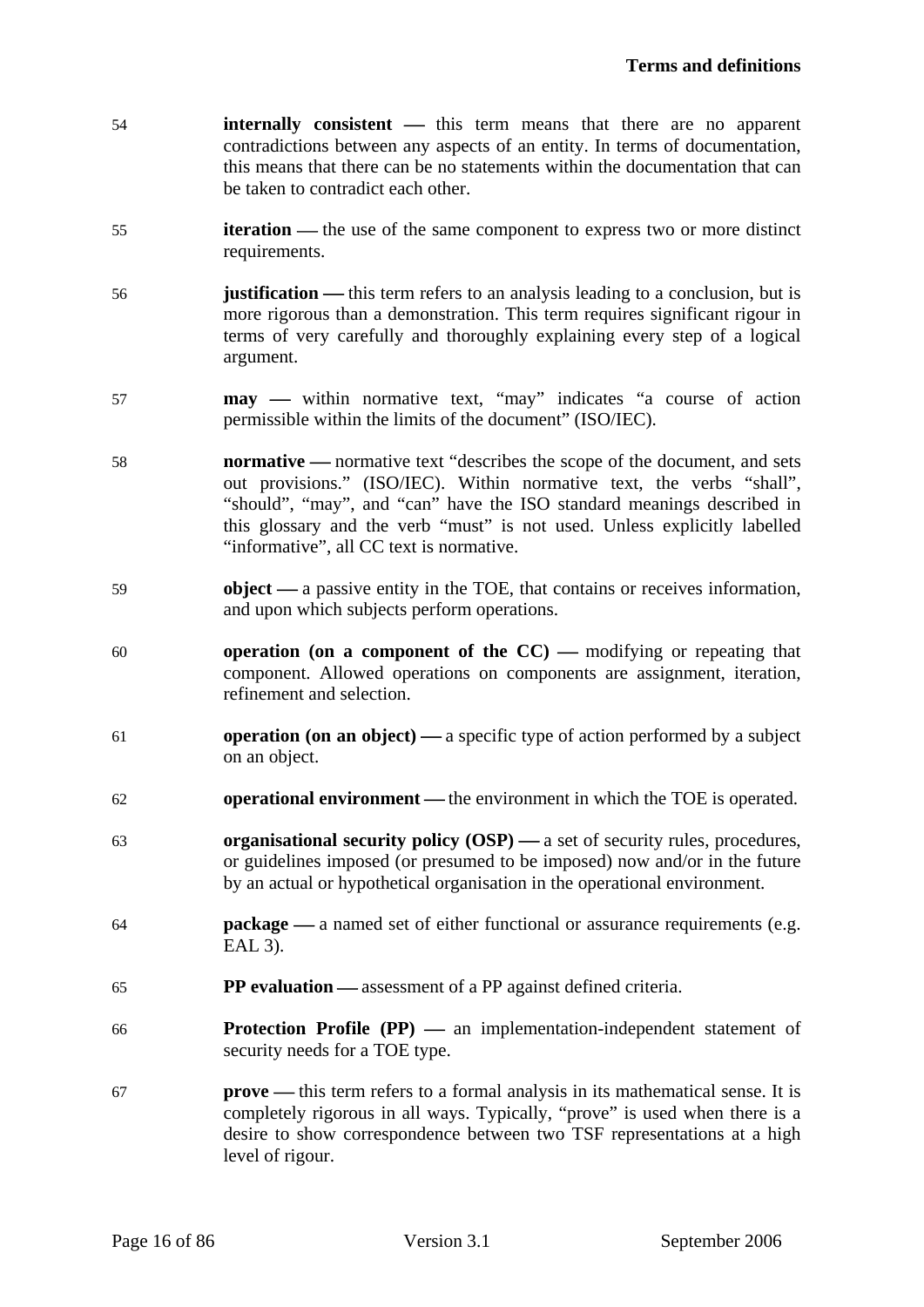54 **internally consistent** — this term means that there are no apparent contradictions between any aspects of an entity. In terms of documentation, this means that there can be no statements within the documentation that can be taken to contradict each other.

55 **iteration** — the use of the same component to express two or more distinct requirements.

56 **justification** — this term refers to an analysis leading to a conclusion, but is more rigorous than a demonstration. This term requires significant rigour in terms of very carefully and thoroughly explaining every step of a logical argument.

57 **may** — within normative text, "may" indicates "a course of action permissible within the limits of the document" (ISO/IEC).

58 **normative** — normative text "describes the scope of the document, and sets out provisions." (ISO/IEC). Within normative text, the verbs "shall", "should", "may", and "can" have the ISO standard meanings described in this glossary and the verb "must" is not used. Unless explicitly labelled "informative", all CC text is normative.

59 **object** — a passive entity in the TOE, that contains or receives information, and upon which subjects perform operations.

60 **operation (on a component of the CC)** — modifying or repeating that component. Allowed operations on components are assignment, iteration, refinement and selection.

61 **operation (on an object)** — a specific type of action performed by a subject on an object.

62 **operational environment** — the environment in which the TOE is operated.

63 **organisational security policy (OSP)** — a set of security rules, procedures, or guidelines imposed (or presumed to be imposed) now and/or in the future by an actual or hypothetical organisation in the operational environment.

64 **package** — a named set of either functional or assurance requirements (e.g. EAL 3).

65 **PP evaluation** — assessment of a PP against defined criteria.

66 **Protection Profile (PP)** — an implementation-independent statement of security needs for a TOE type.

67 **prove** — this term refers to a formal analysis in its mathematical sense. It is completely rigorous in all ways. Typically, "prove" is used when there is a desire to show correspondence between two TSF representations at a high level of rigour.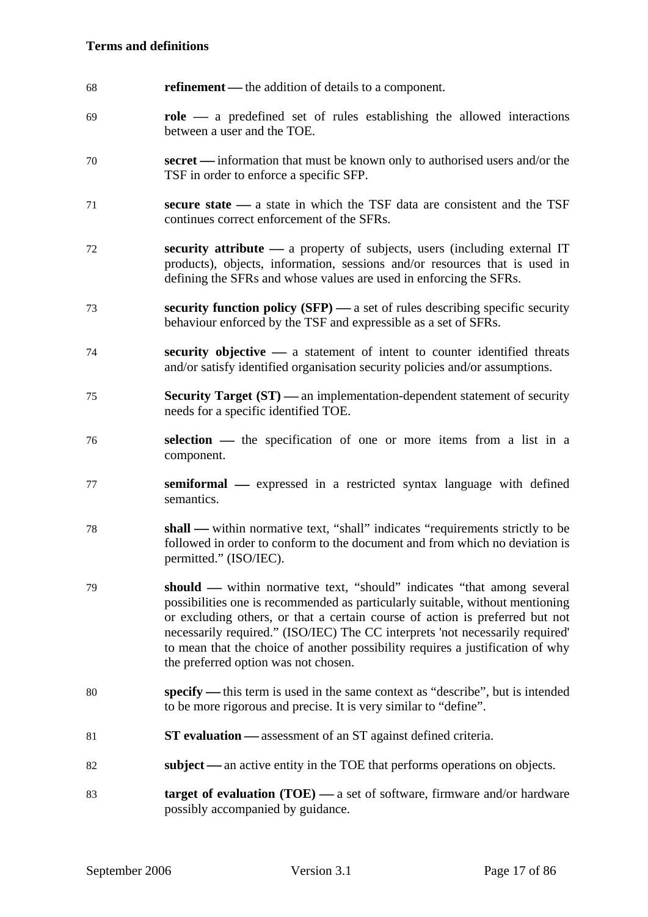68 **refinement** — the addition of details to a component.

69 **role** — a predefined set of rules establishing the allowed interactions between a user and the TOE.

70 **secret** — information that must be known only to authorised users and/or the TSF in order to enforce a specific SFP.

71 **secure state** — a state in which the TSF data are consistent and the TSF continues correct enforcement of the SFRs.

72 **security attribute** — a property of subjects, users (including external IT products), objects, information, sessions and/or resources that is used in defining the SFRs and whose values are used in enforcing the SFRs.

73 **security function policy (SFP)** — a set of rules describing specific security behaviour enforced by the TSF and expressible as a set of SFRs.

74 **security objective** — a statement of intent to counter identified threats and/or satisfy identified organisation security policies and/or assumptions.

75 **Security Target (ST)** — an implementation-dependent statement of security needs for a specific identified TOE.

76 **selection** — the specification of one or more items from a list in a component.

77 **semiformal** — expressed in a restricted syntax language with defined semantics.

78 **shall** — within normative text, "shall" indicates "requirements strictly to be followed in order to conform to the document and from which no deviation is permitted." (ISO/IEC).

79 **should** — within normative text, "should" indicates "that among several possibilities one is recommended as particularly suitable, without mentioning or excluding others, or that a certain course of action is preferred but not necessarily required." (ISO/IEC) The CC interprets 'not necessarily required' to mean that the choice of another possibility requires a justification of why the preferred option was not chosen.

80 **specify** — this term is used in the same context as "describe", but is intended to be more rigorous and precise. It is very similar to "define".

81 **ST evaluation** — assessment of an ST against defined criteria.

82 **subject** — an active entity in the TOE that performs operations on objects.

83 **target of evaluation (TOE)** — a set of software, firmware and/or hardware possibly accompanied by guidance.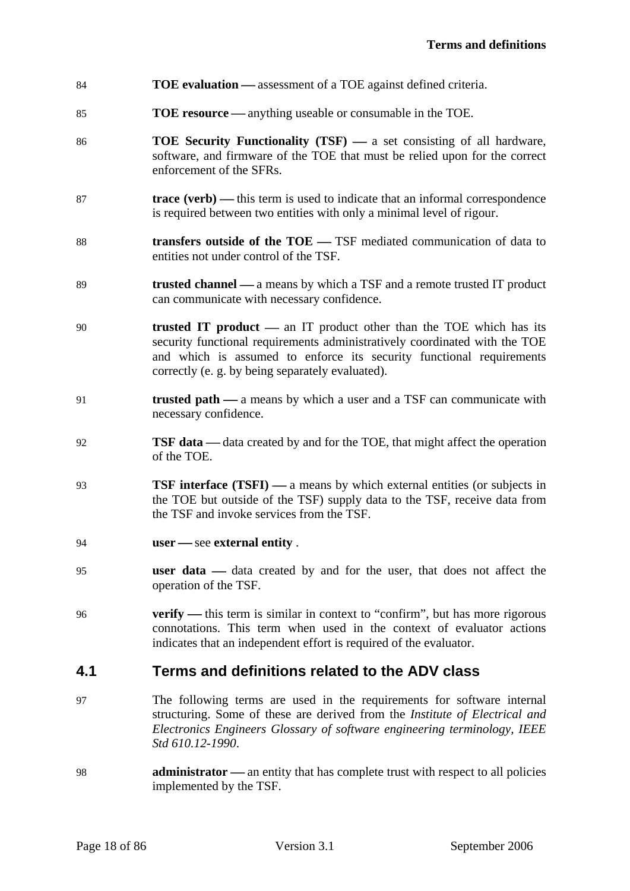84 **TOE evaluation —** assessment of a TOE against defined criteria.

85 **TOE resource —** anything useable or consumable in the TOE.

86 **TOE Security Functionality (TSF) —** a set consisting of all hardware, software, and firmware of the TOE that must be relied upon for the correct enforcement of the SFRs.

87 **trace (verb) —** this term is used to indicate that an informal correspondence is required between two entities with only a minimal level of rigour.

88 **transfers outside of the TOE —** TSF mediated communication of data to entities not under control of the TSF.

89 **trusted channel —** a means by which a TSF and a remote trusted IT product can communicate with necessary confidence.

90 **trusted IT product —** an IT product other than the TOE which has its security functional requirements administratively coordinated with the TOE and which is assumed to enforce its security functional requirements correctly (e. g. by being separately evaluated).

91 **trusted path —** a means by which a user and a TSF can communicate with necessary confidence.

92 **TSF data —** data created by and for the TOE, that might affect the operation of the TOE.

93 **TSF interface (TSFI) —** a means by which external entities (or subjects in the TOE but outside of the TSF) supply data to the TSF, receive data from the TSF and invoke services from the TSF.

94 **user —** see **external entity** .

95 **user data —** data created by and for the user, that does not affect the operation of the TSF.

96 **verify —** this term is similar in context to "confirm", but has more rigorous connotations. This term when used in the context of evaluator actions indicates that an independent effort is required of the evaluator.

## 4.1 Terms and definitions related to the ADV class

97 The following terms are used in the requirements for software internal structuring. Some of these are derived from the *Institute of Electrical and Electronics Engineers Glossary of software engineering terminology, IEEE Std 610.12-1990*.

98 **administrator —** an entity that has complete trust with respect to all policies implemented by the TSF.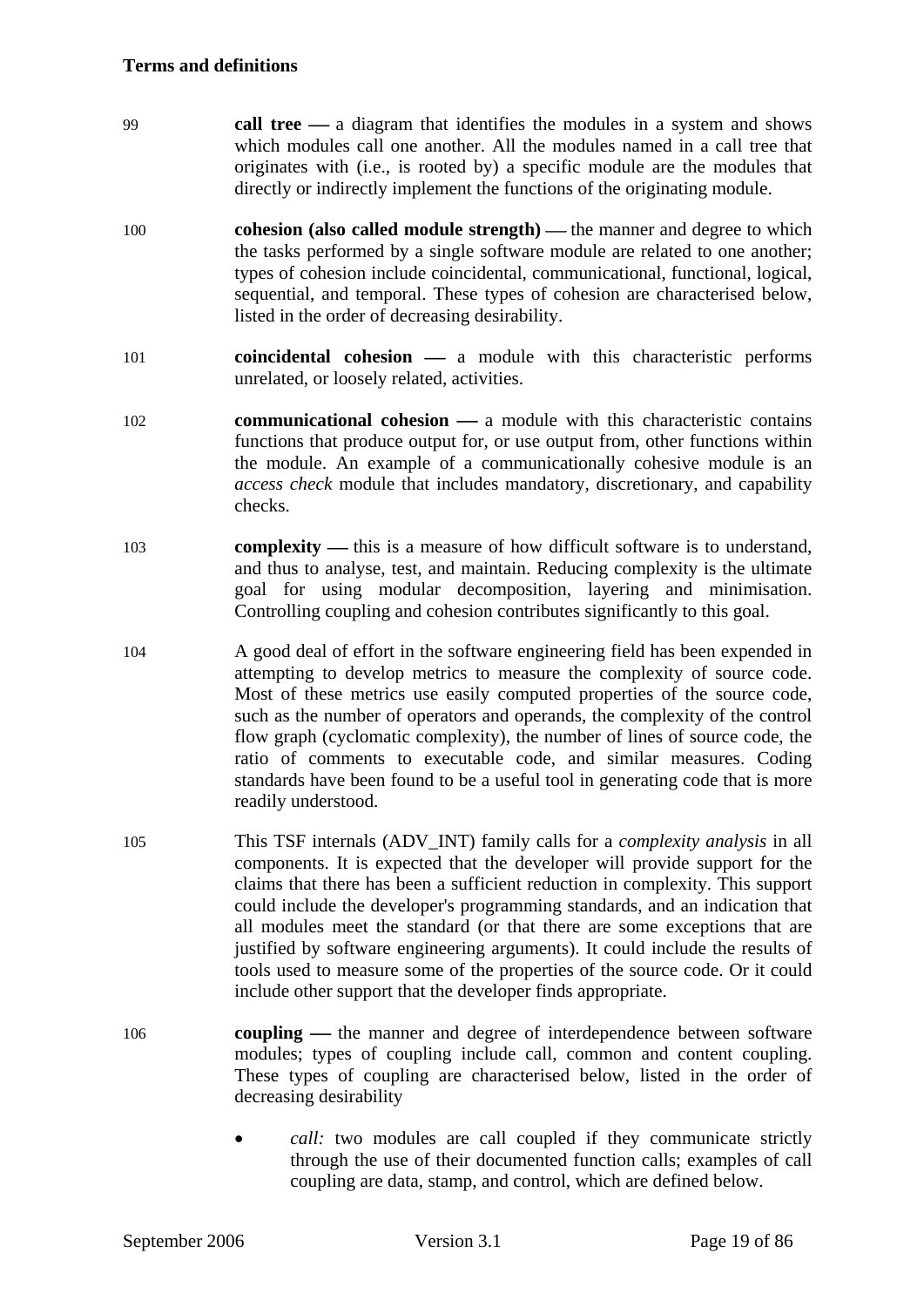**Terms and definitions**

99 **call tree —** a diagram that identifies the modules in a system and shows which modules call one another. All the modules named in a call tree that originates with (i.e., is rooted by) a specific module are the modules that directly or indirectly implement the functions of the originating module.

100 **cohesion (also called module strength) —** the manner and degree to which the tasks performed by a single software module are related to one another; types of cohesion include coincidental, communicational, functional, logical, sequential, and temporal. These types of cohesion are characterised below, listed in the order of decreasing desirability.

101 **coincidental cohesion —** a module with this characteristic performs unrelated, or loosely related, activities.

102 **communicational cohesion —** a module with this characteristic contains functions that produce output for, or use output from, other functions within the module. An example of a communicationally cohesive module is an *access check* module that includes mandatory, discretionary, and capability checks.

103 **complexity —** this is a measure of how difficult software is to understand, and thus to analyse, test, and maintain. Reducing complexity is the ultimate goal for using modular decomposition, layering and minimisation. Controlling coupling and cohesion contributes significantly to this goal.

104 A good deal of effort in the software engineering field has been expended in attempting to develop metrics to measure the complexity of source code. Most of these metrics use easily computed properties of the source code, such as the number of operators and operands, the complexity of the control flow graph (cyclomatic complexity), the number of lines of source code, the ratio of comments to executable code, and similar measures. Coding standards have been found to be a useful tool in generating code that is more readily understood.

105 This TSF internals (ADV_INT) family calls for a *complexity analysis* in all components. It is expected that the developer will provide support for the claims that there has been a sufficient reduction in complexity. This support could include the developer's programming standards, and an indication that all modules meet the standard (or that there are some exceptions that are justified by software engineering arguments). It could include the results of tools used to measure some of the properties of the source code. Or it could include other support that the developer finds appropriate.

106 **coupling —** the manner and degree of interdependence between software modules; types of coupling include call, common and content coupling. These types of coupling are characterised below, listed in the order of decreasing desirability

- *call:* two modules are call coupled if they communicate strictly through the use of their documented function calls; examples of call coupling are data, stamp, and control, which are defined below.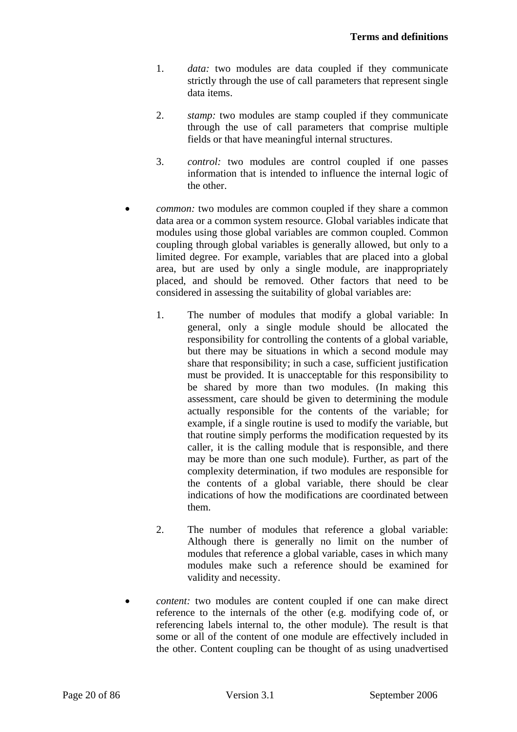1. *data:* two modules are data coupled if they communicate strictly through the use of call parameters that represent single data items.

2. *stamp:* two modules are stamp coupled if they communicate through the use of call parameters that comprise multiple fields or that have meaningful internal structures.

3. *control:* two modules are control coupled if one passes information that is intended to influence the internal logic of the other.

- *common:* two modules are common coupled if they share a common data area or a common system resource. Global variables indicate that modules using those global variables are common coupled. Common coupling through global variables is generally allowed, but only to a limited degree. For example, variables that are placed into a global area, but are used by only a single module, are inappropriately placed, and should be removed. Other factors that need to be considered in assessing the suitability of global variables are:

  1. The number of modules that modify a global variable: In general, only a single module should be allocated the responsibility for controlling the contents of a global variable, but there may be situations in which a second module may share that responsibility; in such a case, sufficient justification must be provided. It is unacceptable for this responsibility to be shared by more than two modules. (In making this assessment, care should be given to determining the module actually responsible for the contents of the variable; for example, if a single routine is used to modify the variable, but that routine simply performs the modification requested by its caller, it is the calling module that is responsible, and there may be more than one such module). Further, as part of the complexity determination, if two modules are responsible for the contents of a global variable, there should be clear indications of how the modifications are coordinated between them.

  2. The number of modules that reference a global variable: Although there is generally no limit on the number of modules that reference a global variable, cases in which many modules make such a reference should be examined for validity and necessity.

- *content:* two modules are content coupled if one can make direct reference to the internals of the other (e.g. modifying code of, or referencing labels internal to, the other module). The result is that some or all of the content of one module are effectively included in the other. Content coupling can be thought of as using unadvertised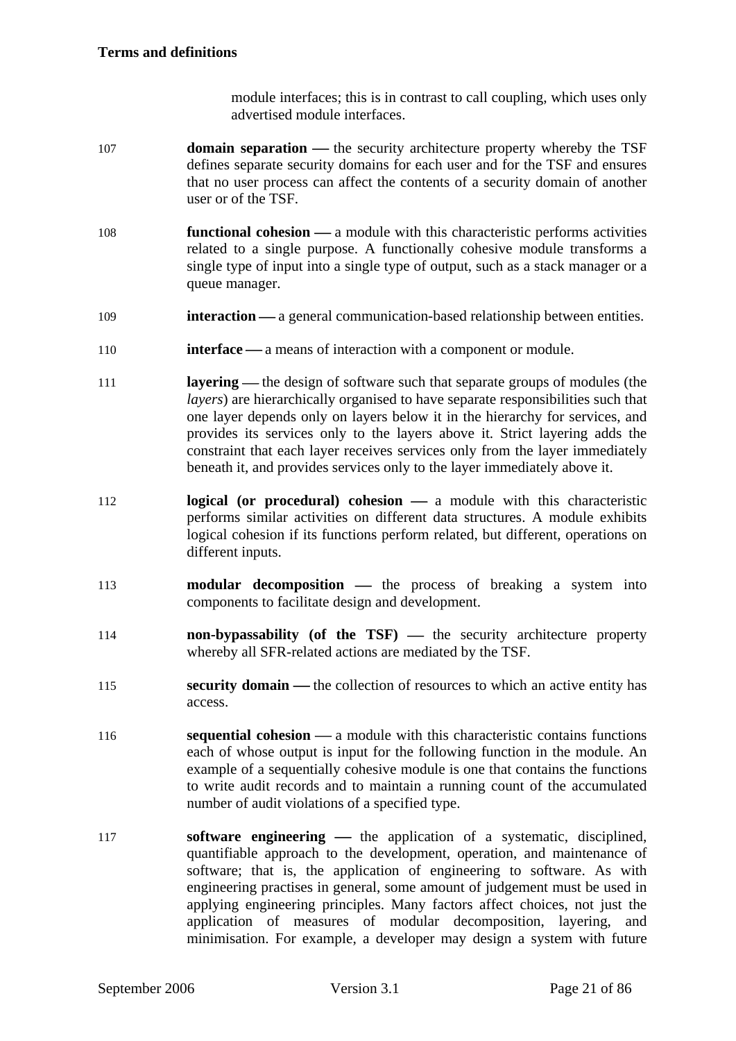module interfaces; this is in contrast to call coupling, which uses only advertised module interfaces.

107 **domain separation —** the security architecture property whereby the TSF defines separate security domains for each user and for the TSF and ensures that no user process can affect the contents of a security domain of another user or of the TSF.

108 **functional cohesion —** a module with this characteristic performs activities related to a single purpose. A functionally cohesive module transforms a single type of input into a single type of output, such as a stack manager or a queue manager.

109 **interaction —** a general communication-based relationship between entities.

110 **interface —** a means of interaction with a component or module.

111 **layering —** the design of software such that separate groups of modules (the *layers*) are hierarchically organised to have separate responsibilities such that one layer depends only on layers below it in the hierarchy for services, and provides its services only to the layers above it. Strict layering adds the constraint that each layer receives services only from the layer immediately beneath it, and provides services only to the layer immediately above it.

112 **logical (or procedural) cohesion —** a module with this characteristic performs similar activities on different data structures. A module exhibits logical cohesion if its functions perform related, but different, operations on different inputs.

113 **modular decomposition —** the process of breaking a system into components to facilitate design and development.

114 **non-bypassability (of the TSF) —** the security architecture property whereby all SFR-related actions are mediated by the TSF.

115 **security domain —** the collection of resources to which an active entity has access.

116 **sequential cohesion —** a module with this characteristic contains functions each of whose output is input for the following function in the module. An example of a sequentially cohesive module is one that contains the functions to write audit records and to maintain a running count of the accumulated number of audit violations of a specified type.

117 **software engineering —** the application of a systematic, disciplined, quantifiable approach to the development, operation, and maintenance of software; that is, the application of engineering to software. As with engineering practises in general, some amount of judgement must be used in applying engineering principles. Many factors affect choices, not just the application of measures of modular decomposition, layering, and minimisation. For example, a developer may design a system with future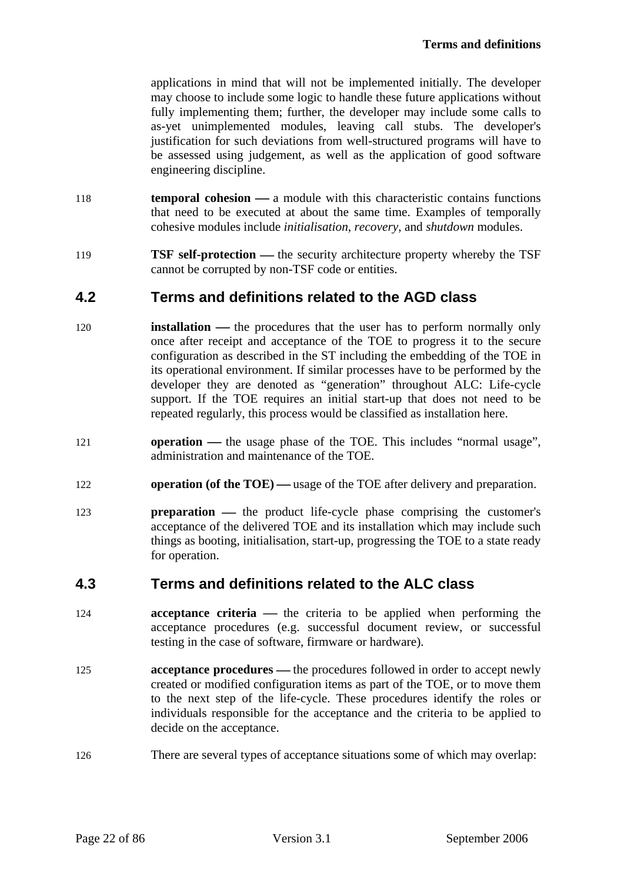applications in mind that will not be implemented initially. The developer may choose to include some logic to handle these future applications without fully implementing them; further, the developer may include some calls to as-yet unimplemented modules, leaving call stubs. The developer's justification for such deviations from well-structured programs will have to be assessed using judgement, as well as the application of good software engineering discipline.

118 **temporal cohesion —** a module with this characteristic contains functions that need to be executed at about the same time. Examples of temporally cohesive modules include *initialisation*, *recovery*, and *shutdown* modules.

119 **TSF self-protection —** the security architecture property whereby the TSF cannot be corrupted by non-TSF code or entities.

## 4.2 Terms and definitions related to the AGD class

120 **installation —** the procedures that the user has to perform normally only once after receipt and acceptance of the TOE to progress it to the secure configuration as described in the ST including the embedding of the TOE in its operational environment. If similar processes have to be performed by the developer they are denoted as "generation" throughout ALC: Life-cycle support. If the TOE requires an initial start-up that does not need to be repeated regularly, this process would be classified as installation here.

121 **operation —** the usage phase of the TOE. This includes "normal usage", administration and maintenance of the TOE.

122 **operation (of the TOE) —** usage of the TOE after delivery and preparation.

123 **preparation —** the product life-cycle phase comprising the customer's acceptance of the delivered TOE and its installation which may include such things as booting, initialisation, start-up, progressing the TOE to a state ready for operation.

## 4.3 Terms and definitions related to the ALC class

124 **acceptance criteria —** the criteria to be applied when performing the acceptance procedures (e.g. successful document review, or successful testing in the case of software, firmware or hardware).

125 **acceptance procedures —** the procedures followed in order to accept newly created or modified configuration items as part of the TOE, or to move them to the next step of the life-cycle. These procedures identify the roles or individuals responsible for the acceptance and the criteria to be applied to decide on the acceptance.

126 There are several types of acceptance situations some of which may overlap: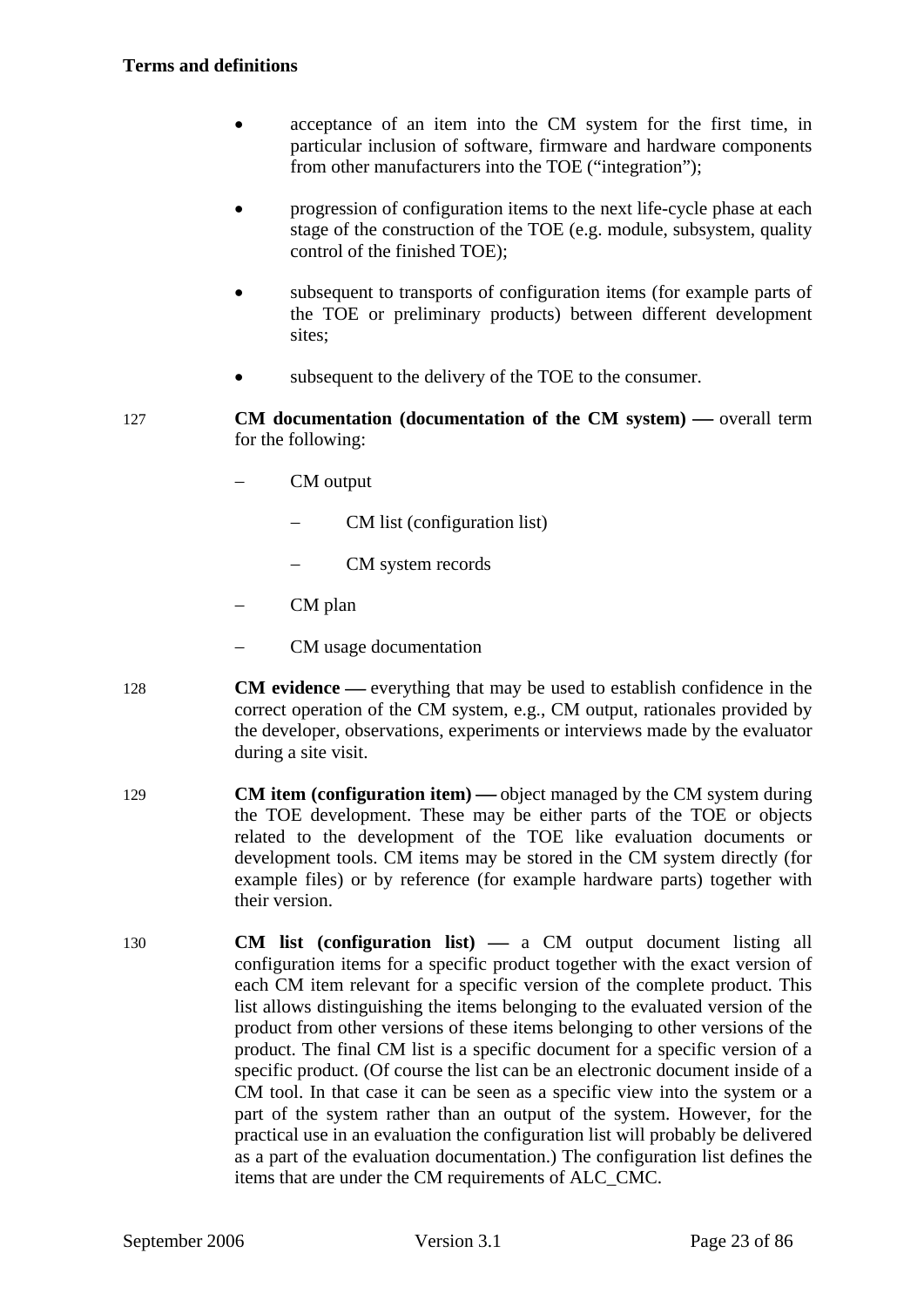- acceptance of an item into the CM system for the first time, in particular inclusion of software, firmware and hardware components from other manufacturers into the TOE ("integration");
- progression of configuration items to the next life-cycle phase at each stage of the construction of the TOE (e.g. module, subsystem, quality control of the finished TOE);
- subsequent to transports of configuration items (for example parts of the TOE or preliminary products) between different development sites;
- subsequent to the delivery of the TOE to the consumer.

127 **CM documentation (documentation of the CM system) —** overall term for the following:

- CM output
  - CM list (configuration list)
  - CM system records
- CM plan
- CM usage documentation

128 **CM evidence —** everything that may be used to establish confidence in the correct operation of the CM system, e.g., CM output, rationales provided by the developer, observations, experiments or interviews made by the evaluator during a site visit.

129 **CM item (configuration item) —** object managed by the CM system during the TOE development. These may be either parts of the TOE or objects related to the development of the TOE like evaluation documents or development tools. CM items may be stored in the CM system directly (for example files) or by reference (for example hardware parts) together with their version.

130 **CM list (configuration list) —** a CM output document listing all configuration items for a specific product together with the exact version of each CM item relevant for a specific version of the complete product. This list allows distinguishing the items belonging to the evaluated version of the product from other versions of these items belonging to other versions of the product. The final CM list is a specific document for a specific version of a specific product. (Of course the list can be an electronic document inside of a CM tool. In that case it can be seen as a specific view into the system or a part of the system rather than an output of the system. However, for the practical use in an evaluation the configuration list will probably be delivered as a part of the evaluation documentation.) The configuration list defines the items that are under the CM requirements of ALC_CMC.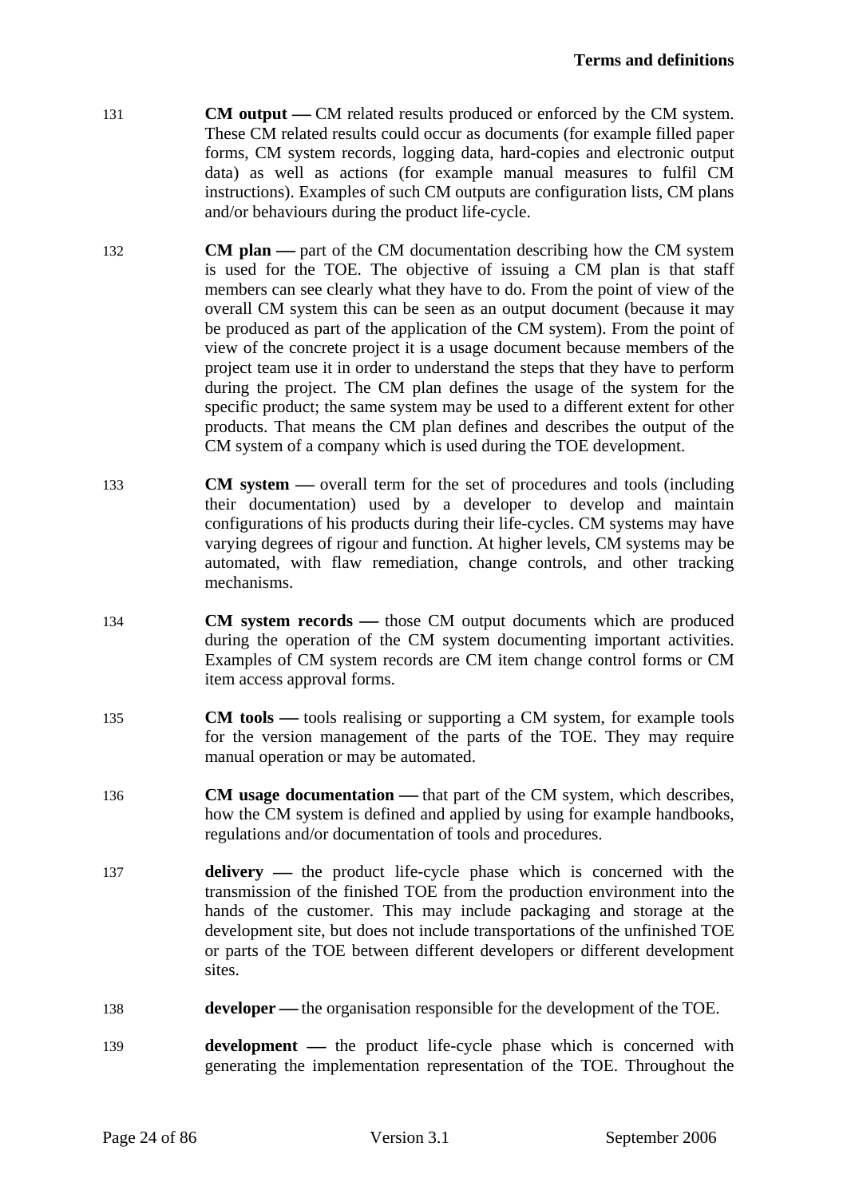131 **CM output —** CM related results produced or enforced by the CM system. These CM related results could occur as documents (for example filled paper forms, CM system records, logging data, hard-copies and electronic output data) as well as actions (for example manual measures to fulfil CM instructions). Examples of such CM outputs are configuration lists, CM plans and/or behaviours during the product life-cycle.

132 **CM plan —** part of the CM documentation describing how the CM system is used for the TOE. The objective of issuing a CM plan is that staff members can see clearly what they have to do. From the point of view of the overall CM system this can be seen as an output document (because it may be produced as part of the application of the CM system). From the point of view of the concrete project it is a usage document because members of the project team use it in order to understand the steps that they have to perform during the project. The CM plan defines the usage of the system for the specific product; the same system may be used to a different extent for other products. That means the CM plan defines and describes the output of the CM system of a company which is used during the TOE development.

133 **CM system —** overall term for the set of procedures and tools (including their documentation) used by a developer to develop and maintain configurations of his products during their life-cycles. CM systems may have varying degrees of rigour and function. At higher levels, CM systems may be automated, with flaw remediation, change controls, and other tracking mechanisms.

134 **CM system records —** those CM output documents which are produced during the operation of the CM system documenting important activities. Examples of CM system records are CM item change control forms or CM item access approval forms.

135 **CM tools —** tools realising or supporting a CM system, for example tools for the version management of the parts of the TOE. They may require manual operation or may be automated.

136 **CM usage documentation —** that part of the CM system, which describes, how the CM system is defined and applied by using for example handbooks, regulations and/or documentation of tools and procedures.

137 **delivery —** the product life-cycle phase which is concerned with the transmission of the finished TOE from the production environment into the hands of the customer. This may include packaging and storage at the development site, but does not include transportations of the unfinished TOE or parts of the TOE between different developers or different development sites.

138 **developer —** the organisation responsible for the development of the TOE.

139 **development —** the product life-cycle phase which is concerned with generating the implementation representation of the TOE. Throughout the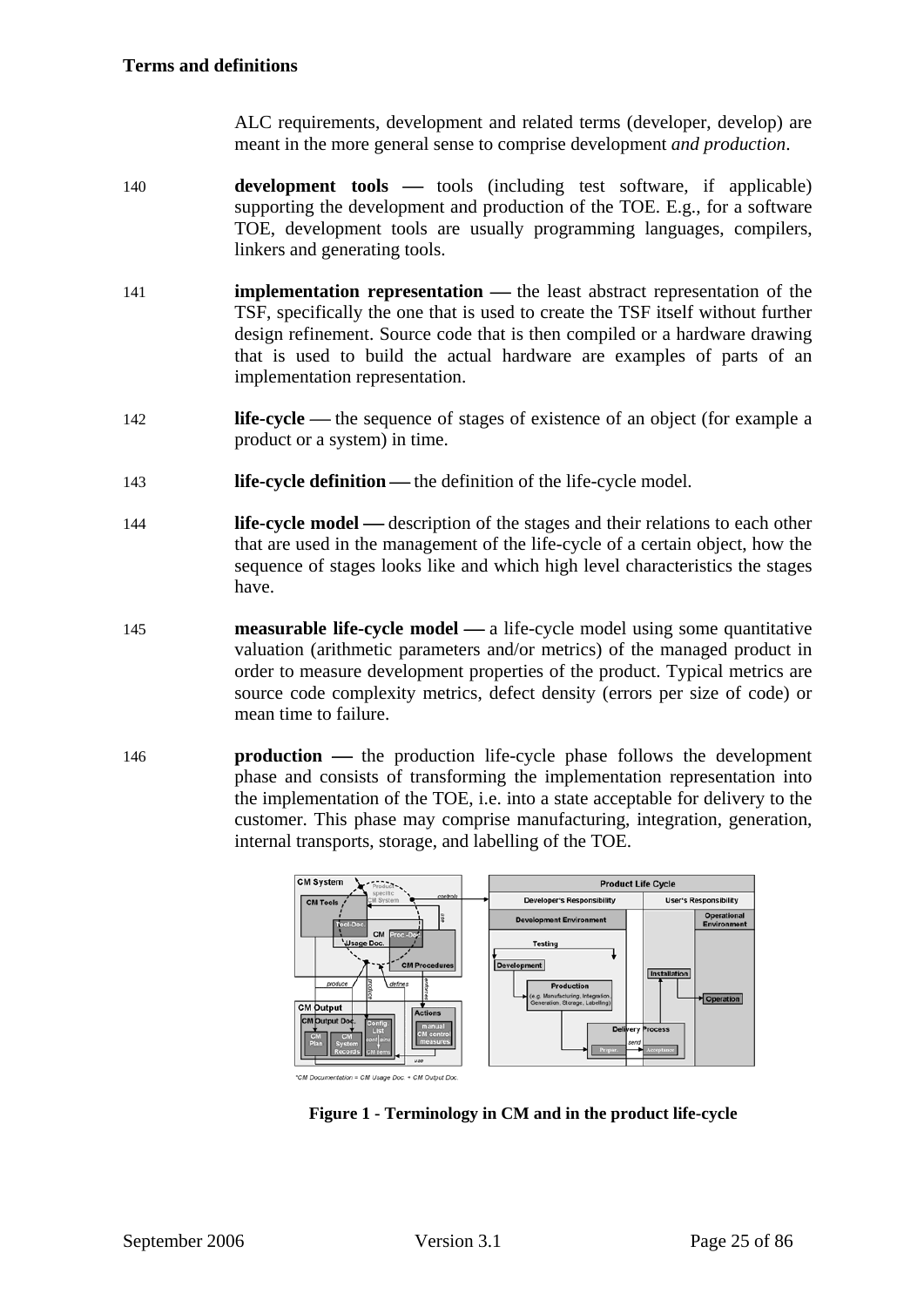ALC requirements, development and related terms (developer, develop) are meant in the more general sense to comprise development *and production*.

140 **development tools** — tools (including test software, if applicable) supporting the development and production of the TOE. E.g., for a software TOE, development tools are usually programming languages, compilers, linkers and generating tools.

141 **implementation representation** — the least abstract representation of the TSF, specifically the one that is used to create the TSF itself without further design refinement. Source code that is then compiled or a hardware drawing that is used to build the actual hardware are examples of parts of an implementation representation.

142 **life-cycle** — the sequence of stages of existence of an object (for example a product or a system) in time.

143 **life-cycle definition** — the definition of the life-cycle model.

144 **life-cycle model** — description of the stages and their relations to each other that are used in the management of the life-cycle of a certain object, how the sequence of stages looks like and which high level characteristics the stages have.

145 **measurable life-cycle model** — a life-cycle model using some quantitative valuation (arithmetic parameters and/or metrics) of the managed product in order to measure development properties of the product. Typical metrics are source code complexity metrics, defect density (errors per size of code) or mean time to failure.

146 **production** — the production life-cycle phase follows the development phase and consists of transforming the implementation representation into the implementation of the TOE, i.e. into a state acceptable for delivery to the customer. This phase may comprise manufacturing, integration, generation, internal transports, storage, and labelling of the TOE.

**Figure 1 - Terminology in CM and in the product life-cycle**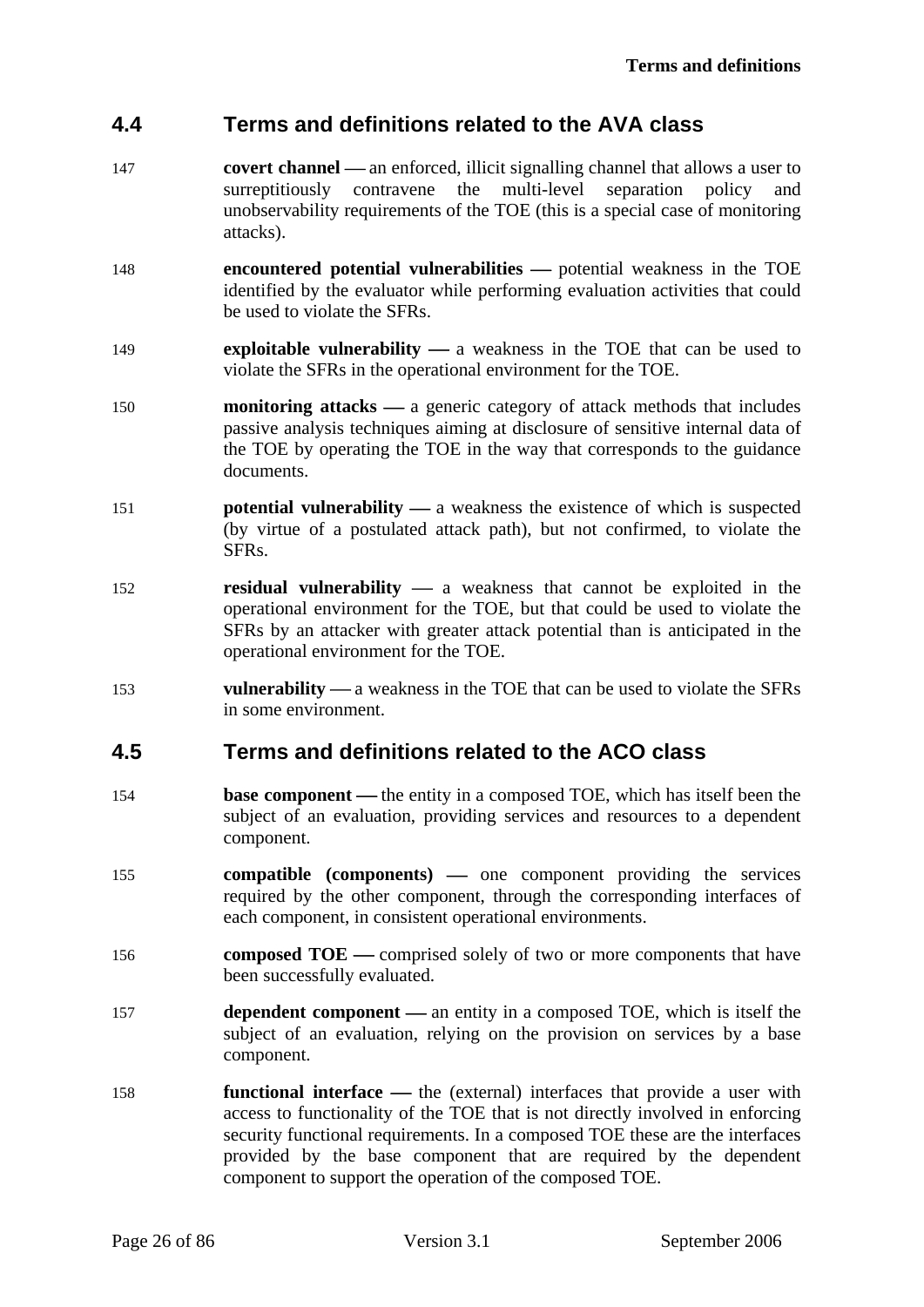## 4.4 Terms and definitions related to the AVA class

147 **covert channel** — an enforced, illicit signalling channel that allows a user to surreptitiously contravene the multi-level separation policy and unobservability requirements of the TOE (this is a special case of monitoring attacks).

148 **encountered potential vulnerabilities** — potential weakness in the TOE identified by the evaluator while performing evaluation activities that could be used to violate the SFRs.

149 **exploitable vulnerability** — a weakness in the TOE that can be used to violate the SFRs in the operational environment for the TOE.

150 **monitoring attacks** — a generic category of attack methods that includes passive analysis techniques aiming at disclosure of sensitive internal data of the TOE by operating the TOE in the way that corresponds to the guidance documents.

151 **potential vulnerability** — a weakness the existence of which is suspected (by virtue of a postulated attack path), but not confirmed, to violate the SFRs.

152 **residual vulnerability** — a weakness that cannot be exploited in the operational environment for the TOE, but that could be used to violate the SFRs by an attacker with greater attack potential than is anticipated in the operational environment for the TOE.

153 **vulnerability** — a weakness in the TOE that can be used to violate the SFRs in some environment.

## 4.5 Terms and definitions related to the ACO class

154 **base component** — the entity in a composed TOE, which has itself been the subject of an evaluation, providing services and resources to a dependent component.

155 **compatible (components)** — one component providing the services required by the other component, through the corresponding interfaces of each component, in consistent operational environments.

156 **composed TOE** — comprised solely of two or more components that have been successfully evaluated.

157 **dependent component** — an entity in a composed TOE, which is itself the subject of an evaluation, relying on the provision on services by a base component.

158 **functional interface** — the (external) interfaces that provide a user with access to functionality of the TOE that is not directly involved in enforcing security functional requirements. In a composed TOE these are the interfaces provided by the base component that are required by the dependent component to support the operation of the composed TOE.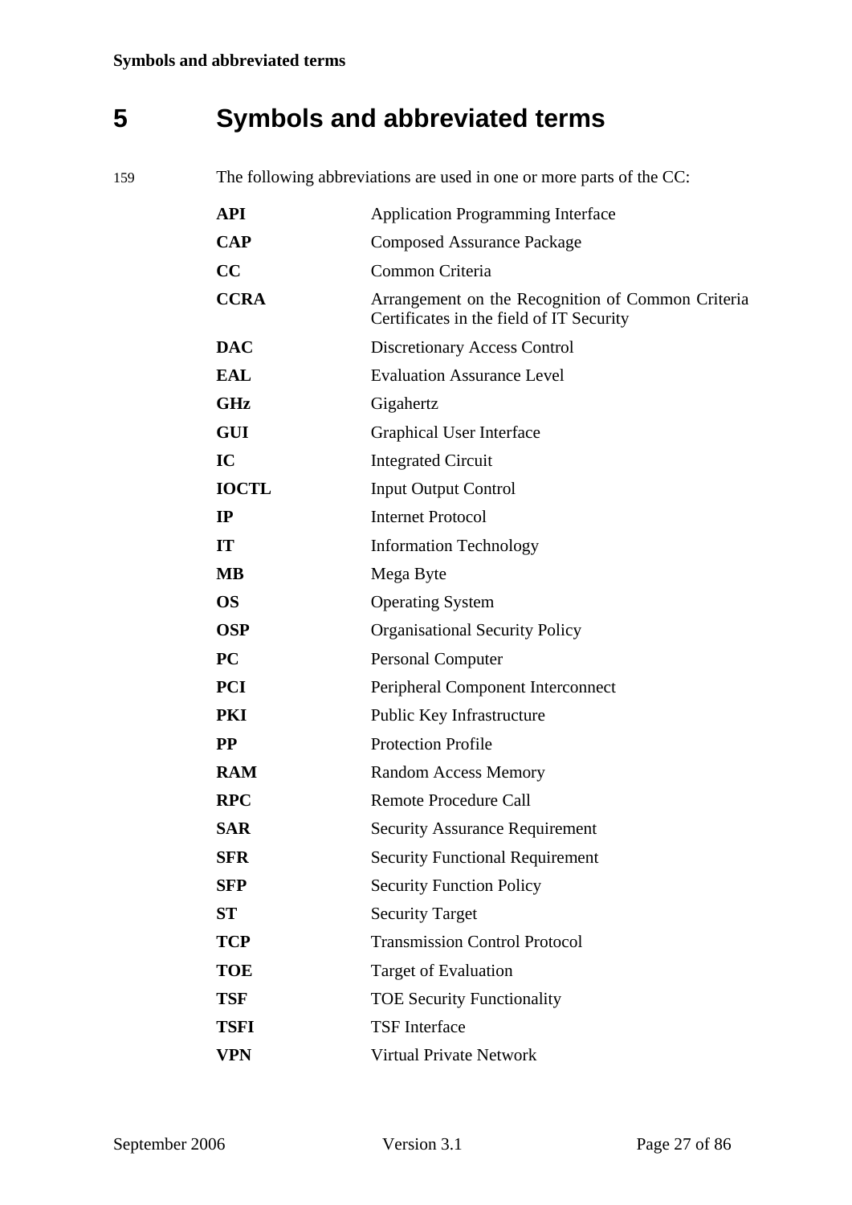# 5 Symbols and abbreviated terms

159 The following abbreviations are used in one or more parts of the CC:

| | |
|---|---|
| **API** | Application Programming Interface |
| **CAP** | Composed Assurance Package |
| **CC** | Common Criteria |
| **CCRA** | Arrangement on the Recognition of Common Criteria Certificates in the field of IT Security |
| **DAC** | Discretionary Access Control |
| **EAL** | Evaluation Assurance Level |
| **GHz** | Gigahertz |
| **GUI** | Graphical User Interface |
| **IC** | Integrated Circuit |
| **IOCTL** | Input Output Control |
| **IP** | Internet Protocol |
| **IT** | Information Technology |
| **MB** | Mega Byte |
| **OS** | Operating System |
| **OSP** | Organisational Security Policy |
| **PC** | Personal Computer |
| **PCI** | Peripheral Component Interconnect |
| **PKI** | Public Key Infrastructure |
| **PP** | Protection Profile |
| **RAM** | Random Access Memory |
| **RPC** | Remote Procedure Call |
| **SAR** | Security Assurance Requirement |
| **SFR** | Security Functional Requirement |
| **SFP** | Security Function Policy |
| **ST** | Security Target |
| **TCP** | Transmission Control Protocol |
| **TOE** | Target of Evaluation |
| **TSF** | TOE Security Functionality |
| **TSFI** | TSF Interface |
| **VPN** | Virtual Private Network |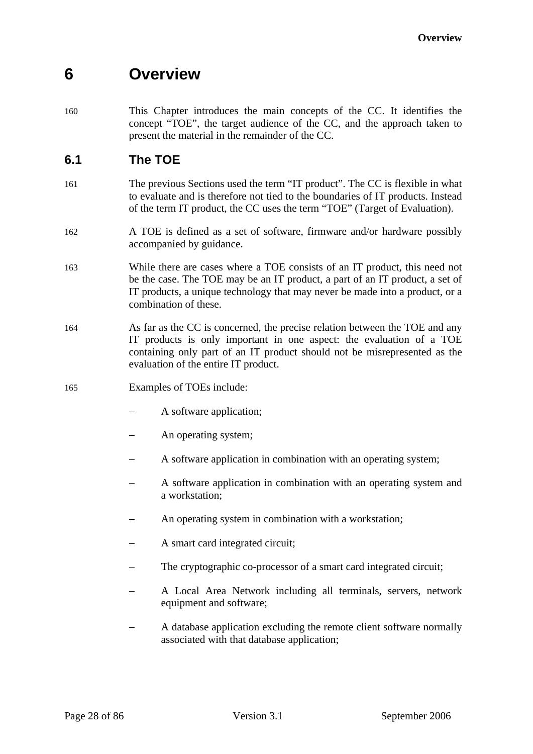# 6 Overview

160 This Chapter introduces the main concepts of the CC. It identifies the concept "TOE", the target audience of the CC, and the approach taken to present the material in the remainder of the CC.

## 6.1 The TOE

161 The previous Sections used the term "IT product". The CC is flexible in what to evaluate and is therefore not tied to the boundaries of IT products. Instead of the term IT product, the CC uses the term "TOE" (Target of Evaluation).

162 A TOE is defined as a set of software, firmware and/or hardware possibly accompanied by guidance.

163 While there are cases where a TOE consists of an IT product, this need not be the case. The TOE may be an IT product, a part of an IT product, a set of IT products, a unique technology that may never be made into a product, or a combination of these.

164 As far as the CC is concerned, the precise relation between the TOE and any IT products is only important in one aspect: the evaluation of a TOE containing only part of an IT product should not be misrepresented as the evaluation of the entire IT product.

165 Examples of TOEs include:

- A software application;
- An operating system;
- A software application in combination with an operating system;
- A software application in combination with an operating system and a workstation;
- An operating system in combination with a workstation;
- A smart card integrated circuit;
- The cryptographic co-processor of a smart card integrated circuit;
- A Local Area Network including all terminals, servers, network equipment and software;
- A database application excluding the remote client software normally associated with that database application;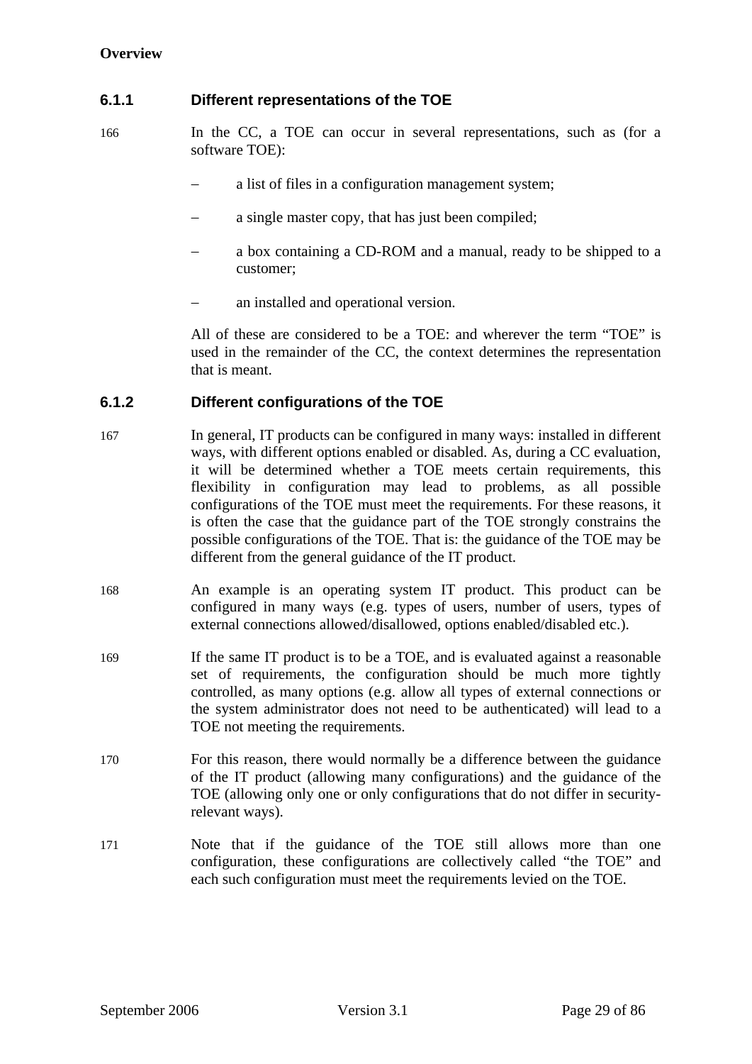### 6.1.1 Different representations of the TOE

166 In the CC, a TOE can occur in several representations, such as (for a software TOE):

- a list of files in a configuration management system;
- a single master copy, that has just been compiled;
- a box containing a CD-ROM and a manual, ready to be shipped to a customer;
- an installed and operational version.

All of these are considered to be a TOE: and wherever the term "TOE" is used in the remainder of the CC, the context determines the representation that is meant.

### 6.1.2 Different configurations of the TOE

167 In general, IT products can be configured in many ways: installed in different ways, with different options enabled or disabled. As, during a CC evaluation, it will be determined whether a TOE meets certain requirements, this flexibility in configuration may lead to problems, as all possible configurations of the TOE must meet the requirements. For these reasons, it is often the case that the guidance part of the TOE strongly constrains the possible configurations of the TOE. That is: the guidance of the TOE may be different from the general guidance of the IT product.

168 An example is an operating system IT product. This product can be configured in many ways (e.g. types of users, number of users, types of external connections allowed/disallowed, options enabled/disabled etc.).

169 If the same IT product is to be a TOE, and is evaluated against a reasonable set of requirements, the configuration should be much more tightly controlled, as many options (e.g. allow all types of external connections or the system administrator does not need to be authenticated) will lead to a TOE not meeting the requirements.

170 For this reason, there would normally be a difference between the guidance of the IT product (allowing many configurations) and the guidance of the TOE (allowing only one or only configurations that do not differ in security-relevant ways).

171 Note that if the guidance of the TOE still allows more than one configuration, these configurations are collectively called "the TOE" and each such configuration must meet the requirements levied on the TOE.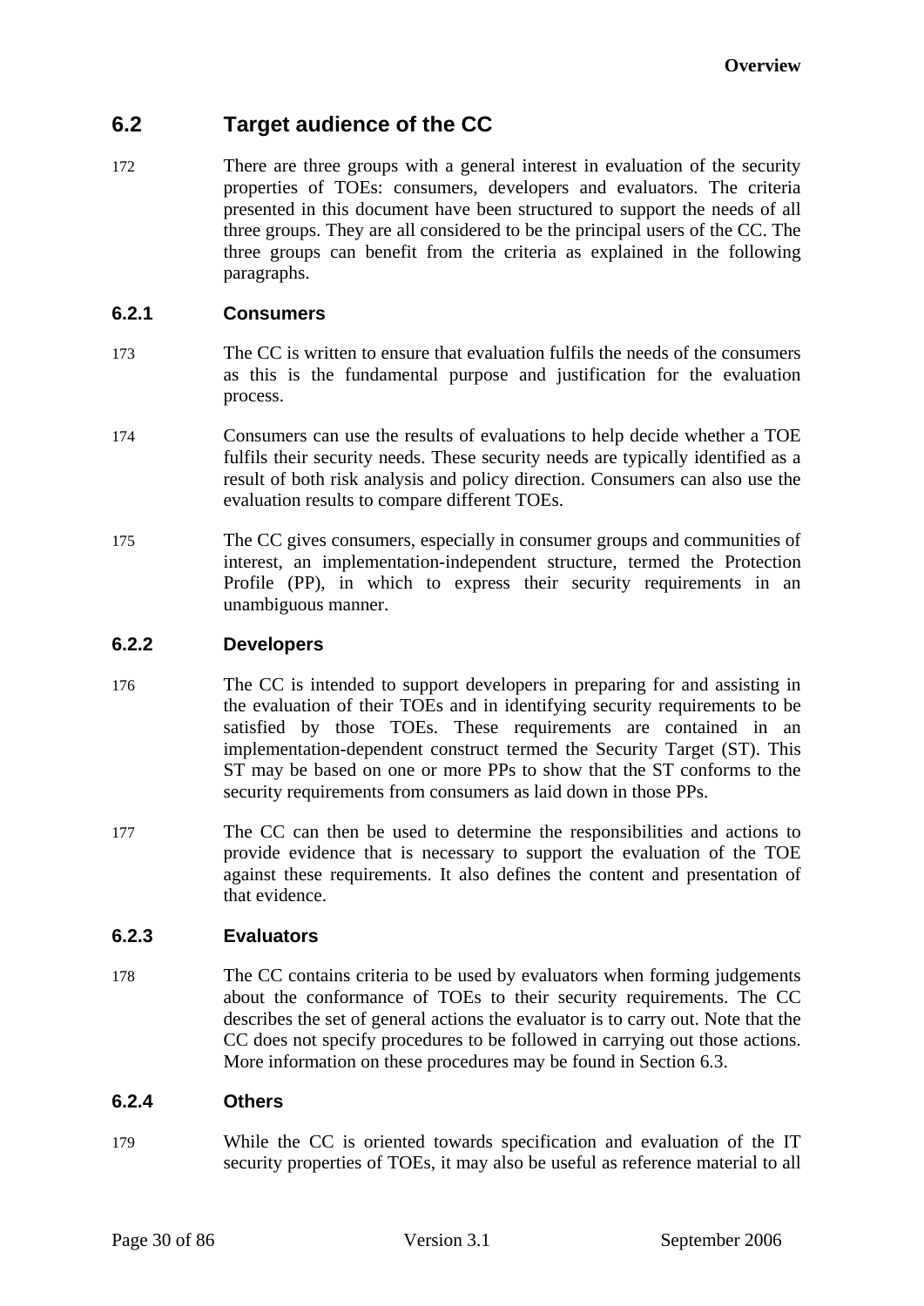## 6.2 Target audience of the CC

172 There are three groups with a general interest in evaluation of the security properties of TOEs: consumers, developers and evaluators. The criteria presented in this document have been structured to support the needs of all three groups. They are all considered to be the principal users of the CC. The three groups can benefit from the criteria as explained in the following paragraphs.

### 6.2.1 Consumers

173 The CC is written to ensure that evaluation fulfils the needs of the consumers as this is the fundamental purpose and justification for the evaluation process.

174 Consumers can use the results of evaluations to help decide whether a TOE fulfils their security needs. These security needs are typically identified as a result of both risk analysis and policy direction. Consumers can also use the evaluation results to compare different TOEs.

175 The CC gives consumers, especially in consumer groups and communities of interest, an implementation-independent structure, termed the Protection Profile (PP), in which to express their security requirements in an unambiguous manner.

### 6.2.2 Developers

176 The CC is intended to support developers in preparing for and assisting in the evaluation of their TOEs and in identifying security requirements to be satisfied by those TOEs. These requirements are contained in an implementation-dependent construct termed the Security Target (ST). This ST may be based on one or more PPs to show that the ST conforms to the security requirements from consumers as laid down in those PPs.

177 The CC can then be used to determine the responsibilities and actions to provide evidence that is necessary to support the evaluation of the TOE against these requirements. It also defines the content and presentation of that evidence.

### 6.2.3 Evaluators

178 The CC contains criteria to be used by evaluators when forming judgements about the conformance of TOEs to their security requirements. The CC describes the set of general actions the evaluator is to carry out. Note that the CC does not specify procedures to be followed in carrying out those actions. More information on these procedures may be found in Section 6.3.

### 6.2.4 Others

179 While the CC is oriented towards specification and evaluation of the IT security properties of TOEs, it may also be useful as reference material to all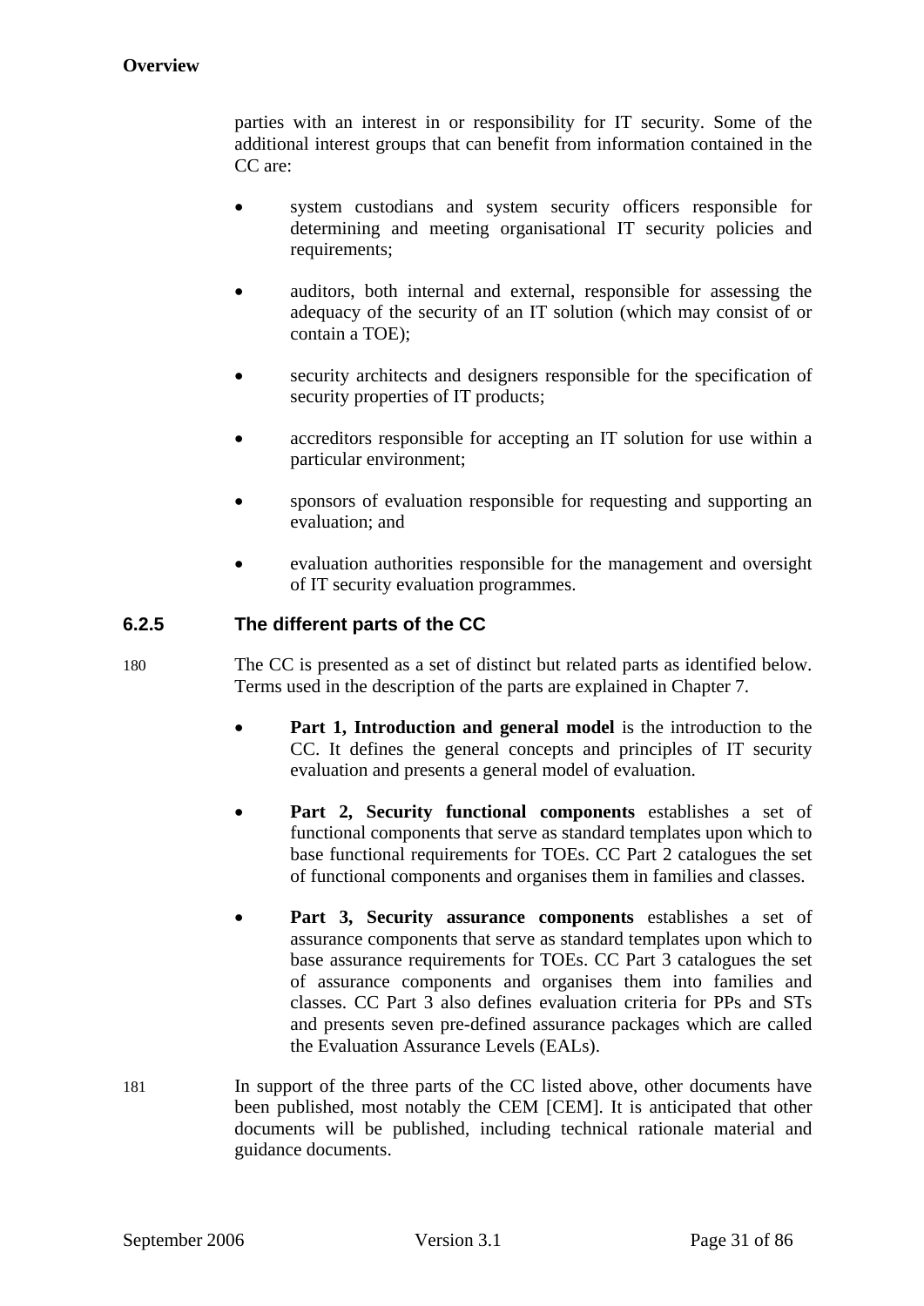parties with an interest in or responsibility for IT security. Some of the additional interest groups that can benefit from information contained in the CC are:

- system custodians and system security officers responsible for determining and meeting organisational IT security policies and requirements;
- auditors, both internal and external, responsible for assessing the adequacy of the security of an IT solution (which may consist of or contain a TOE);
- security architects and designers responsible for the specification of security properties of IT products;
- accreditors responsible for accepting an IT solution for use within a particular environment;
- sponsors of evaluation responsible for requesting and supporting an evaluation; and
- evaluation authorities responsible for the management and oversight of IT security evaluation programmes.

### 6.2.5 The different parts of the CC

180 The CC is presented as a set of distinct but related parts as identified below. Terms used in the description of the parts are explained in Chapter 7.

- **Part 1, Introduction and general model** is the introduction to the CC. It defines the general concepts and principles of IT security evaluation and presents a general model of evaluation.
- **Part 2, Security functional components** establishes a set of functional components that serve as standard templates upon which to base functional requirements for TOEs. CC Part 2 catalogues the set of functional components and organises them in families and classes.
- **Part 3, Security assurance components** establishes a set of assurance components that serve as standard templates upon which to base assurance requirements for TOEs. CC Part 3 catalogues the set of assurance components and organises them into families and classes. CC Part 3 also defines evaluation criteria for PPs and STs and presents seven pre-defined assurance packages which are called the Evaluation Assurance Levels (EALs).

181 In support of the three parts of the CC listed above, other documents have been published, most notably the CEM [CEM]. It is anticipated that other documents will be published, including technical rationale material and guidance documents.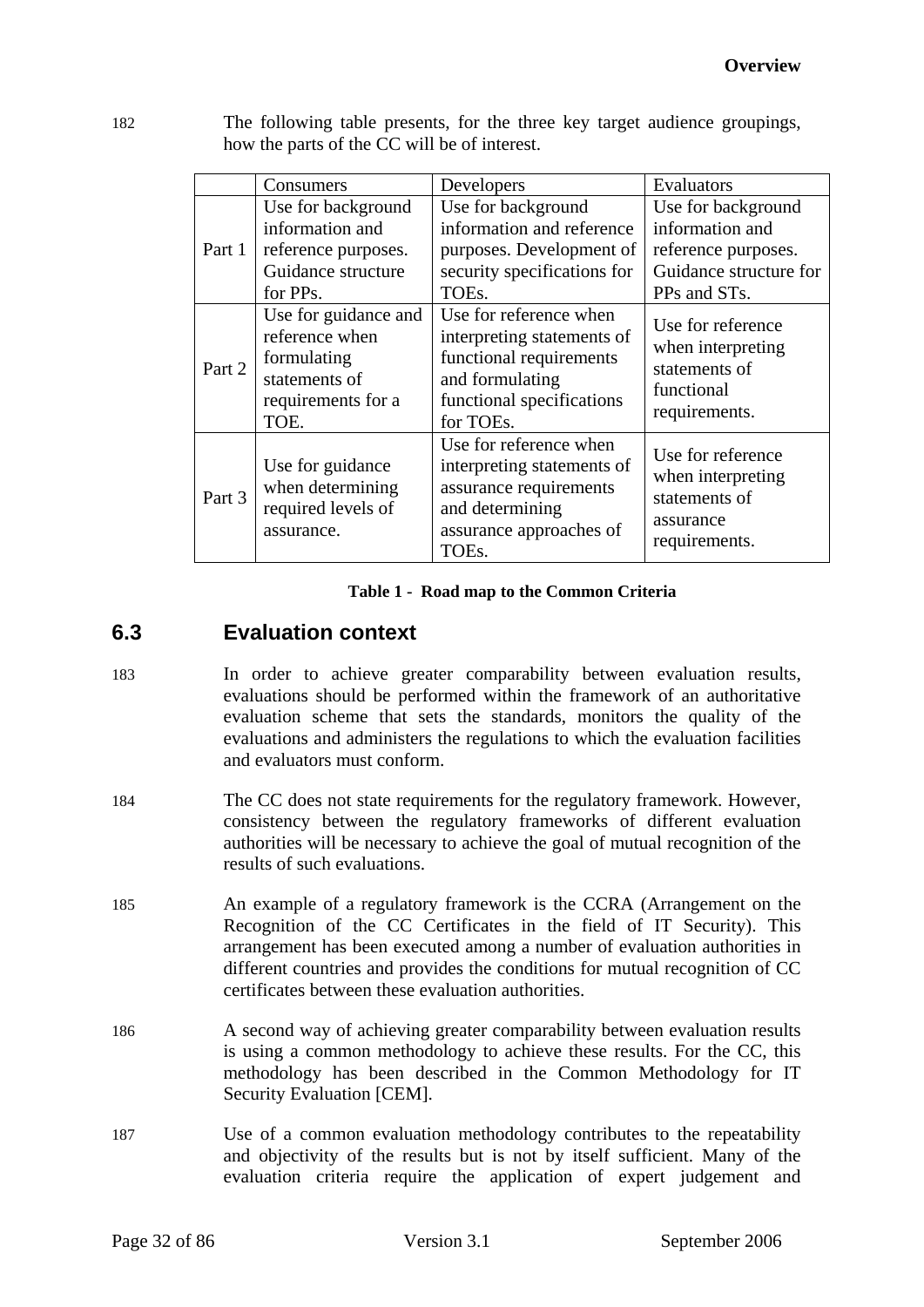182 The following table presents, for the three key target audience groupings, how the parts of the CC will be of interest.

| | Consumers | Developers | Evaluators |
|---|---|---|---|
| Part 1 | Use for background information and reference purposes. Guidance structure for PPs. | Use for background information and reference purposes. Development of security specifications for TOEs. | Use for background information and reference purposes. Guidance structure for PPs and STs. |
| Part 2 | Use for guidance and reference when formulating statements of requirements for a TOE. | Use for reference when interpreting statements of functional requirements and formulating functional specifications for TOEs. | Use for reference when interpreting statements of functional requirements. |
| Part 3 | Use for guidance when determining required levels of assurance. | Use for reference when interpreting statements of assurance requirements and determining assurance approaches of TOEs. | Use for reference when interpreting statements of assurance requirements. |

**Table 1 - Road map to the Common Criteria**

## 6.3 Evaluation context

183 In order to achieve greater comparability between evaluation results, evaluations should be performed within the framework of an authoritative evaluation scheme that sets the standards, monitors the quality of the evaluations and administers the regulations to which the evaluation facilities and evaluators must conform.

184 The CC does not state requirements for the regulatory framework. However, consistency between the regulatory frameworks of different evaluation authorities will be necessary to achieve the goal of mutual recognition of the results of such evaluations.

185 An example of a regulatory framework is the CCRA (Arrangement on the Recognition of the CC Certificates in the field of IT Security). This arrangement has been executed among a number of evaluation authorities in different countries and provides the conditions for mutual recognition of CC certificates between these evaluation authorities.

186 A second way of achieving greater comparability between evaluation results is using a common methodology to achieve these results. For the CC, this methodology has been described in the Common Methodology for IT Security Evaluation [CEM].

187 Use of a common evaluation methodology contributes to the repeatability and objectivity of the results but is not by itself sufficient. Many of the evaluation criteria require the application of expert judgement and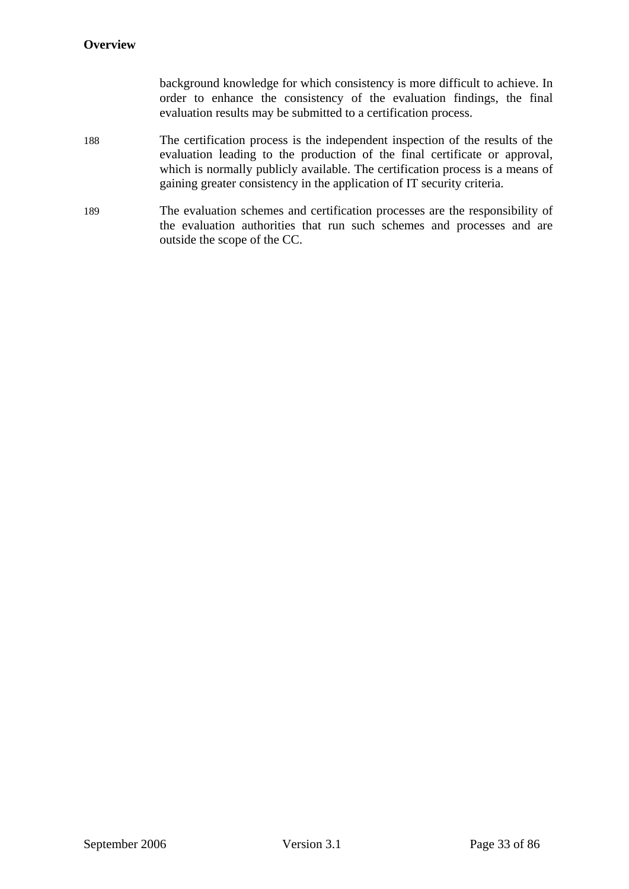background knowledge for which consistency is more difficult to achieve. In order to enhance the consistency of the evaluation findings, the final evaluation results may be submitted to a certification process.

188 The certification process is the independent inspection of the results of the evaluation leading to the production of the final certificate or approval, which is normally publicly available. The certification process is a means of gaining greater consistency in the application of IT security criteria.

189 The evaluation schemes and certification processes are the responsibility of the evaluation authorities that run such schemes and processes and are outside the scope of the CC.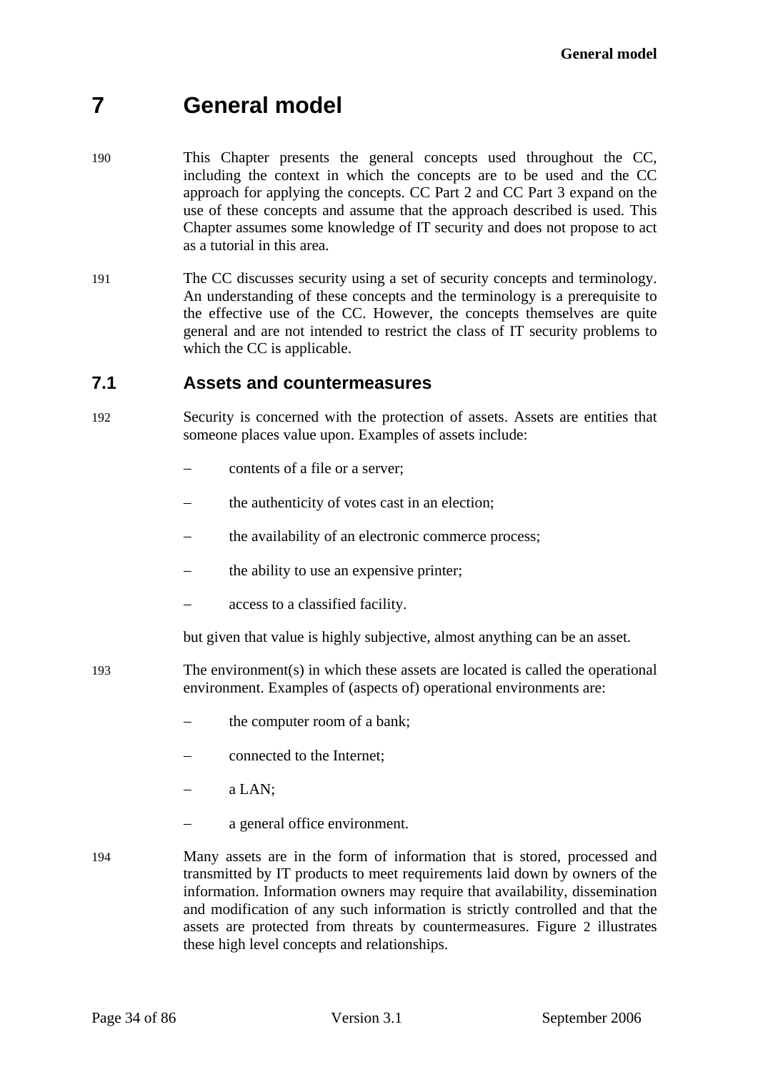# 7 General model

190 This Chapter presents the general concepts used throughout the CC, including the context in which the concepts are to be used and the CC approach for applying the concepts. CC Part 2 and CC Part 3 expand on the use of these concepts and assume that the approach described is used. This Chapter assumes some knowledge of IT security and does not propose to act as a tutorial in this area.

191 The CC discusses security using a set of security concepts and terminology. An understanding of these concepts and the terminology is a prerequisite to the effective use of the CC. However, the concepts themselves are quite general and are not intended to restrict the class of IT security problems to which the CC is applicable.

## 7.1 Assets and countermeasures

192 Security is concerned with the protection of assets. Assets are entities that someone places value upon. Examples of assets include:

- contents of a file or a server;
- the authenticity of votes cast in an election;
- the availability of an electronic commerce process;
- the ability to use an expensive printer;
- access to a classified facility.

but given that value is highly subjective, almost anything can be an asset.

193 The environment(s) in which these assets are located is called the operational environment. Examples of (aspects of) operational environments are:

- the computer room of a bank;
- connected to the Internet;
- a LAN;
- a general office environment.

194 Many assets are in the form of information that is stored, processed and transmitted by IT products to meet requirements laid down by owners of the information. Information owners may require that availability, dissemination and modification of any such information is strictly controlled and that the assets are protected from threats by countermeasures. Figure 2 illustrates these high level concepts and relationships.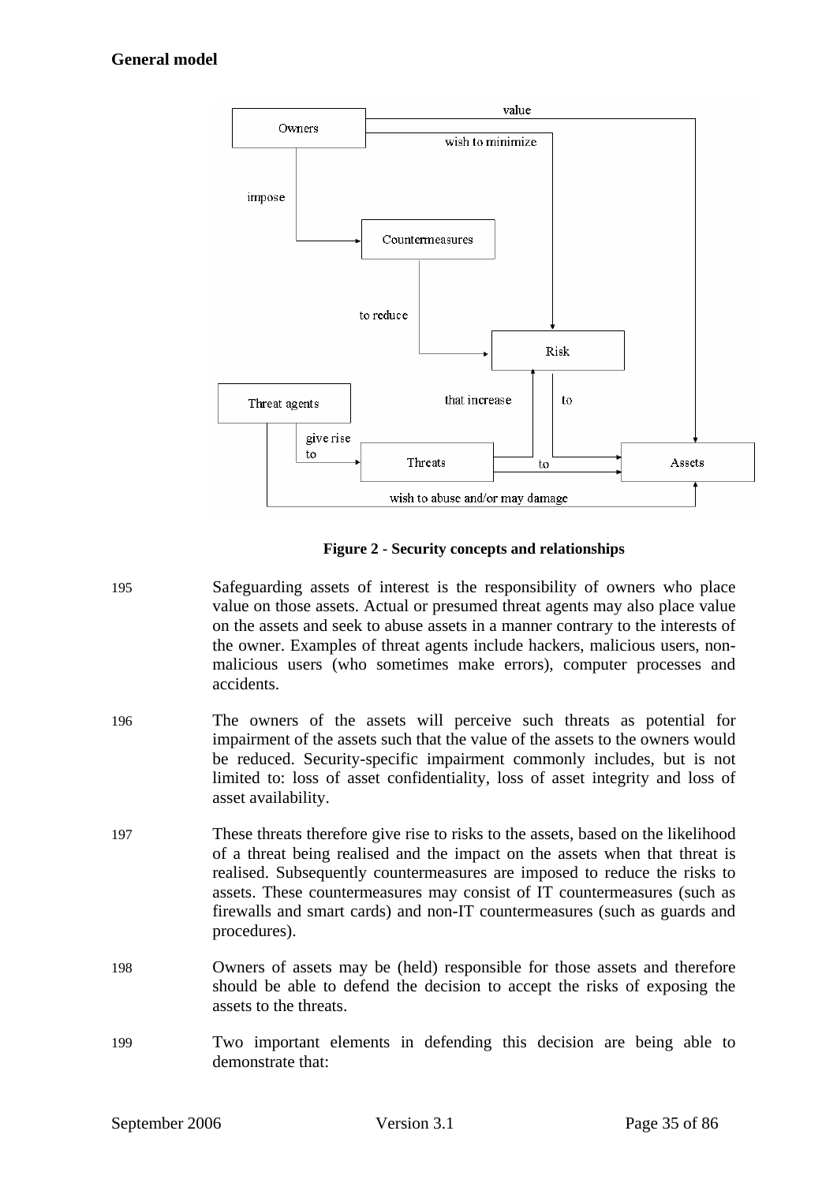**General model**

**Figure 2 - Security concepts and relationships**

195 Safeguarding assets of interest is the responsibility of owners who place value on those assets. Actual or presumed threat agents may also place value on the assets and seek to abuse assets in a manner contrary to the interests of the owner. Examples of threat agents include hackers, malicious users, non-malicious users (who sometimes make errors), computer processes and accidents.

196 The owners of the assets will perceive such threats as potential for impairment of the assets such that the value of the assets to the owners would be reduced. Security-specific impairment commonly includes, but is not limited to: loss of asset confidentiality, loss of asset integrity and loss of asset availability.

197 These threats therefore give rise to risks to the assets, based on the likelihood of a threat being realised and the impact on the assets when that threat is realised. Subsequently countermeasures are imposed to reduce the risks to assets. These countermeasures may consist of IT countermeasures (such as firewalls and smart cards) and non-IT countermeasures (such as guards and procedures).

198 Owners of assets may be (held) responsible for those assets and therefore should be able to defend the decision to accept the risks of exposing the assets to the threats.

199 Two important elements in defending this decision are being able to demonstrate that: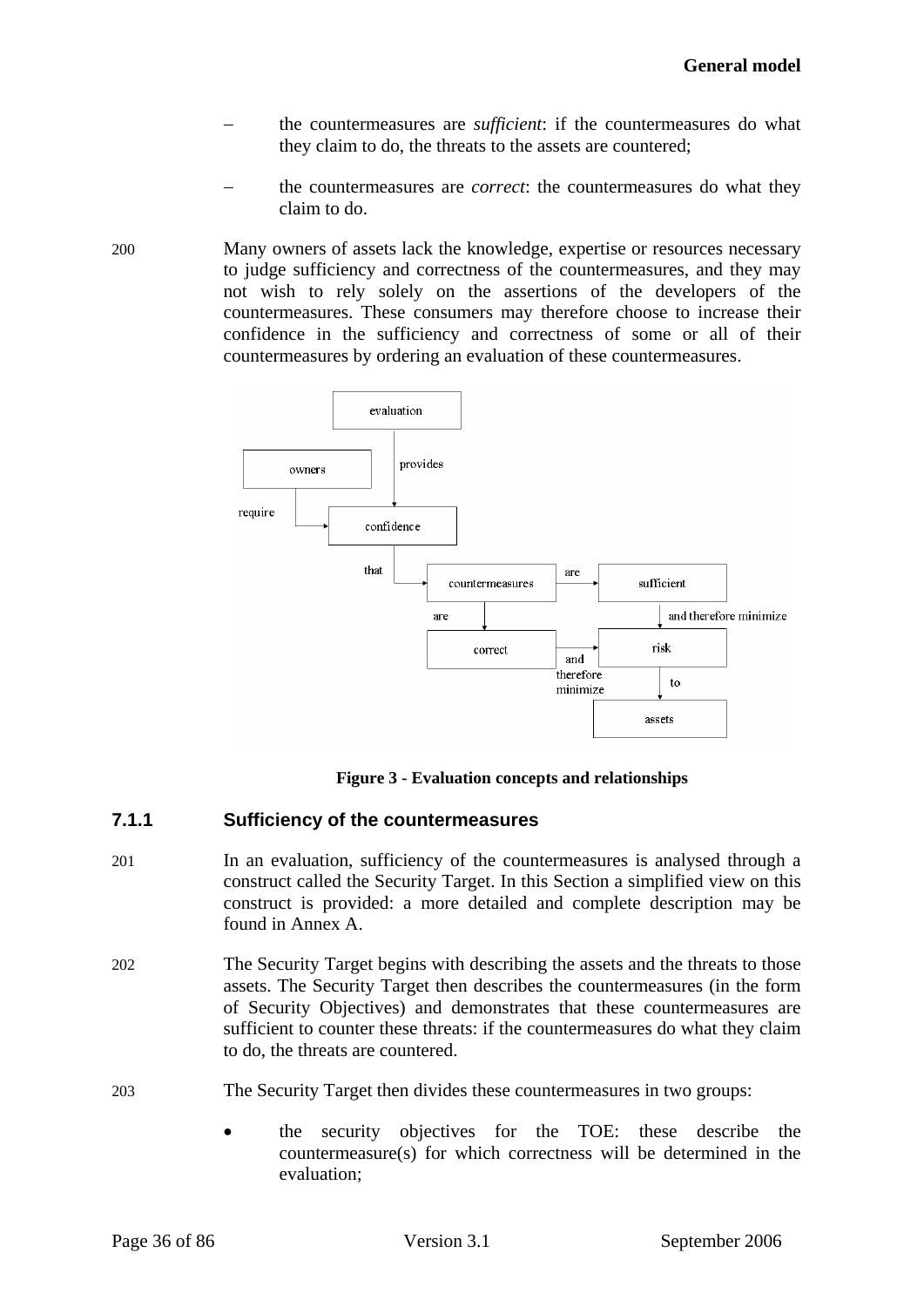- the countermeasures are *sufficient*: if the countermeasures do what they claim to do, the threats to the assets are countered;

- the countermeasures are *correct*: the countermeasures do what they claim to do.

200 Many owners of assets lack the knowledge, expertise or resources necessary to judge sufficiency and correctness of the countermeasures, and they may not wish to rely solely on the assertions of the developers of the countermeasures. These consumers may therefore choose to increase their confidence in the sufficiency and correctness of some or all of their countermeasures by ordering an evaluation of these countermeasures.

**Figure 3 - Evaluation concepts and relationships**

### 7.1.1 Sufficiency of the countermeasures

201 In an evaluation, sufficiency of the countermeasures is analysed through a construct called the Security Target. In this Section a simplified view on this construct is provided: a more detailed and complete description may be found in Annex A.

202 The Security Target begins with describing the assets and the threats to those assets. The Security Target then describes the countermeasures (in the form of Security Objectives) and demonstrates that these countermeasures are sufficient to counter these threats: if the countermeasures do what they claim to do, the threats are countered.

203 The Security Target then divides these countermeasures in two groups:

- the security objectives for the TOE: these describe the countermeasure(s) for which correctness will be determined in the evaluation;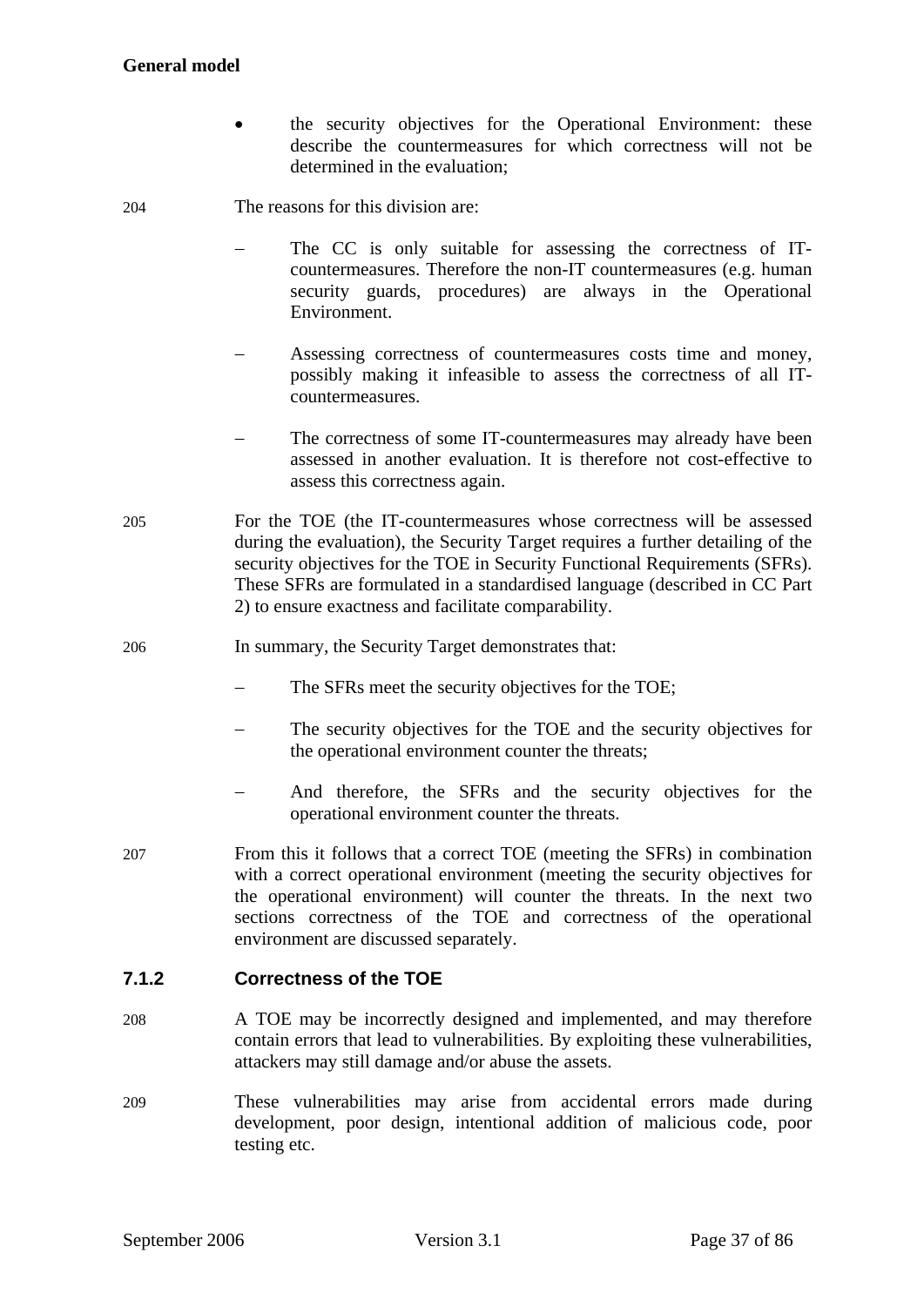- the security objectives for the Operational Environment: these describe the countermeasures for which correctness will not be determined in the evaluation;

204 The reasons for this division are:

- The CC is only suitable for assessing the correctness of IT-countermeasures. Therefore the non-IT countermeasures (e.g. human security guards, procedures) are always in the Operational Environment.
- Assessing correctness of countermeasures costs time and money, possibly making it infeasible to assess the correctness of all IT-countermeasures.
- The correctness of some IT-countermeasures may already have been assessed in another evaluation. It is therefore not cost-effective to assess this correctness again.

205 For the TOE (the IT-countermeasures whose correctness will be assessed during the evaluation), the Security Target requires a further detailing of the security objectives for the TOE in Security Functional Requirements (SFRs). These SFRs are formulated in a standardised language (described in CC Part 2) to ensure exactness and facilitate comparability.

206 In summary, the Security Target demonstrates that:

- The SFRs meet the security objectives for the TOE;
- The security objectives for the TOE and the security objectives for the operational environment counter the threats;
- And therefore, the SFRs and the security objectives for the operational environment counter the threats.

207 From this it follows that a correct TOE (meeting the SFRs) in combination with a correct operational environment (meeting the security objectives for the operational environment) will counter the threats. In the next two sections correctness of the TOE and correctness of the operational environment are discussed separately.

### 7.1.2 Correctness of the TOE

208 A TOE may be incorrectly designed and implemented, and may therefore contain errors that lead to vulnerabilities. By exploiting these vulnerabilities, attackers may still damage and/or abuse the assets.

209 These vulnerabilities may arise from accidental errors made during development, poor design, intentional addition of malicious code, poor testing etc.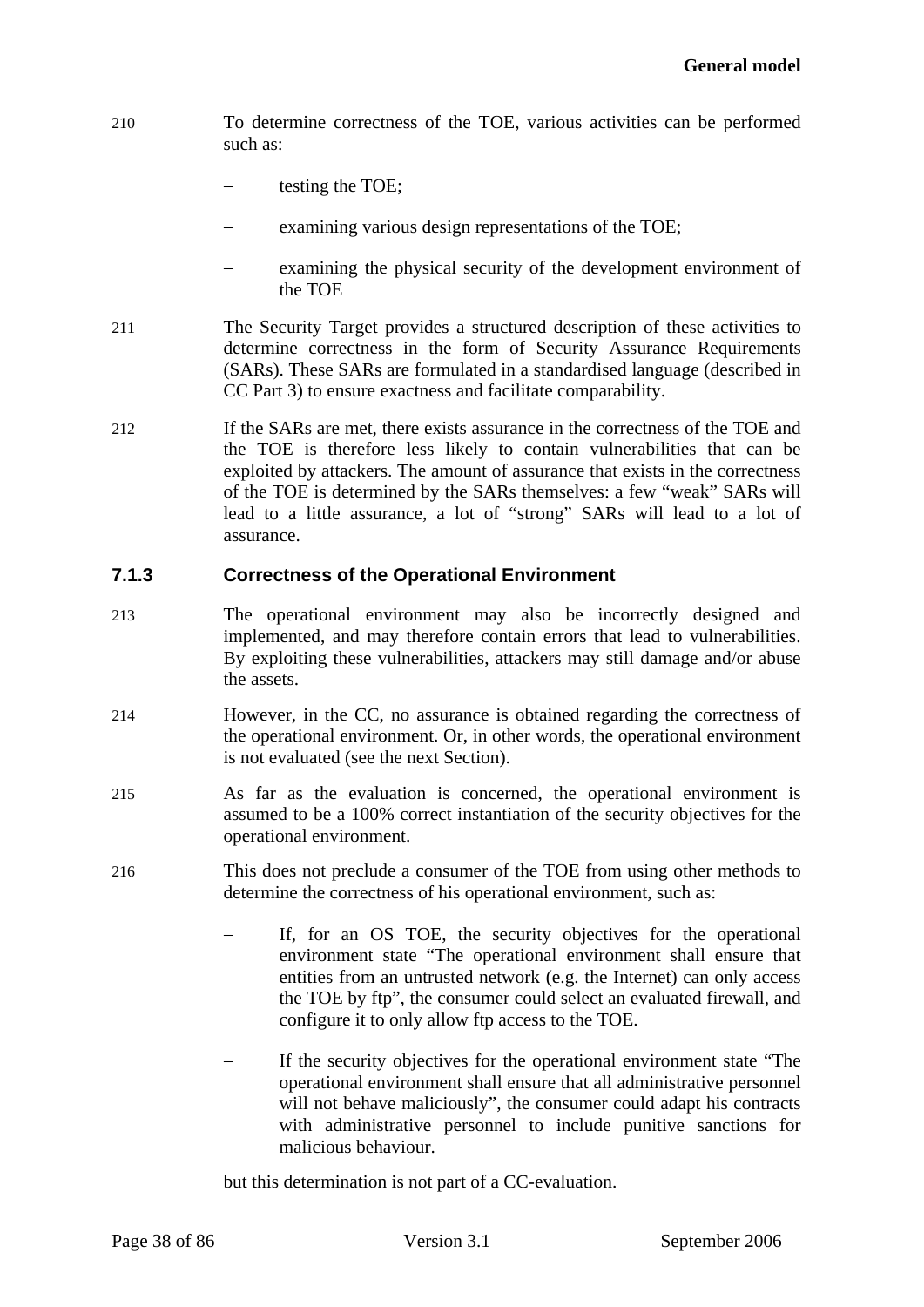210 To determine correctness of the TOE, various activities can be performed such as:

- testing the TOE;
- examining various design representations of the TOE;
- examining the physical security of the development environment of the TOE

211 The Security Target provides a structured description of these activities to determine correctness in the form of Security Assurance Requirements (SARs). These SARs are formulated in a standardised language (described in CC Part 3) to ensure exactness and facilitate comparability.

212 If the SARs are met, there exists assurance in the correctness of the TOE and the TOE is therefore less likely to contain vulnerabilities that can be exploited by attackers. The amount of assurance that exists in the correctness of the TOE is determined by the SARs themselves: a few "weak" SARs will lead to a little assurance, a lot of "strong" SARs will lead to a lot of assurance.

### 7.1.3 Correctness of the Operational Environment

213 The operational environment may also be incorrectly designed and implemented, and may therefore contain errors that lead to vulnerabilities. By exploiting these vulnerabilities, attackers may still damage and/or abuse the assets.

214 However, in the CC, no assurance is obtained regarding the correctness of the operational environment. Or, in other words, the operational environment is not evaluated (see the next Section).

215 As far as the evaluation is concerned, the operational environment is assumed to be a 100% correct instantiation of the security objectives for the operational environment.

216 This does not preclude a consumer of the TOE from using other methods to determine the correctness of his operational environment, such as:

- If, for an OS TOE, the security objectives for the operational environment state "The operational environment shall ensure that entities from an untrusted network (e.g. the Internet) can only access the TOE by ftp", the consumer could select an evaluated firewall, and configure it to only allow ftp access to the TOE.
- If the security objectives for the operational environment state "The operational environment shall ensure that all administrative personnel will not behave maliciously", the consumer could adapt his contracts with administrative personnel to include punitive sanctions for malicious behaviour.

but this determination is not part of a CC-evaluation.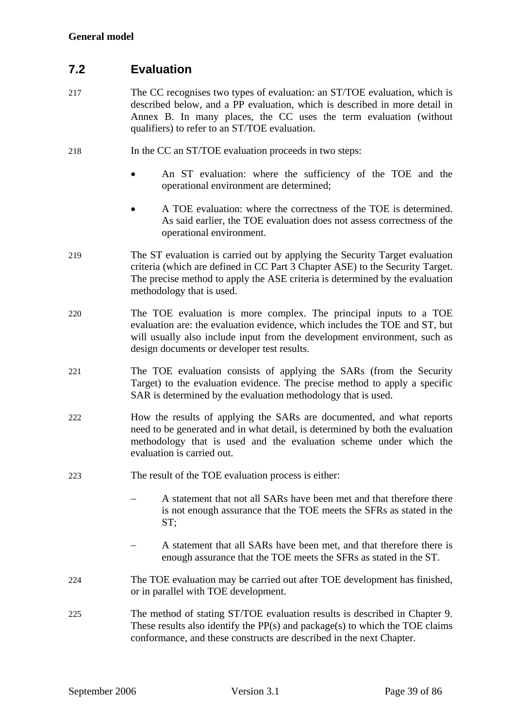## 7.2 Evaluation

217 The CC recognises two types of evaluation: an ST/TOE evaluation, which is described below, and a PP evaluation, which is described in more detail in Annex B. In many places, the CC uses the term evaluation (without qualifiers) to refer to an ST/TOE evaluation.

218 In the CC an ST/TOE evaluation proceeds in two steps:

- An ST evaluation: where the sufficiency of the TOE and the operational environment are determined;
- A TOE evaluation: where the correctness of the TOE is determined. As said earlier, the TOE evaluation does not assess correctness of the operational environment.

219 The ST evaluation is carried out by applying the Security Target evaluation criteria (which are defined in CC Part 3 Chapter ASE) to the Security Target. The precise method to apply the ASE criteria is determined by the evaluation methodology that is used.

220 The TOE evaluation is more complex. The principal inputs to a TOE evaluation are: the evaluation evidence, which includes the TOE and ST, but will usually also include input from the development environment, such as design documents or developer test results.

221 The TOE evaluation consists of applying the SARs (from the Security Target) to the evaluation evidence. The precise method to apply a specific SAR is determined by the evaluation methodology that is used.

222 How the results of applying the SARs are documented, and what reports need to be generated and in what detail, is determined by both the evaluation methodology that is used and the evaluation scheme under which the evaluation is carried out.

223 The result of the TOE evaluation process is either:

- A statement that not all SARs have been met and that therefore there is not enough assurance that the TOE meets the SFRs as stated in the ST;
- A statement that all SARs have been met, and that therefore there is enough assurance that the TOE meets the SFRs as stated in the ST.

224 The TOE evaluation may be carried out after TOE development has finished, or in parallel with TOE development.

225 The method of stating ST/TOE evaluation results is described in Chapter 9. These results also identify the PP(s) and package(s) to which the TOE claims conformance, and these constructs are described in the next Chapter.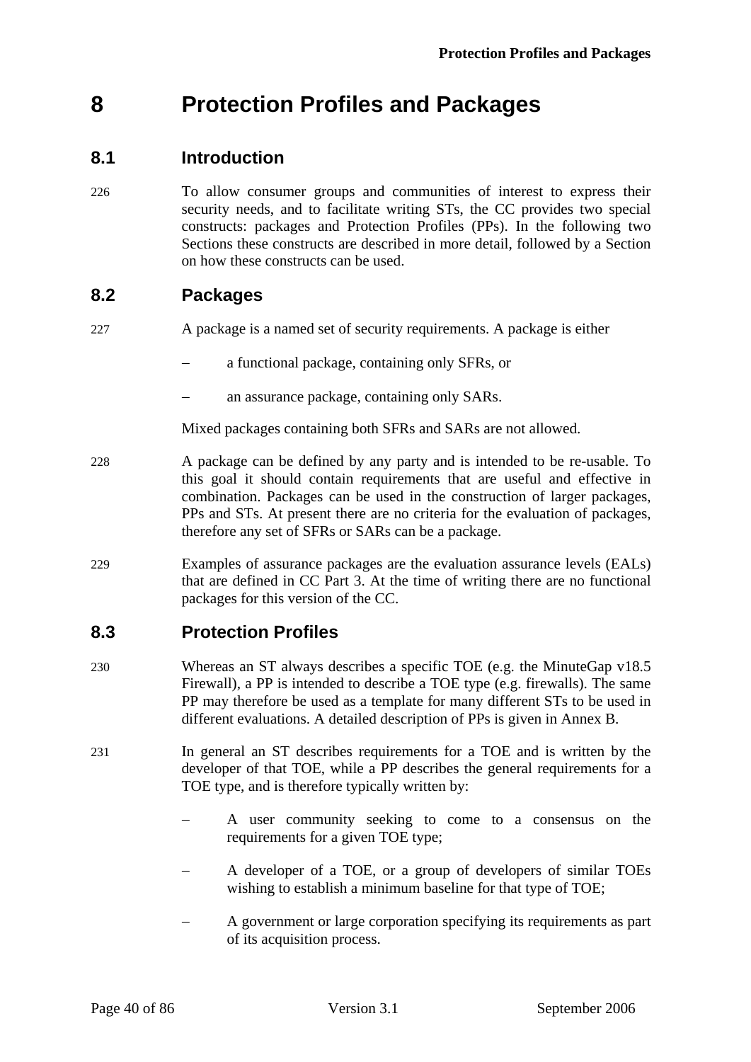# 8 Protection Profiles and Packages

## 8.1 Introduction

226 To allow consumer groups and communities of interest to express their security needs, and to facilitate writing STs, the CC provides two special constructs: packages and Protection Profiles (PPs). In the following two Sections these constructs are described in more detail, followed by a Section on how these constructs can be used.

## 8.2 Packages

227 A package is a named set of security requirements. A package is either

- a functional package, containing only SFRs, or
- an assurance package, containing only SARs.

Mixed packages containing both SFRs and SARs are not allowed.

228 A package can be defined by any party and is intended to be re-usable. To this goal it should contain requirements that are useful and effective in combination. Packages can be used in the construction of larger packages, PPs and STs. At present there are no criteria for the evaluation of packages, therefore any set of SFRs or SARs can be a package.

229 Examples of assurance packages are the evaluation assurance levels (EALs) that are defined in CC Part 3. At the time of writing there are no functional packages for this version of the CC.

## 8.3 Protection Profiles

230 Whereas an ST always describes a specific TOE (e.g. the MinuteGap v18.5 Firewall), a PP is intended to describe a TOE type (e.g. firewalls). The same PP may therefore be used as a template for many different STs to be used in different evaluations. A detailed description of PPs is given in Annex B.

231 In general an ST describes requirements for a TOE and is written by the developer of that TOE, while a PP describes the general requirements for a TOE type, and is therefore typically written by:

- A user community seeking to come to a consensus on the requirements for a given TOE type;
- A developer of a TOE, or a group of developers of similar TOEs wishing to establish a minimum baseline for that type of TOE;
- A government or large corporation specifying its requirements as part of its acquisition process.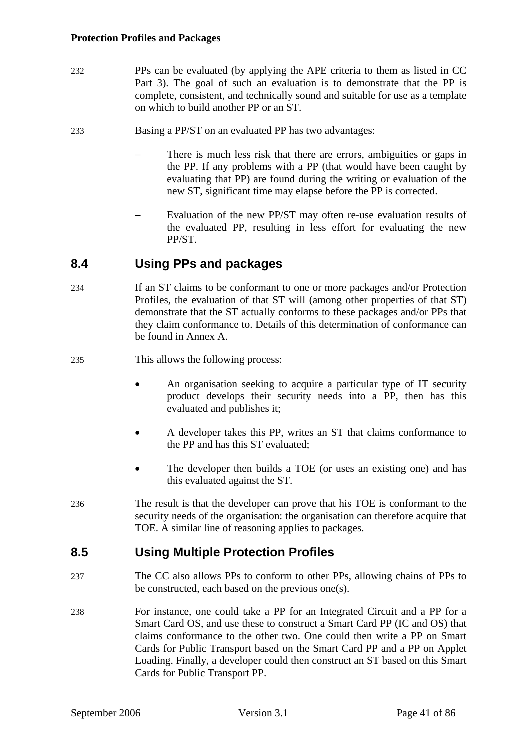232 PPs can be evaluated (by applying the APE criteria to them as listed in CC Part 3). The goal of such an evaluation is to demonstrate that the PP is complete, consistent, and technically sound and suitable for use as a template on which to build another PP or an ST.

233 Basing a PP/ST on an evaluated PP has two advantages:

- There is much less risk that there are errors, ambiguities or gaps in the PP. If any problems with a PP (that would have been caught by evaluating that PP) are found during the writing or evaluation of the new ST, significant time may elapse before the PP is corrected.
- Evaluation of the new PP/ST may often re-use evaluation results of the evaluated PP, resulting in less effort for evaluating the new PP/ST.

## 8.4 Using PPs and packages

234 If an ST claims to be conformant to one or more packages and/or Protection Profiles, the evaluation of that ST will (among other properties of that ST) demonstrate that the ST actually conforms to these packages and/or PPs that they claim conformance to. Details of this determination of conformance can be found in Annex A.

235 This allows the following process:

- An organisation seeking to acquire a particular type of IT security product develops their security needs into a PP, then has this evaluated and publishes it;
- A developer takes this PP, writes an ST that claims conformance to the PP and has this ST evaluated;
- The developer then builds a TOE (or uses an existing one) and has this evaluated against the ST.

236 The result is that the developer can prove that his TOE is conformant to the security needs of the organisation: the organisation can therefore acquire that TOE. A similar line of reasoning applies to packages.

## 8.5 Using Multiple Protection Profiles

237 The CC also allows PPs to conform to other PPs, allowing chains of PPs to be constructed, each based on the previous one(s).

238 For instance, one could take a PP for an Integrated Circuit and a PP for a Smart Card OS, and use these to construct a Smart Card PP (IC and OS) that claims conformance to the other two. One could then write a PP on Smart Cards for Public Transport based on the Smart Card PP and a PP on Applet Loading. Finally, a developer could then construct an ST based on this Smart Cards for Public Transport PP.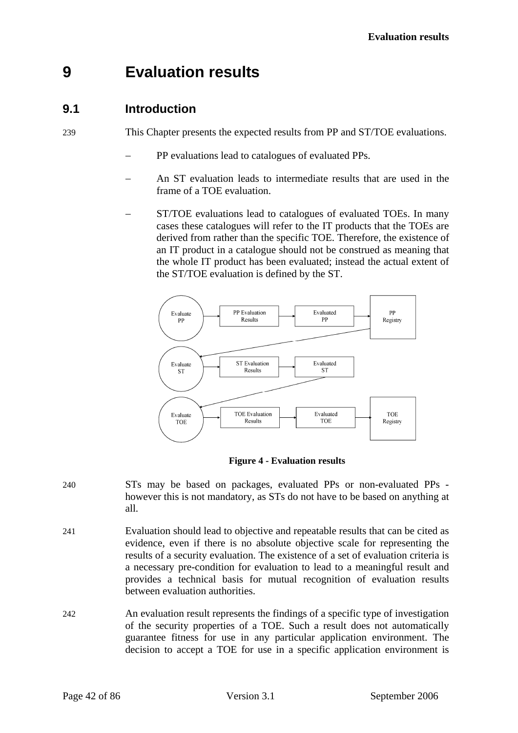# 9 Evaluation results

## 9.1 Introduction

239 This Chapter presents the expected results from PP and ST/TOE evaluations.

- PP evaluations lead to catalogues of evaluated PPs.
- An ST evaluation leads to intermediate results that are used in the frame of a TOE evaluation.
- ST/TOE evaluations lead to catalogues of evaluated TOEs. In many cases these catalogues will refer to the IT products that the TOEs are derived from rather than the specific TOE. Therefore, the existence of an IT product in a catalogue should not be construed as meaning that the whole IT product has been evaluated; instead the actual extent of the ST/TOE evaluation is defined by the ST.

**Figure 4 - Evaluation results**

240 STs may be based on packages, evaluated PPs or non-evaluated PPs - however this is not mandatory, as STs do not have to be based on anything at all.

241 Evaluation should lead to objective and repeatable results that can be cited as evidence, even if there is no absolute objective scale for representing the results of a security evaluation. The existence of a set of evaluation criteria is a necessary pre-condition for evaluation to lead to a meaningful result and provides a technical basis for mutual recognition of evaluation results between evaluation authorities.

242 An evaluation result represents the findings of a specific type of investigation of the security properties of a TOE. Such a result does not automatically guarantee fitness for use in any particular application environment. The decision to accept a TOE for use in a specific application environment is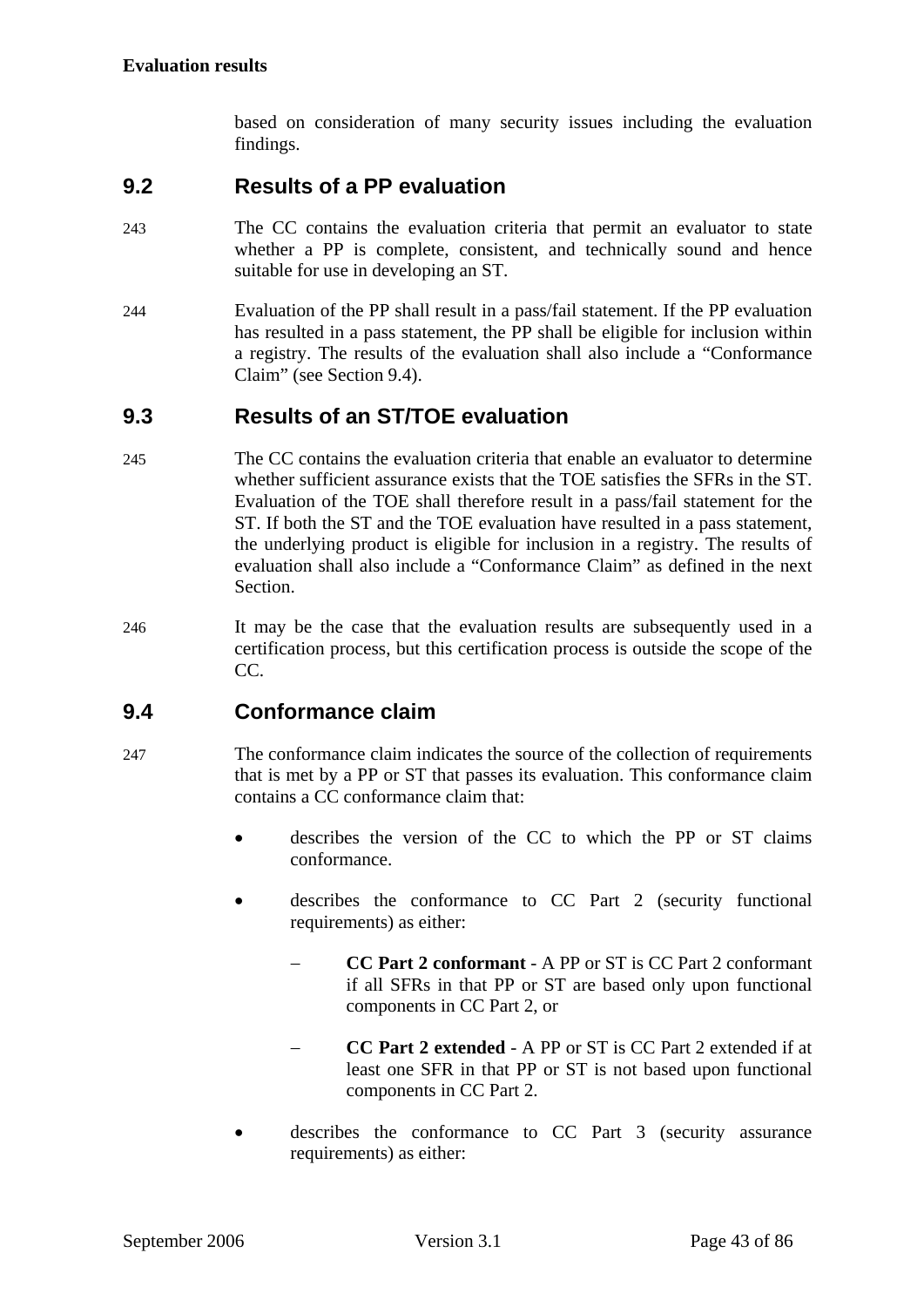based on consideration of many security issues including the evaluation findings.

## 9.2 Results of a PP evaluation

243 The CC contains the evaluation criteria that permit an evaluator to state whether a PP is complete, consistent, and technically sound and hence suitable for use in developing an ST.

244 Evaluation of the PP shall result in a pass/fail statement. If the PP evaluation has resulted in a pass statement, the PP shall be eligible for inclusion within a registry. The results of the evaluation shall also include a “Conformance Claim” (see Section 9.4).

## 9.3 Results of an ST/TOE evaluation

245 The CC contains the evaluation criteria that enable an evaluator to determine whether sufficient assurance exists that the TOE satisfies the SFRs in the ST. Evaluation of the TOE shall therefore result in a pass/fail statement for the ST. If both the ST and the TOE evaluation have resulted in a pass statement, the underlying product is eligible for inclusion in a registry. The results of evaluation shall also include a “Conformance Claim” as defined in the next Section.

246 It may be the case that the evaluation results are subsequently used in a certification process, but this certification process is outside the scope of the CC.

## 9.4 Conformance claim

247 The conformance claim indicates the source of the collection of requirements that is met by a PP or ST that passes its evaluation. This conformance claim contains a CC conformance claim that:

- describes the version of the CC to which the PP or ST claims conformance.
- describes the conformance to CC Part 2 (security functional requirements) as either:
  - **CC Part 2 conformant** - A PP or ST is CC Part 2 conformant if all SFRs in that PP or ST are based only upon functional components in CC Part 2, or
  - **CC Part 2 extended** - A PP or ST is CC Part 2 extended if at least one SFR in that PP or ST is not based upon functional components in CC Part 2.
- describes the conformance to CC Part 3 (security assurance requirements) as either: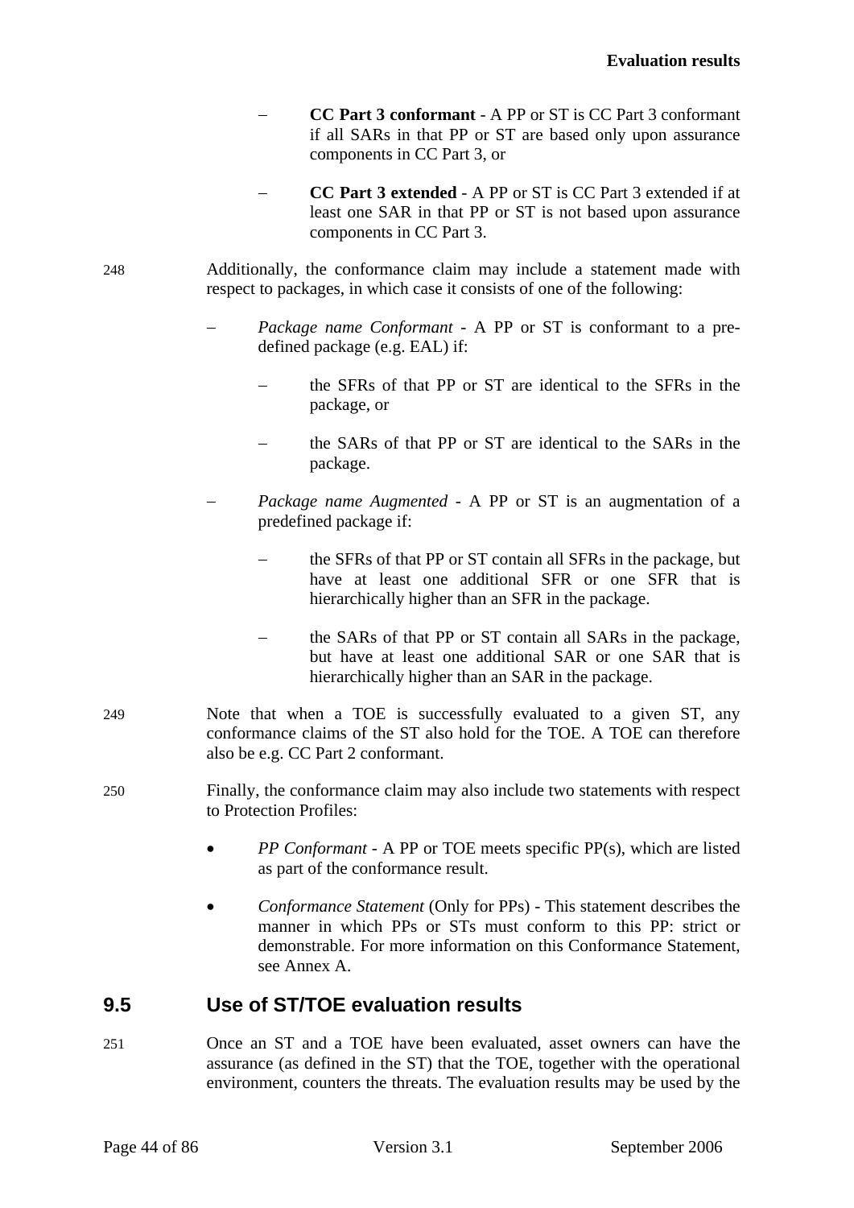- **CC Part 3 conformant** - A PP or ST is CC Part 3 conformant if all SARs in that PP or ST are based only upon assurance components in CC Part 3, or
- **CC Part 3 extended** - A PP or ST is CC Part 3 extended if at least one SAR in that PP or ST is not based upon assurance components in CC Part 3.

248 Additionally, the conformance claim may include a statement made with respect to packages, in which case it consists of one of the following:

- *Package name Conformant* - A PP or ST is conformant to a pre-defined package (e.g. EAL) if:
  - the SFRs of that PP or ST are identical to the SFRs in the package, or
  - the SARs of that PP or ST are identical to the SARs in the package.
- *Package name Augmented* - A PP or ST is an augmentation of a predefined package if:
  - the SFRs of that PP or ST contain all SFRs in the package, but have at least one additional SFR or one SFR that is hierarchically higher than an SFR in the package.
  - the SARs of that PP or ST contain all SARs in the package, but have at least one additional SAR or one SAR that is hierarchically higher than an SAR in the package.

249 Note that when a TOE is successfully evaluated to a given ST, any conformance claims of the ST also hold for the TOE. A TOE can therefore also be e.g. CC Part 2 conformant.

250 Finally, the conformance claim may also include two statements with respect to Protection Profiles:

- *PP Conformant* - A PP or TOE meets specific PP(s), which are listed as part of the conformance result.
- *Conformance Statement* (Only for PPs) - This statement describes the manner in which PPs or STs must conform to this PP: strict or demonstrable. For more information on this Conformance Statement, see Annex A.

## 9.5 Use of ST/TOE evaluation results

251 Once an ST and a TOE have been evaluated, asset owners can have the assurance (as defined in the ST) that the TOE, together with the operational environment, counters the threats. The evaluation results may be used by the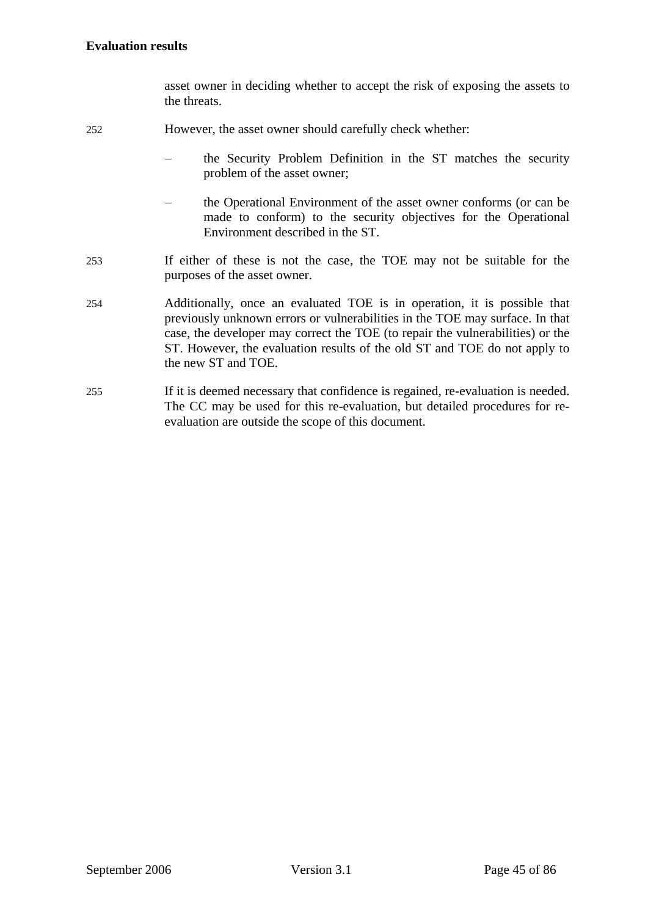asset owner in deciding whether to accept the risk of exposing the assets to the threats.

252 However, the asset owner should carefully check whether:

- the Security Problem Definition in the ST matches the security problem of the asset owner;
- the Operational Environment of the asset owner conforms (or can be made to conform) to the security objectives for the Operational Environment described in the ST.

253 If either of these is not the case, the TOE may not be suitable for the purposes of the asset owner.

254 Additionally, once an evaluated TOE is in operation, it is possible that previously unknown errors or vulnerabilities in the TOE may surface. In that case, the developer may correct the TOE (to repair the vulnerabilities) or the ST. However, the evaluation results of the old ST and TOE do not apply to the new ST and TOE.

255 If it is deemed necessary that confidence is regained, re-evaluation is needed. The CC may be used for this re-evaluation, but detailed procedures for re-evaluation are outside the scope of this document.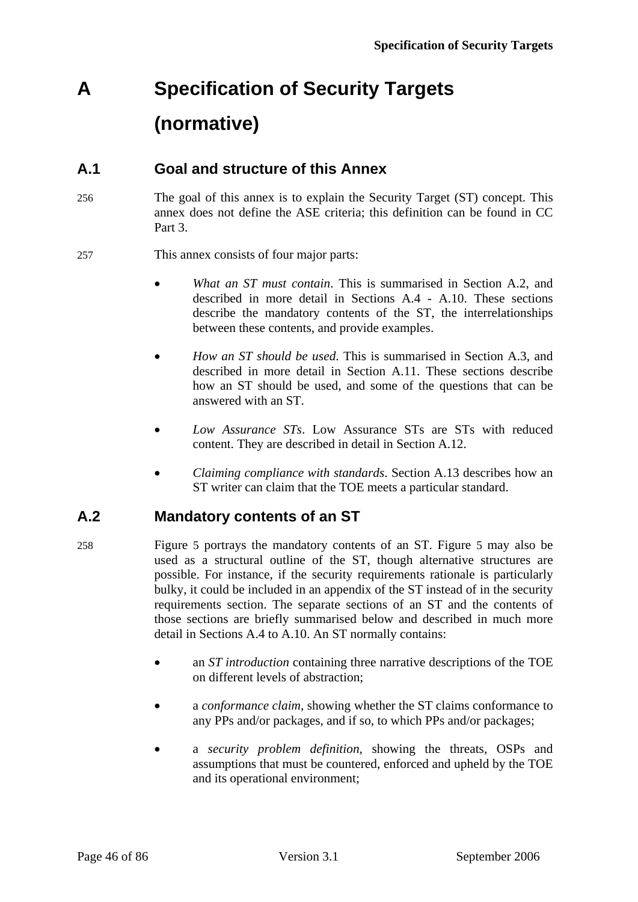# A Specification of Security Targets (normative)

## A.1 Goal and structure of this Annex

256 The goal of this annex is to explain the Security Target (ST) concept. This annex does not define the ASE criteria; this definition can be found in CC Part 3.

257 This annex consists of four major parts:

- *What an ST must contain*. This is summarised in Section A.2, and described in more detail in Sections A.4 - A.10. These sections describe the mandatory contents of the ST, the interrelationships between these contents, and provide examples.
- *How an ST should be used.* This is summarised in Section A.3, and described in more detail in Section A.11. These sections describe how an ST should be used, and some of the questions that can be answered with an ST.
- *Low Assurance STs*. Low Assurance STs are STs with reduced content. They are described in detail in Section A.12.
- *Claiming compliance with standards*. Section A.13 describes how an ST writer can claim that the TOE meets a particular standard.

## A.2 Mandatory contents of an ST

258 Figure 5 portrays the mandatory contents of an ST. Figure 5 may also be used as a structural outline of the ST, though alternative structures are possible. For instance, if the security requirements rationale is particularly bulky, it could be included in an appendix of the ST instead of in the security requirements section. The separate sections of an ST and the contents of those sections are briefly summarised below and described in much more detail in Sections A.4 to A.10. An ST normally contains:

- an *ST introduction* containing three narrative descriptions of the TOE on different levels of abstraction;
- a *conformance claim*, showing whether the ST claims conformance to any PPs and/or packages, and if so, to which PPs and/or packages;
- a *security problem definition*, showing the threats, OSPs and assumptions that must be countered, enforced and upheld by the TOE and its operational environment;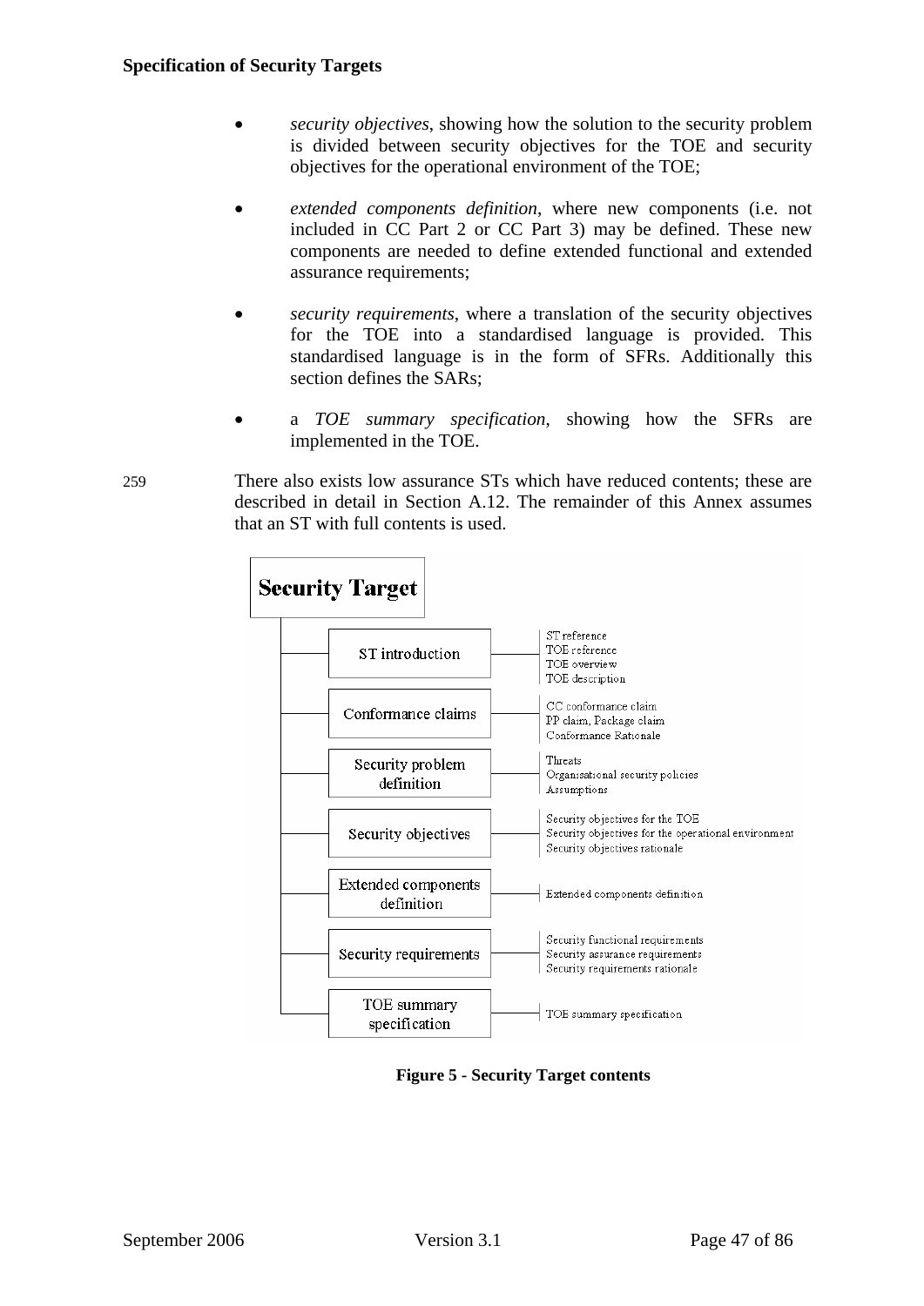- *security objectives*, showing how the solution to the security problem is divided between security objectives for the TOE and security objectives for the operational environment of the TOE;
- *extended components definition*, where new components (i.e. not included in CC Part 2 or CC Part 3) may be defined. These new components are needed to define extended functional and extended assurance requirements;
- *security requirements*, where a translation of the security objectives for the TOE into a standardised language is provided. This standardised language is in the form of SFRs. Additionally this section defines the SARs;
- a *TOE summary specification*, showing how the SFRs are implemented in the TOE.

259 There also exists low assurance STs which have reduced contents; these are described in detail in Section A.12. The remainder of this Annex assumes that an ST with full contents is used.

| Security Target | |
|---|---|
| ST introduction | ST reference<br>TOE reference<br>TOE overview<br>TOE description |
| Conformance claims | CC conformance claim<br>PP claim, Package claim<br>Conformance Rationale |
| Security problem definition | Threats<br>Organisational security policies<br>Assumptions |
| Security objectives | Security objectives for the TOE<br>Security objectives for the operational environment<br>Security objectives rationale |
| Extended components definition | Extended components definition |
| Security requirements | Security functional requirements<br>Security assurance requirements<br>Security requirements rationale |
| TOE summary specification | TOE summary specification |

**Figure 5 - Security Target contents**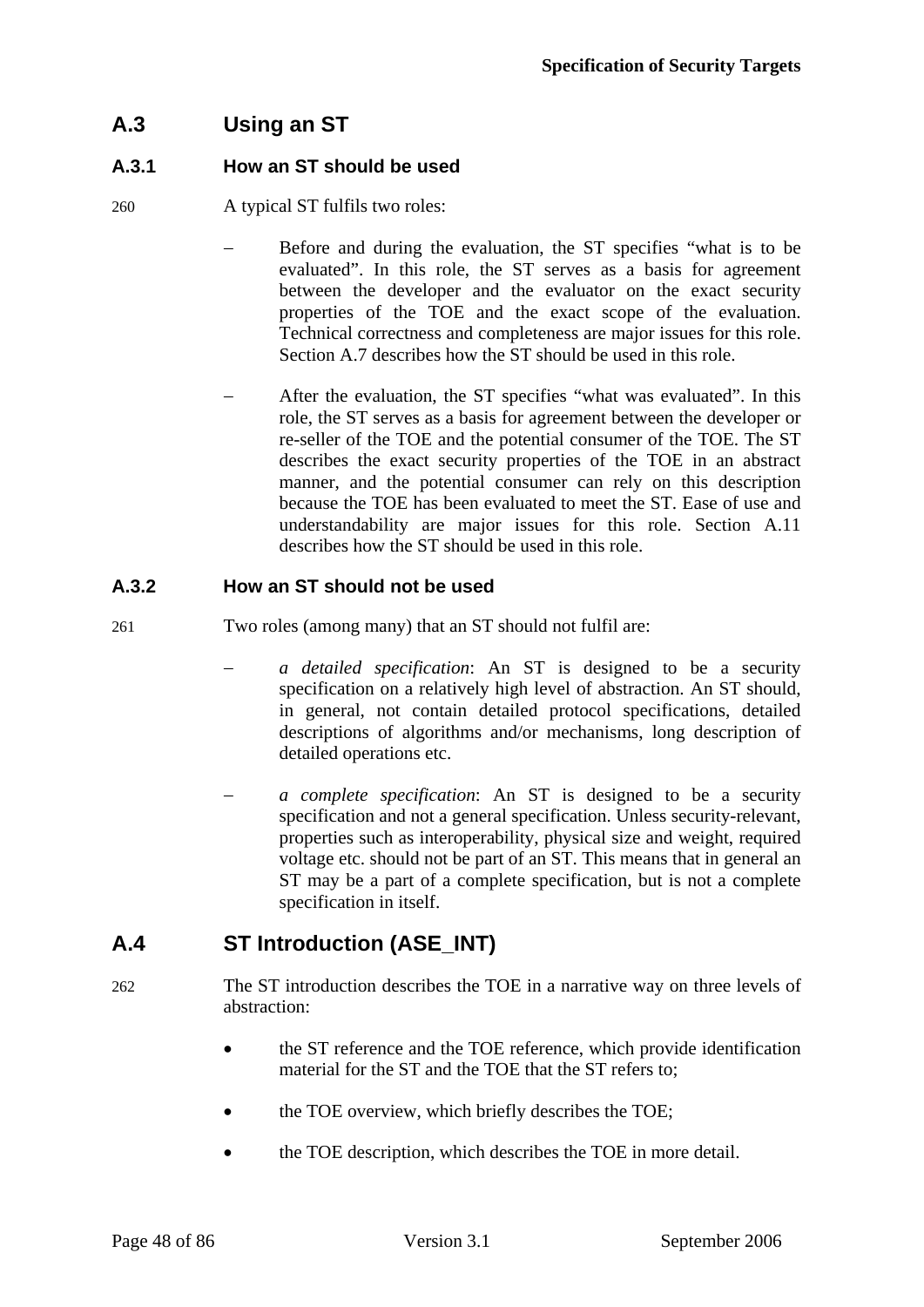## A.3 Using an ST

### A.3.1 How an ST should be used

260 A typical ST fulfils two roles:

- Before and during the evaluation, the ST specifies "what is to be evaluated". In this role, the ST serves as a basis for agreement between the developer and the evaluator on the exact security properties of the TOE and the exact scope of the evaluation. Technical correctness and completeness are major issues for this role. Section A.7 describes how the ST should be used in this role.
- After the evaluation, the ST specifies "what was evaluated". In this role, the ST serves as a basis for agreement between the developer or re-seller of the TOE and the potential consumer of the TOE. The ST describes the exact security properties of the TOE in an abstract manner, and the potential consumer can rely on this description because the TOE has been evaluated to meet the ST. Ease of use and understandability are major issues for this role. Section A.11 describes how the ST should be used in this role.

### A.3.2 How an ST should not be used

261 Two roles (among many) that an ST should not fulfil are:

- *a detailed specification*: An ST is designed to be a security specification on a relatively high level of abstraction. An ST should, in general, not contain detailed protocol specifications, detailed descriptions of algorithms and/or mechanisms, long description of detailed operations etc.
- *a complete specification*: An ST is designed to be a security specification and not a general specification. Unless security-relevant, properties such as interoperability, physical size and weight, required voltage etc. should not be part of an ST. This means that in general an ST may be a part of a complete specification, but is not a complete specification in itself.

## A.4 ST Introduction (ASE_INT)

262 The ST introduction describes the TOE in a narrative way on three levels of abstraction:

- the ST reference and the TOE reference, which provide identification material for the ST and the TOE that the ST refers to;
- the TOE overview, which briefly describes the TOE;
- the TOE description, which describes the TOE in more detail.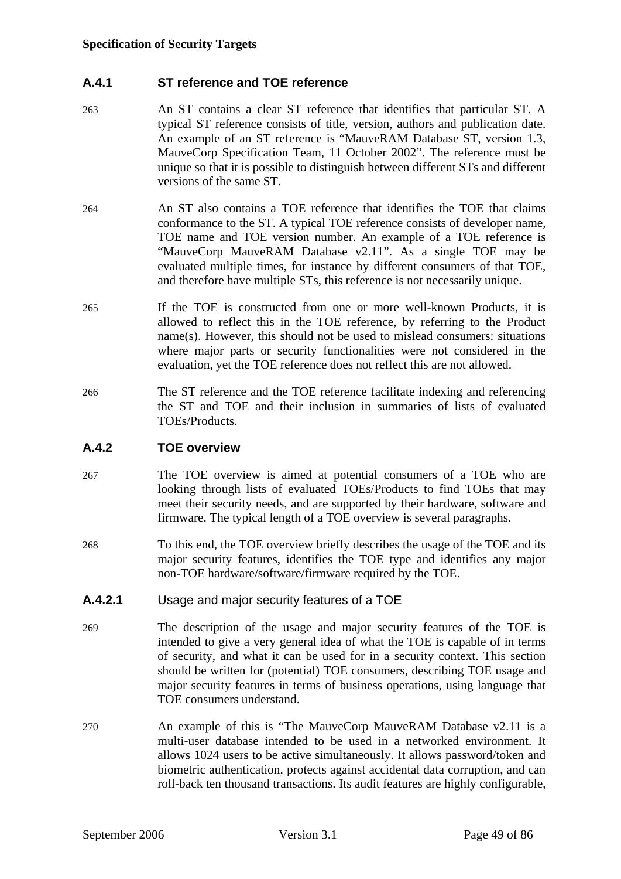### A.4.1 ST reference and TOE reference

263 An ST contains a clear ST reference that identifies that particular ST. A typical ST reference consists of title, version, authors and publication date. An example of an ST reference is "MauveRAM Database ST, version 1.3, MauveCorp Specification Team, 11 October 2002". The reference must be unique so that it is possible to distinguish between different STs and different versions of the same ST.

264 An ST also contains a TOE reference that identifies the TOE that claims conformance to the ST. A typical TOE reference consists of developer name, TOE name and TOE version number. An example of a TOE reference is "MauveCorp MauveRAM Database v2.11". As a single TOE may be evaluated multiple times, for instance by different consumers of that TOE, and therefore have multiple STs, this reference is not necessarily unique.

265 If the TOE is constructed from one or more well-known Products, it is allowed to reflect this in the TOE reference, by referring to the Product name(s). However, this should not be used to mislead consumers: situations where major parts or security functionalities were not considered in the evaluation, yet the TOE reference does not reflect this are not allowed.

266 The ST reference and the TOE reference facilitate indexing and referencing the ST and TOE and their inclusion in summaries of lists of evaluated TOEs/Products.

### A.4.2 TOE overview

267 The TOE overview is aimed at potential consumers of a TOE who are looking through lists of evaluated TOEs/Products to find TOEs that may meet their security needs, and are supported by their hardware, software and firmware. The typical length of a TOE overview is several paragraphs.

268 To this end, the TOE overview briefly describes the usage of the TOE and its major security features, identifies the TOE type and identifies any major non-TOE hardware/software/firmware required by the TOE.

#### A.4.2.1 Usage and major security features of a TOE

269 The description of the usage and major security features of the TOE is intended to give a very general idea of what the TOE is capable of in terms of security, and what it can be used for in a security context. This section should be written for (potential) TOE consumers, describing TOE usage and major security features in terms of business operations, using language that TOE consumers understand.

270 An example of this is "The MauveCorp MauveRAM Database v2.11 is a multi-user database intended to be used in a networked environment. It allows 1024 users to be active simultaneously. It allows password/token and biometric authentication, protects against accidental data corruption, and can roll-back ten thousand transactions. Its audit features are highly configurable,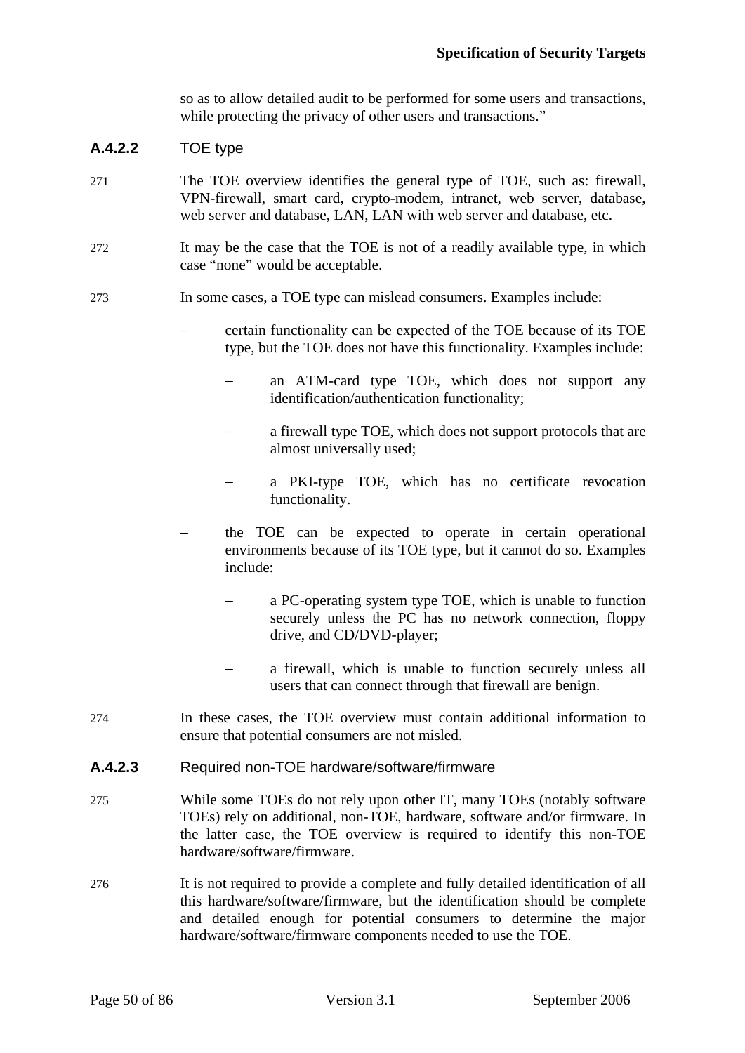so as to allow detailed audit to be performed for some users and transactions, while protecting the privacy of other users and transactions."

#### A.4.2.2 TOE type

271 The TOE overview identifies the general type of TOE, such as: firewall, VPN-firewall, smart card, crypto-modem, intranet, web server, database, web server and database, LAN, LAN with web server and database, etc.

272 It may be the case that the TOE is not of a readily available type, in which case "none" would be acceptable.

273 In some cases, a TOE type can mislead consumers. Examples include:

- certain functionality can be expected of the TOE because of its TOE type, but the TOE does not have this functionality. Examples include:
  - an ATM-card type TOE, which does not support any identification/authentication functionality;
  - a firewall type TOE, which does not support protocols that are almost universally used;
  - a PKI-type TOE, which has no certificate revocation functionality.
- the TOE can be expected to operate in certain operational environments because of its TOE type, but it cannot do so. Examples include:
  - a PC-operating system type TOE, which is unable to function securely unless the PC has no network connection, floppy drive, and CD/DVD-player;
  - a firewall, which is unable to function securely unless all users that can connect through that firewall are benign.

274 In these cases, the TOE overview must contain additional information to ensure that potential consumers are not misled.

#### A.4.2.3 Required non-TOE hardware/software/firmware

275 While some TOEs do not rely upon other IT, many TOEs (notably software TOEs) rely on additional, non-TOE, hardware, software and/or firmware. In the latter case, the TOE overview is required to identify this non-TOE hardware/software/firmware.

276 It is not required to provide a complete and fully detailed identification of all this hardware/software/firmware, but the identification should be complete and detailed enough for potential consumers to determine the major hardware/software/firmware components needed to use the TOE.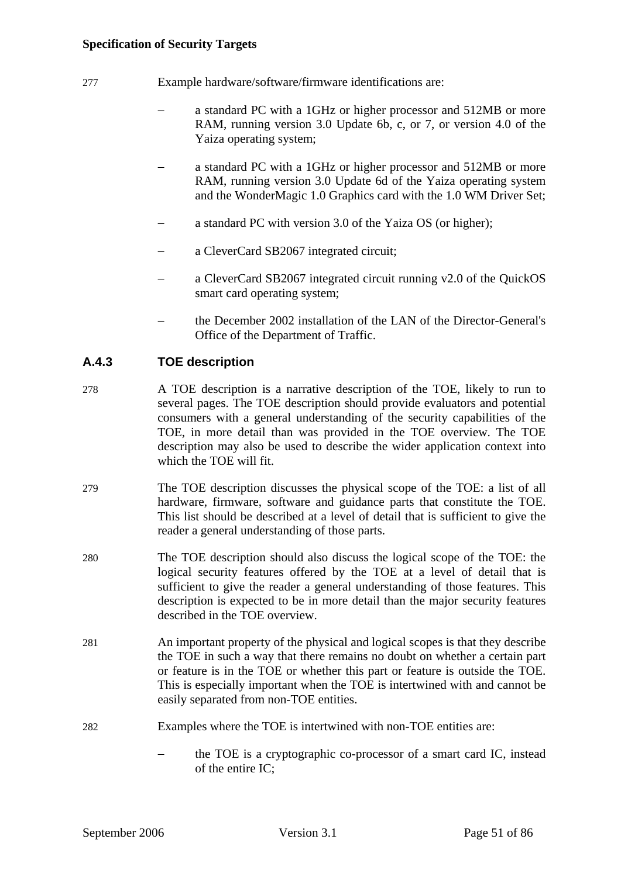277 Example hardware/software/firmware identifications are:

- a standard PC with a 1GHz or higher processor and 512MB or more RAM, running version 3.0 Update 6b, c, or 7, or version 4.0 of the Yaiza operating system;
- a standard PC with a 1GHz or higher processor and 512MB or more RAM, running version 3.0 Update 6d of the Yaiza operating system and the WonderMagic 1.0 Graphics card with the 1.0 WM Driver Set;
- a standard PC with version 3.0 of the Yaiza OS (or higher);
- a CleverCard SB2067 integrated circuit;
- a CleverCard SB2067 integrated circuit running v2.0 of the QuickOS smart card operating system;
- the December 2002 installation of the LAN of the Director-General's Office of the Department of Traffic.

### A.4.3 TOE description

278 A TOE description is a narrative description of the TOE, likely to run to several pages. The TOE description should provide evaluators and potential consumers with a general understanding of the security capabilities of the TOE, in more detail than was provided in the TOE overview. The TOE description may also be used to describe the wider application context into which the TOE will fit.

279 The TOE description discusses the physical scope of the TOE: a list of all hardware, firmware, software and guidance parts that constitute the TOE. This list should be described at a level of detail that is sufficient to give the reader a general understanding of those parts.

280 The TOE description should also discuss the logical scope of the TOE: the logical security features offered by the TOE at a level of detail that is sufficient to give the reader a general understanding of those features. This description is expected to be in more detail than the major security features described in the TOE overview.

281 An important property of the physical and logical scopes is that they describe the TOE in such a way that there remains no doubt on whether a certain part or feature is in the TOE or whether this part or feature is outside the TOE. This is especially important when the TOE is intertwined with and cannot be easily separated from non-TOE entities.

282 Examples where the TOE is intertwined with non-TOE entities are:

- the TOE is a cryptographic co-processor of a smart card IC, instead of the entire IC;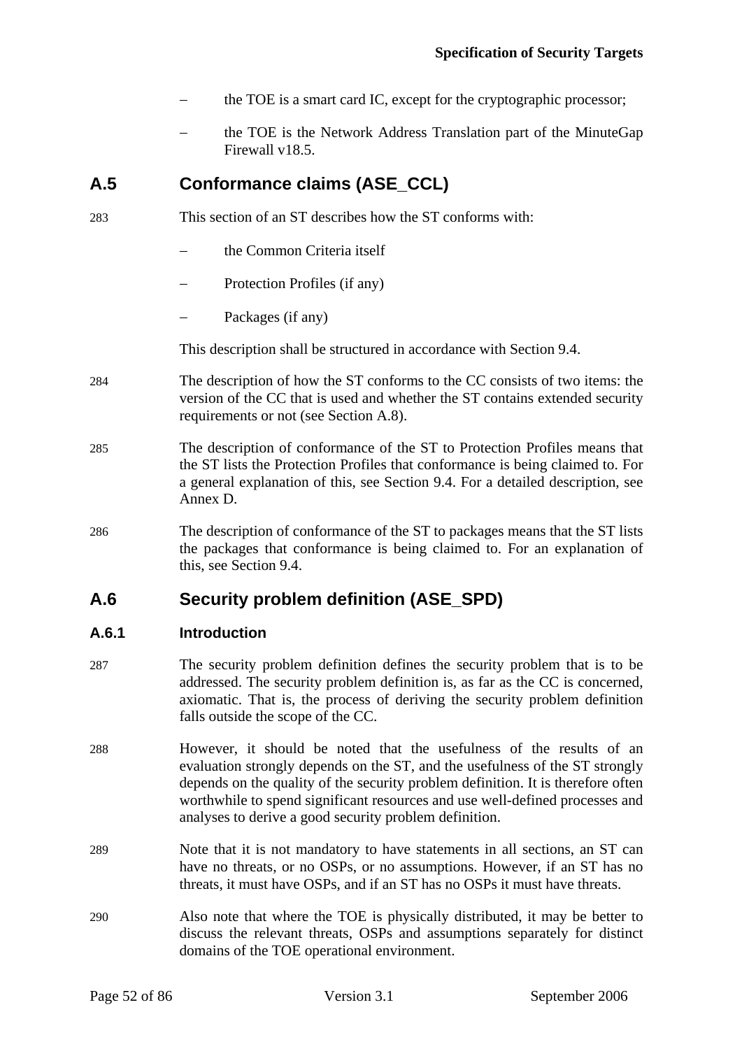- the TOE is a smart card IC, except for the cryptographic processor;
- the TOE is the Network Address Translation part of the MinuteGap Firewall v18.5.

## A.5 Conformance claims (ASE_CCL)

283 This section of an ST describes how the ST conforms with:

- the Common Criteria itself
- Protection Profiles (if any)
- Packages (if any)

This description shall be structured in accordance with Section 9.4.

284 The description of how the ST conforms to the CC consists of two items: the version of the CC that is used and whether the ST contains extended security requirements or not (see Section A.8).

285 The description of conformance of the ST to Protection Profiles means that the ST lists the Protection Profiles that conformance is being claimed to. For a general explanation of this, see Section 9.4. For a detailed description, see Annex D.

286 The description of conformance of the ST to packages means that the ST lists the packages that conformance is being claimed to. For an explanation of this, see Section 9.4.

## A.6 Security problem definition (ASE_SPD)

### A.6.1 Introduction

287 The security problem definition defines the security problem that is to be addressed. The security problem definition is, as far as the CC is concerned, axiomatic. That is, the process of deriving the security problem definition falls outside the scope of the CC.

288 However, it should be noted that the usefulness of the results of an evaluation strongly depends on the ST, and the usefulness of the ST strongly depends on the quality of the security problem definition. It is therefore often worthwhile to spend significant resources and use well-defined processes and analyses to derive a good security problem definition.

289 Note that it is not mandatory to have statements in all sections, an ST can have no threats, or no OSPs, or no assumptions. However, if an ST has no threats, it must have OSPs, and if an ST has no OSPs it must have threats.

290 Also note that where the TOE is physically distributed, it may be better to discuss the relevant threats, OSPs and assumptions separately for distinct domains of the TOE operational environment.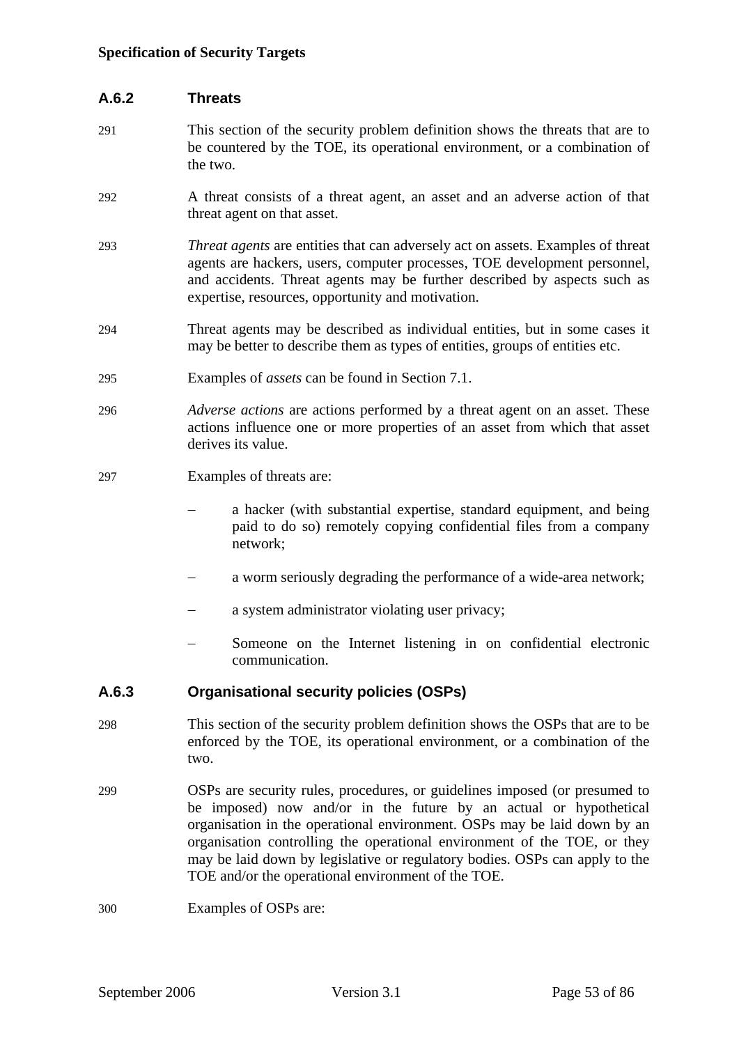### A.6.2 Threats

291 This section of the security problem definition shows the threats that are to be countered by the TOE, its operational environment, or a combination of the two.

292 A threat consists of a threat agent, an asset and an adverse action of that threat agent on that asset.

293 *Threat agents* are entities that can adversely act on assets. Examples of threat agents are hackers, users, computer processes, TOE development personnel, and accidents. Threat agents may be further described by aspects such as expertise, resources, opportunity and motivation.

294 Threat agents may be described as individual entities, but in some cases it may be better to describe them as types of entities, groups of entities etc.

295 Examples of *assets* can be found in Section 7.1.

296 *Adverse actions* are actions performed by a threat agent on an asset. These actions influence one or more properties of an asset from which that asset derives its value.

297 Examples of threats are:

- a hacker (with substantial expertise, standard equipment, and being paid to do so) remotely copying confidential files from a company network;
- a worm seriously degrading the performance of a wide-area network;
- a system administrator violating user privacy;
- Someone on the Internet listening in on confidential electronic communication.

### A.6.3 Organisational security policies (OSPs)

298 This section of the security problem definition shows the OSPs that are to be enforced by the TOE, its operational environment, or a combination of the two.

299 OSPs are security rules, procedures, or guidelines imposed (or presumed to be imposed) now and/or in the future by an actual or hypothetical organisation in the operational environment. OSPs may be laid down by an organisation controlling the operational environment of the TOE, or they may be laid down by legislative or regulatory bodies. OSPs can apply to the TOE and/or the operational environment of the TOE.

300 Examples of OSPs are: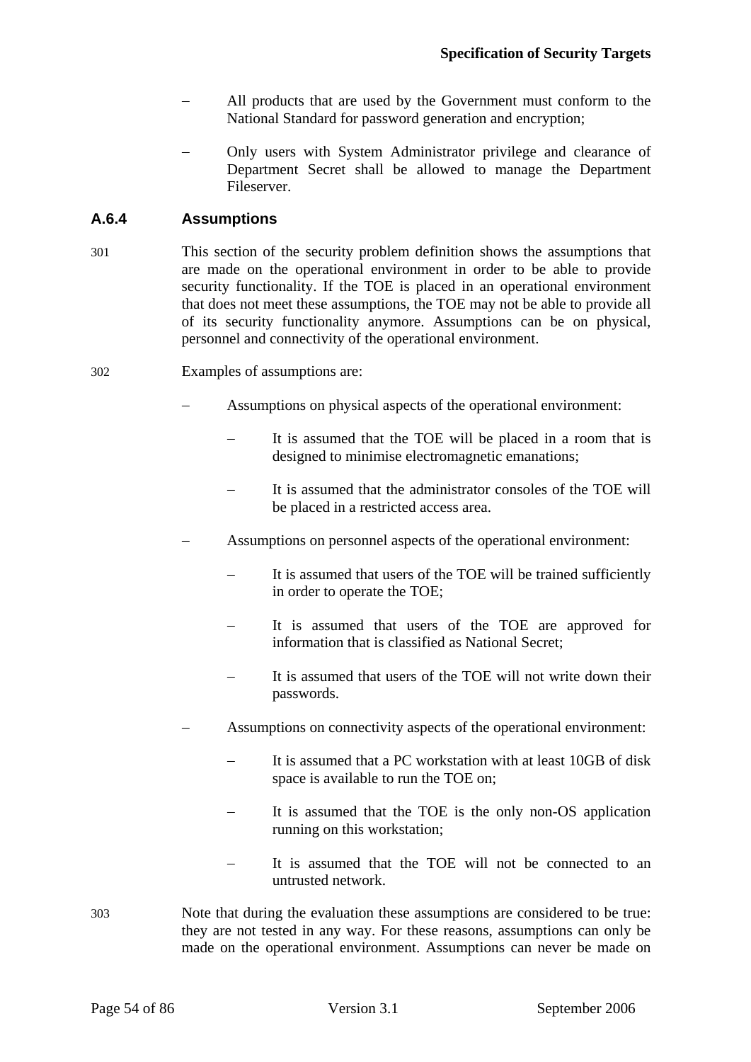- All products that are used by the Government must conform to the National Standard for password generation and encryption;
- Only users with System Administrator privilege and clearance of Department Secret shall be allowed to manage the Department Fileserver.

### A.6.4 Assumptions

301 This section of the security problem definition shows the assumptions that are made on the operational environment in order to be able to provide security functionality. If the TOE is placed in an operational environment that does not meet these assumptions, the TOE may not be able to provide all of its security functionality anymore. Assumptions can be on physical, personnel and connectivity of the operational environment.

302 Examples of assumptions are:

- Assumptions on physical aspects of the operational environment:
  - It is assumed that the TOE will be placed in a room that is designed to minimise electromagnetic emanations;
  - It is assumed that the administrator consoles of the TOE will be placed in a restricted access area.
- Assumptions on personnel aspects of the operational environment:
  - It is assumed that users of the TOE will be trained sufficiently in order to operate the TOE;
  - It is assumed that users of the TOE are approved for information that is classified as National Secret;
  - It is assumed that users of the TOE will not write down their passwords.
- Assumptions on connectivity aspects of the operational environment:
  - It is assumed that a PC workstation with at least 10GB of disk space is available to run the TOE on;
  - It is assumed that the TOE is the only non-OS application running on this workstation;
  - It is assumed that the TOE will not be connected to an untrusted network.

303 Note that during the evaluation these assumptions are considered to be true: they are not tested in any way. For these reasons, assumptions can only be made on the operational environment. Assumptions can never be made on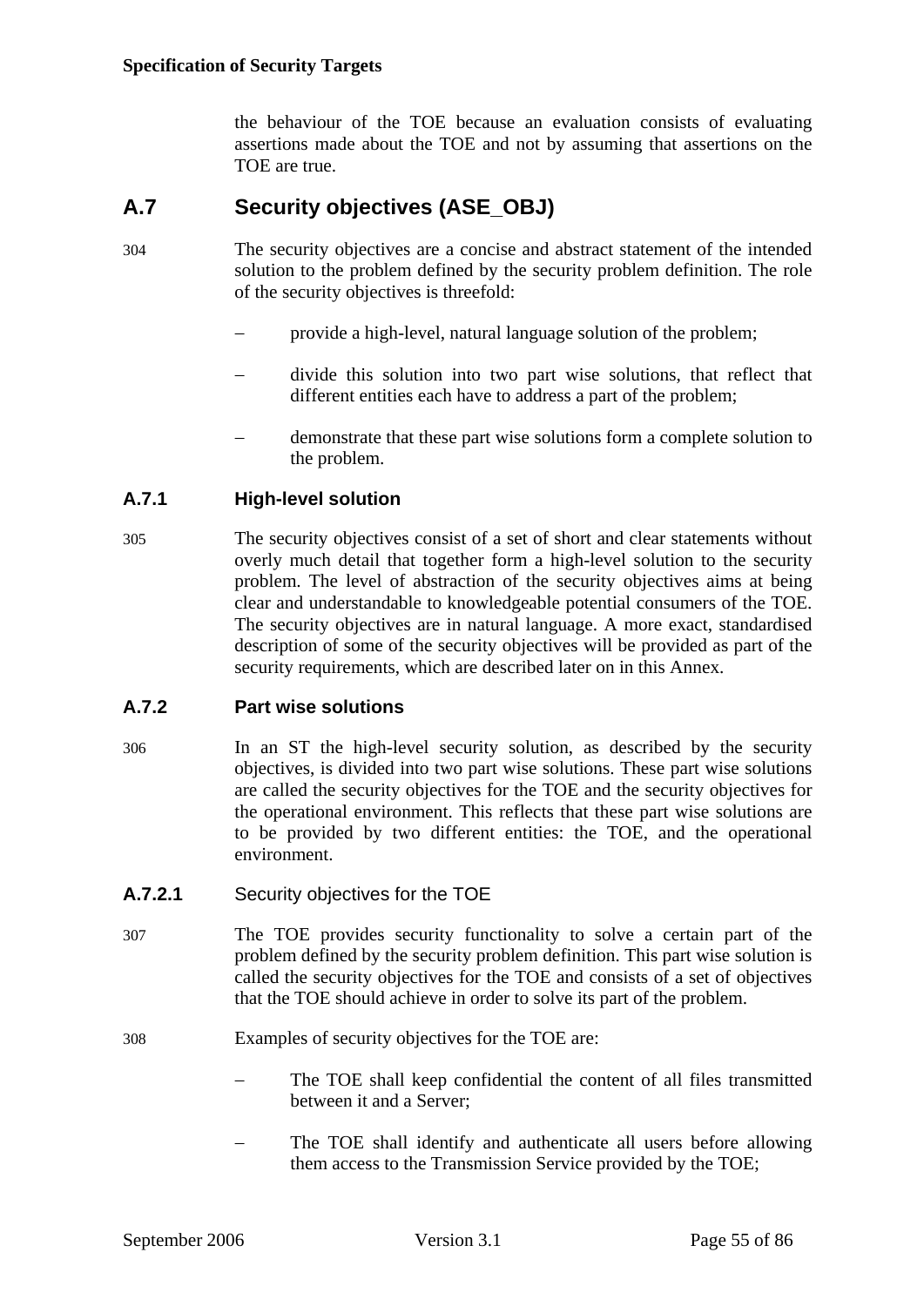the behaviour of the TOE because an evaluation consists of evaluating assertions made about the TOE and not by assuming that assertions on the TOE are true.

## A.7 Security objectives (ASE_OBJ)

304 The security objectives are a concise and abstract statement of the intended solution to the problem defined by the security problem definition. The role of the security objectives is threefold:

- provide a high-level, natural language solution of the problem;
- divide this solution into two part wise solutions, that reflect that different entities each have to address a part of the problem;
- demonstrate that these part wise solutions form a complete solution to the problem.

### A.7.1 High-level solution

305 The security objectives consist of a set of short and clear statements without overly much detail that together form a high-level solution to the security problem. The level of abstraction of the security objectives aims at being clear and understandable to knowledgeable potential consumers of the TOE. The security objectives are in natural language. A more exact, standardised description of some of the security objectives will be provided as part of the security requirements, which are described later on in this Annex.

### A.7.2 Part wise solutions

306 In an ST the high-level security solution, as described by the security objectives, is divided into two part wise solutions. These part wise solutions are called the security objectives for the TOE and the security objectives for the operational environment. This reflects that these part wise solutions are to be provided by two different entities: the TOE, and the operational environment.

#### A.7.2.1 Security objectives for the TOE

307 The TOE provides security functionality to solve a certain part of the problem defined by the security problem definition. This part wise solution is called the security objectives for the TOE and consists of a set of objectives that the TOE should achieve in order to solve its part of the problem.

308 Examples of security objectives for the TOE are:

- The TOE shall keep confidential the content of all files transmitted between it and a Server;
- The TOE shall identify and authenticate all users before allowing them access to the Transmission Service provided by the TOE;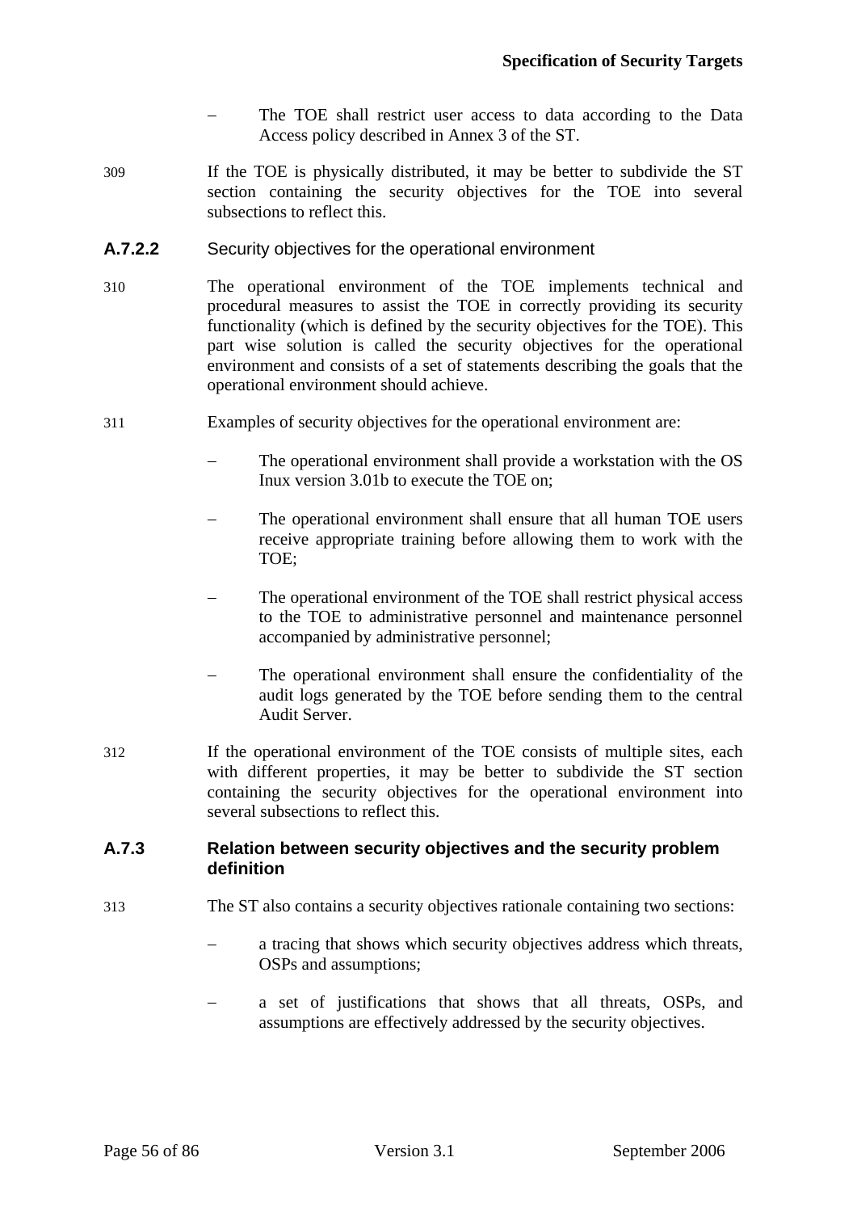- The TOE shall restrict user access to data according to the Data Access policy described in Annex 3 of the ST.

309 If the TOE is physically distributed, it may be better to subdivide the ST section containing the security objectives for the TOE into several subsections to reflect this.

#### A.7.2.2 Security objectives for the operational environment

310 The operational environment of the TOE implements technical and procedural measures to assist the TOE in correctly providing its security functionality (which is defined by the security objectives for the TOE). This part wise solution is called the security objectives for the operational environment and consists of a set of statements describing the goals that the operational environment should achieve.

311 Examples of security objectives for the operational environment are:

- The operational environment shall provide a workstation with the OS Inux version 3.01b to execute the TOE on;
- The operational environment shall ensure that all human TOE users receive appropriate training before allowing them to work with the TOE;
- The operational environment of the TOE shall restrict physical access to the TOE to administrative personnel and maintenance personnel accompanied by administrative personnel;
- The operational environment shall ensure the confidentiality of the audit logs generated by the TOE before sending them to the central Audit Server.

312 If the operational environment of the TOE consists of multiple sites, each with different properties, it may be better to subdivide the ST section containing the security objectives for the operational environment into several subsections to reflect this.

### A.7.3 Relation between security objectives and the security problem definition

313 The ST also contains a security objectives rationale containing two sections:

- a tracing that shows which security objectives address which threats, OSPs and assumptions;
- a set of justifications that shows that all threats, OSPs, and assumptions are effectively addressed by the security objectives.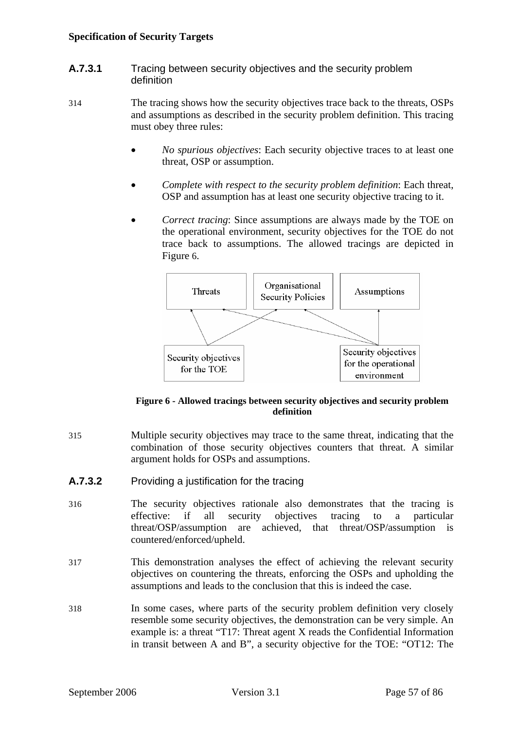### A.7.3.1 Tracing between security objectives and the security problem definition

314 The tracing shows how the security objectives trace back to the threats, OSPs and assumptions as described in the security problem definition. This tracing must obey three rules:

- *No spurious objectives*: Each security objective traces to at least one threat, OSP or assumption.
- *Complete with respect to the security problem definition*: Each threat, OSP and assumption has at least one security objective tracing to it.
- *Correct tracing*: Since assumptions are always made by the TOE on the operational environment, security objectives for the TOE do not trace back to assumptions. The allowed tracings are depicted in Figure 6.

**Figure 6 - Allowed tracings between security objectives and security problem definition**

315 Multiple security objectives may trace to the same threat, indicating that the combination of those security objectives counters that threat. A similar argument holds for OSPs and assumptions.

### A.7.3.2 Providing a justification for the tracing

316 The security objectives rationale also demonstrates that the tracing is effective: if all security objectives tracing to a particular threat/OSP/assumption are achieved, that threat/OSP/assumption is countered/enforced/upheld.

317 This demonstration analyses the effect of achieving the relevant security objectives on countering the threats, enforcing the OSPs and upholding the assumptions and leads to the conclusion that this is indeed the case.

318 In some cases, where parts of the security problem definition very closely resemble some security objectives, the demonstration can be very simple. An example is: a threat "T17: Threat agent X reads the Confidential Information in transit between A and B", a security objective for the TOE: "OT12: The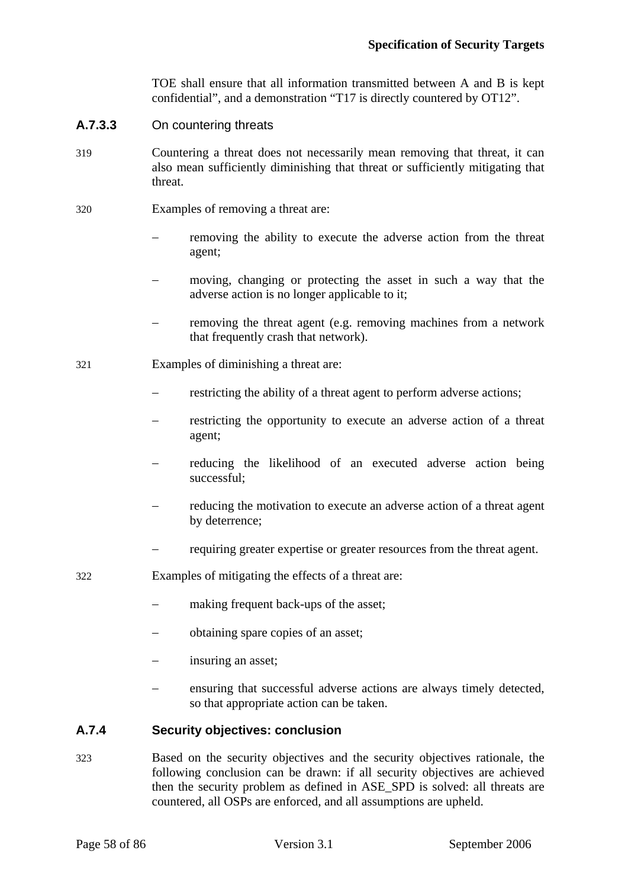TOE shall ensure that all information transmitted between A and B is kept confidential", and a demonstration "T17 is directly countered by OT12".

### A.7.3.3 On countering threats

319 Countering a threat does not necessarily mean removing that threat, it can also mean sufficiently diminishing that threat or sufficiently mitigating that threat.

320 Examples of removing a threat are:

- removing the ability to execute the adverse action from the threat agent;
- moving, changing or protecting the asset in such a way that the adverse action is no longer applicable to it;
- removing the threat agent (e.g. removing machines from a network that frequently crash that network).

321 Examples of diminishing a threat are:

- restricting the ability of a threat agent to perform adverse actions;
- restricting the opportunity to execute an adverse action of a threat agent;
- reducing the likelihood of an executed adverse action being successful;
- reducing the motivation to execute an adverse action of a threat agent by deterrence;
- requiring greater expertise or greater resources from the threat agent.

322 Examples of mitigating the effects of a threat are:

- making frequent back-ups of the asset;
- obtaining spare copies of an asset;
- insuring an asset;
- ensuring that successful adverse actions are always timely detected, so that appropriate action can be taken.

## A.7.4 Security objectives: conclusion

323 Based on the security objectives and the security objectives rationale, the following conclusion can be drawn: if all security objectives are achieved then the security problem as defined in ASE_SPD is solved: all threats are countered, all OSPs are enforced, and all assumptions are upheld.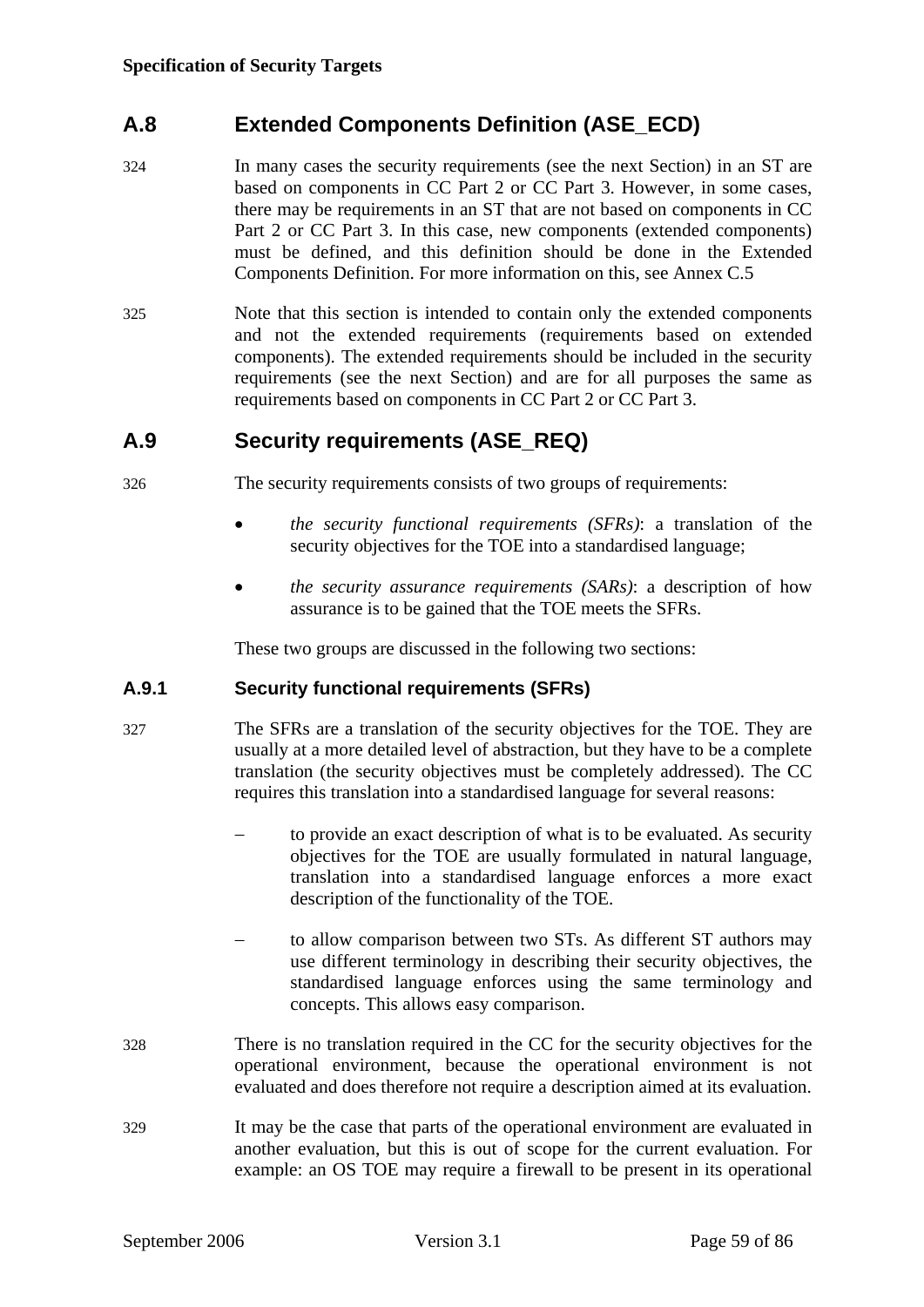## A.8 Extended Components Definition (ASE_ECD)

324 In many cases the security requirements (see the next Section) in an ST are based on components in CC Part 2 or CC Part 3. However, in some cases, there may be requirements in an ST that are not based on components in CC Part 2 or CC Part 3. In this case, new components (extended components) must be defined, and this definition should be done in the Extended Components Definition. For more information on this, see Annex C.5

325 Note that this section is intended to contain only the extended components and not the extended requirements (requirements based on extended components). The extended requirements should be included in the security requirements (see the next Section) and are for all purposes the same as requirements based on components in CC Part 2 or CC Part 3.

## A.9 Security requirements (ASE_REQ)

326 The security requirements consists of two groups of requirements:

- *the security functional requirements (SFRs)*: a translation of the security objectives for the TOE into a standardised language;
- *the security assurance requirements (SARs)*: a description of how assurance is to be gained that the TOE meets the SFRs.

These two groups are discussed in the following two sections:

### A.9.1 Security functional requirements (SFRs)

327 The SFRs are a translation of the security objectives for the TOE. They are usually at a more detailed level of abstraction, but they have to be a complete translation (the security objectives must be completely addressed). The CC requires this translation into a standardised language for several reasons:

- to provide an exact description of what is to be evaluated. As security objectives for the TOE are usually formulated in natural language, translation into a standardised language enforces a more exact description of the functionality of the TOE.
- to allow comparison between two STs. As different ST authors may use different terminology in describing their security objectives, the standardised language enforces using the same terminology and concepts. This allows easy comparison.

328 There is no translation required in the CC for the security objectives for the operational environment, because the operational environment is not evaluated and does therefore not require a description aimed at its evaluation.

329 It may be the case that parts of the operational environment are evaluated in another evaluation, but this is out of scope for the current evaluation. For example: an OS TOE may require a firewall to be present in its operational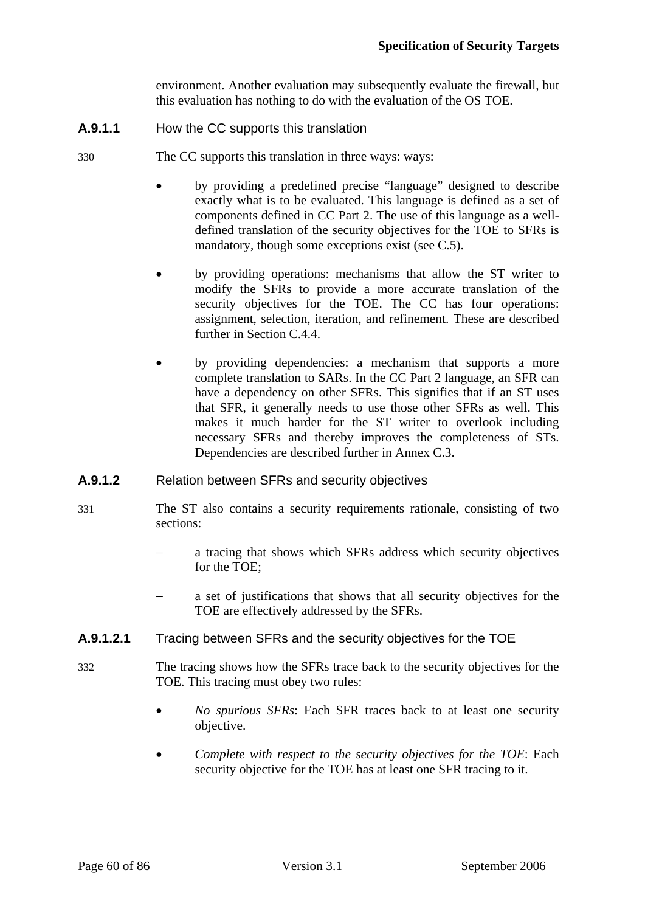environment. Another evaluation may subsequently evaluate the firewall, but this evaluation has nothing to do with the evaluation of the OS TOE.

### A.9.1.1 How the CC supports this translation

330 The CC supports this translation in three ways: ways:

- by providing a predefined precise "language" designed to describe exactly what is to be evaluated. This language is defined as a set of components defined in CC Part 2. The use of this language as a well-defined translation of the security objectives for the TOE to SFRs is mandatory, though some exceptions exist (see C.5).
- by providing operations: mechanisms that allow the ST writer to modify the SFRs to provide a more accurate translation of the security objectives for the TOE. The CC has four operations: assignment, selection, iteration, and refinement. These are described further in Section C.4.4.
- by providing dependencies: a mechanism that supports a more complete translation to SARs. In the CC Part 2 language, an SFR can have a dependency on other SFRs. This signifies that if an ST uses that SFR, it generally needs to use those other SFRs as well. This makes it much harder for the ST writer to overlook including necessary SFRs and thereby improves the completeness of STs. Dependencies are described further in Annex C.3.

### A.9.1.2 Relation between SFRs and security objectives

331 The ST also contains a security requirements rationale, consisting of two sections:

- a tracing that shows which SFRs address which security objectives for the TOE;
- a set of justifications that shows that all security objectives for the TOE are effectively addressed by the SFRs.

#### A.9.1.2.1 Tracing between SFRs and the security objectives for the TOE

332 The tracing shows how the SFRs trace back to the security objectives for the TOE. This tracing must obey two rules:

- *No spurious SFRs*: Each SFR traces back to at least one security objective.
- *Complete with respect to the security objectives for the TOE*: Each security objective for the TOE has at least one SFR tracing to it.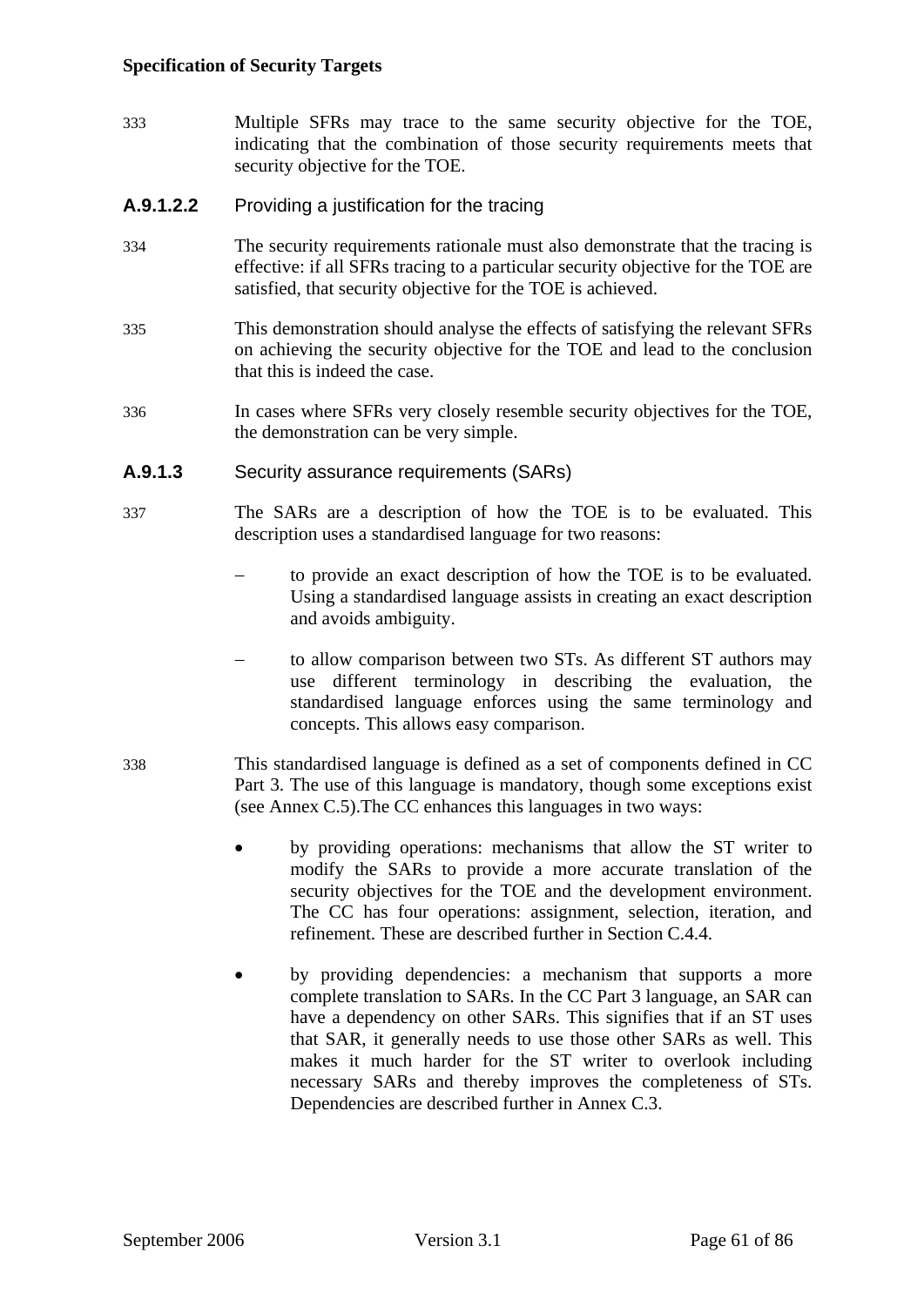333 Multiple SFRs may trace to the same security objective for the TOE, indicating that the combination of those security requirements meets that security objective for the TOE.

#### A.9.1.2.2 Providing a justification for the tracing

334 The security requirements rationale must also demonstrate that the tracing is effective: if all SFRs tracing to a particular security objective for the TOE are satisfied, that security objective for the TOE is achieved.

335 This demonstration should analyse the effects of satisfying the relevant SFRs on achieving the security objective for the TOE and lead to the conclusion that this is indeed the case.

336 In cases where SFRs very closely resemble security objectives for the TOE, the demonstration can be very simple.

### A.9.1.3 Security assurance requirements (SARs)

337 The SARs are a description of how the TOE is to be evaluated. This description uses a standardised language for two reasons:

- to provide an exact description of how the TOE is to be evaluated. Using a standardised language assists in creating an exact description and avoids ambiguity.
- to allow comparison between two STs. As different ST authors may use different terminology in describing the evaluation, the standardised language enforces using the same terminology and concepts. This allows easy comparison.

338 This standardised language is defined as a set of components defined in CC Part 3. The use of this language is mandatory, though some exceptions exist (see Annex C.5).The CC enhances this languages in two ways:

- by providing operations: mechanisms that allow the ST writer to modify the SARs to provide a more accurate translation of the security objectives for the TOE and the development environment. The CC has four operations: assignment, selection, iteration, and refinement. These are described further in Section C.4.4.
- by providing dependencies: a mechanism that supports a more complete translation to SARs. In the CC Part 3 language, an SAR can have a dependency on other SARs. This signifies that if an ST uses that SAR, it generally needs to use those other SARs as well. This makes it much harder for the ST writer to overlook including necessary SARs and thereby improves the completeness of STs. Dependencies are described further in Annex C.3.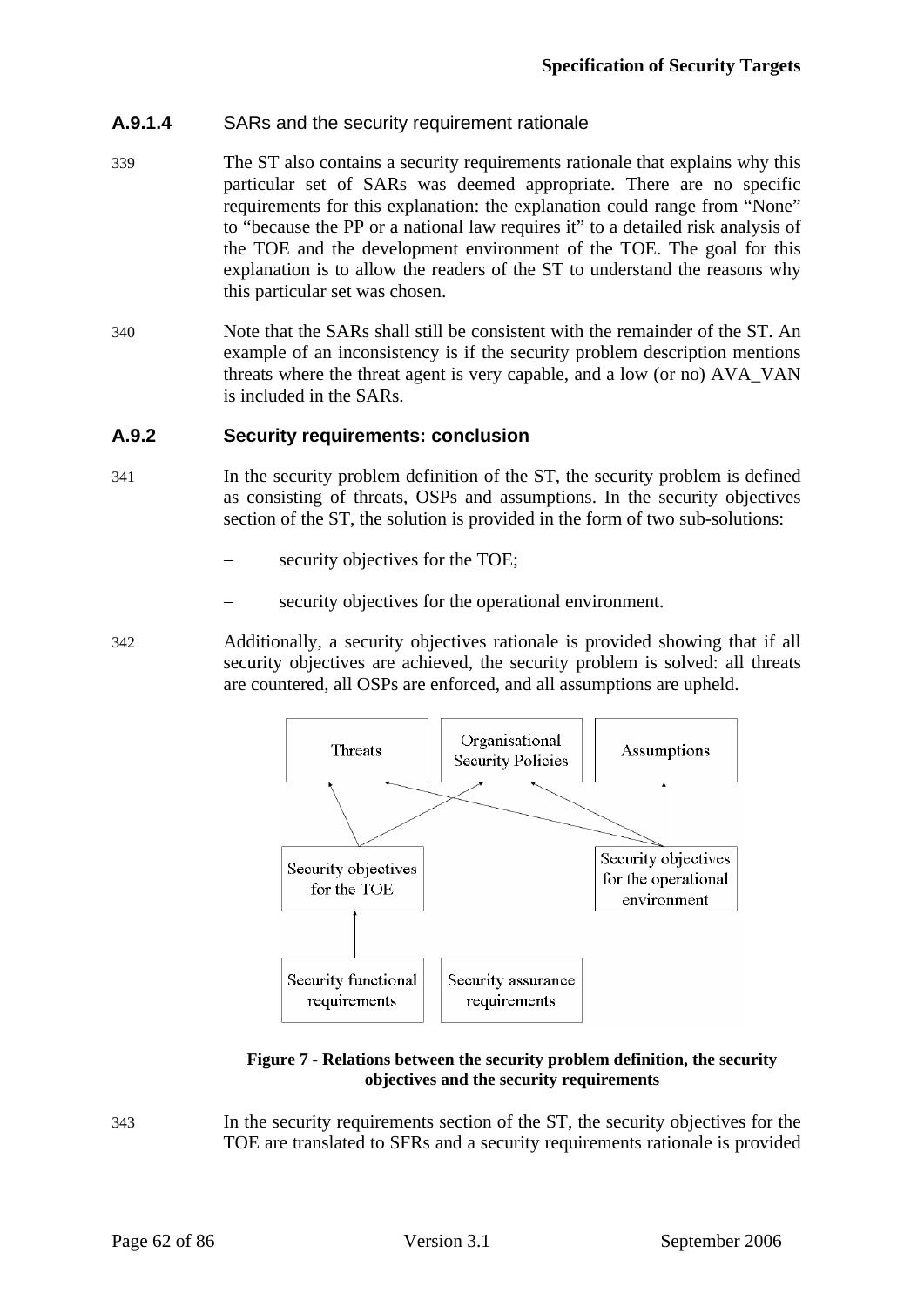#### A.9.1.4 SARs and the security requirement rationale

339 The ST also contains a security requirements rationale that explains why this particular set of SARs was deemed appropriate. There are no specific requirements for this explanation: the explanation could range from “None” to “because the PP or a national law requires it” to a detailed risk analysis of the TOE and the development environment of the TOE. The goal for this explanation is to allow the readers of the ST to understand the reasons why this particular set was chosen.

340 Note that the SARs shall still be consistent with the remainder of the ST. An example of an inconsistency is if the security problem description mentions threats where the threat agent is very capable, and a low (or no) AVA_VAN is included in the SARs.

### A.9.2 Security requirements: conclusion

341 In the security problem definition of the ST, the security problem is defined as consisting of threats, OSPs and assumptions. In the security objectives section of the ST, the solution is provided in the form of two sub-solutions:

- security objectives for the TOE;
- security objectives for the operational environment.

342 Additionally, a security objectives rationale is provided showing that if all security objectives are achieved, the security problem is solved: all threats are countered, all OSPs are enforced, and all assumptions are upheld.

**Figure 7 - Relations between the security problem definition, the security objectives and the security requirements**

343 In the security requirements section of the ST, the security objectives for the TOE are translated to SFRs and a security requirements rationale is provided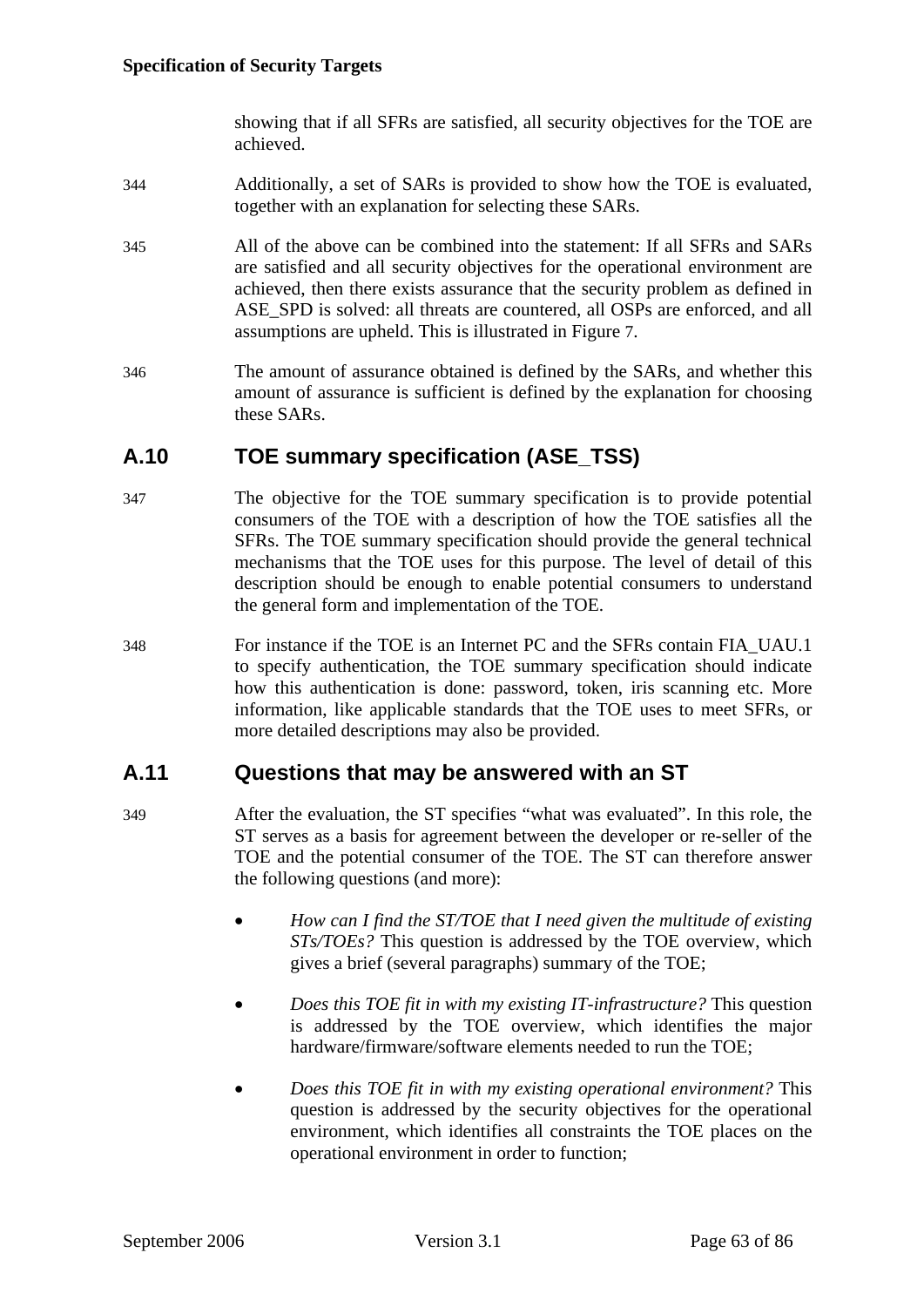showing that if all SFRs are satisfied, all security objectives for the TOE are achieved.

344 Additionally, a set of SARs is provided to show how the TOE is evaluated, together with an explanation for selecting these SARs.

345 All of the above can be combined into the statement: If all SFRs and SARs are satisfied and all security objectives for the operational environment are achieved, then there exists assurance that the security problem as defined in ASE_SPD is solved: all threats are countered, all OSPs are enforced, and all assumptions are upheld. This is illustrated in Figure 7.

346 The amount of assurance obtained is defined by the SARs, and whether this amount of assurance is sufficient is defined by the explanation for choosing these SARs.

## A.10 TOE summary specification (ASE_TSS)

347 The objective for the TOE summary specification is to provide potential consumers of the TOE with a description of how the TOE satisfies all the SFRs. The TOE summary specification should provide the general technical mechanisms that the TOE uses for this purpose. The level of detail of this description should be enough to enable potential consumers to understand the general form and implementation of the TOE.

348 For instance if the TOE is an Internet PC and the SFRs contain FIA_UAU.1 to specify authentication, the TOE summary specification should indicate how this authentication is done: password, token, iris scanning etc. More information, like applicable standards that the TOE uses to meet SFRs, or more detailed descriptions may also be provided.

## A.11 Questions that may be answered with an ST

349 After the evaluation, the ST specifies "what was evaluated". In this role, the ST serves as a basis for agreement between the developer or re-seller of the TOE and the potential consumer of the TOE. The ST can therefore answer the following questions (and more):

- *How can I find the ST/TOE that I need given the multitude of existing STs/TOEs?* This question is addressed by the TOE overview, which gives a brief (several paragraphs) summary of the TOE;
- *Does this TOE fit in with my existing IT-infrastructure?* This question is addressed by the TOE overview, which identifies the major hardware/firmware/software elements needed to run the TOE;
- *Does this TOE fit in with my existing operational environment?* This question is addressed by the security objectives for the operational environment, which identifies all constraints the TOE places on the operational environment in order to function;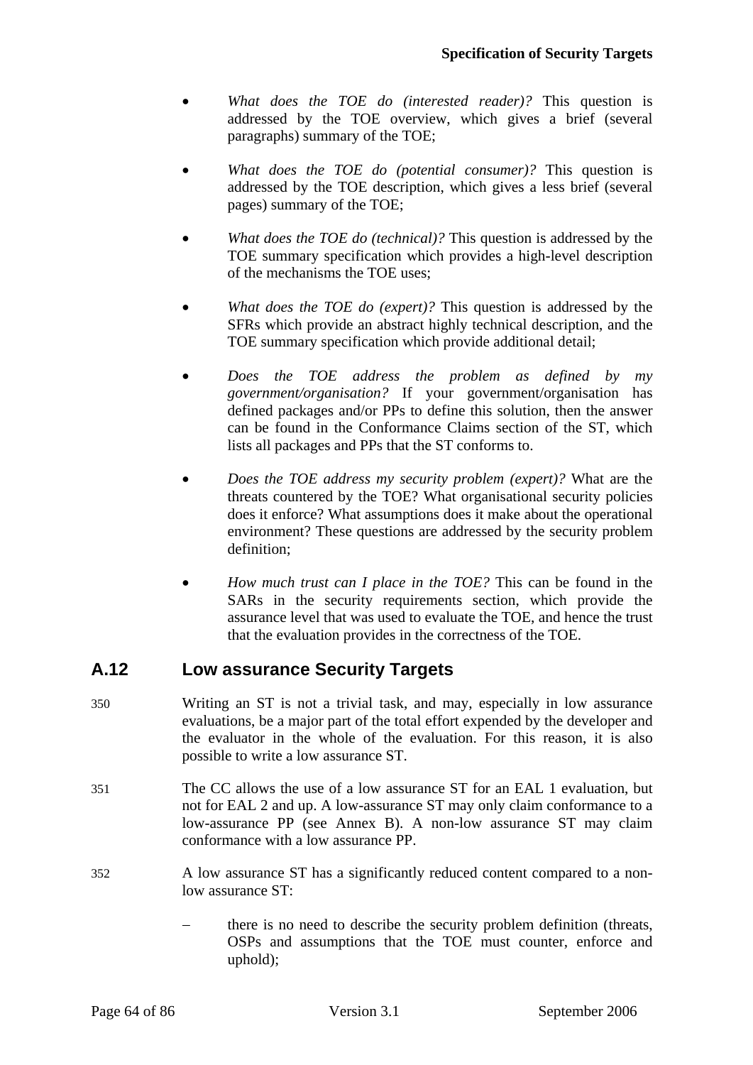- *What does the TOE do (interested reader)?* This question is addressed by the TOE overview, which gives a brief (several paragraphs) summary of the TOE;
- *What does the TOE do (potential consumer)?* This question is addressed by the TOE description, which gives a less brief (several pages) summary of the TOE;
- *What does the TOE do (technical)?* This question is addressed by the TOE summary specification which provides a high-level description of the mechanisms the TOE uses;
- *What does the TOE do (expert)?* This question is addressed by the SFRs which provide an abstract highly technical description, and the TOE summary specification which provide additional detail;
- *Does the TOE address the problem as defined by my government/organisation?* If your government/organisation has defined packages and/or PPs to define this solution, then the answer can be found in the Conformance Claims section of the ST, which lists all packages and PPs that the ST conforms to.
- *Does the TOE address my security problem (expert)?* What are the threats countered by the TOE? What organisational security policies does it enforce? What assumptions does it make about the operational environment? These questions are addressed by the security problem definition;
- *How much trust can I place in the TOE?* This can be found in the SARs in the security requirements section, which provide the assurance level that was used to evaluate the TOE, and hence the trust that the evaluation provides in the correctness of the TOE.

## A.12 Low assurance Security Targets

350 Writing an ST is not a trivial task, and may, especially in low assurance evaluations, be a major part of the total effort expended by the developer and the evaluator in the whole of the evaluation. For this reason, it is also possible to write a low assurance ST.

351 The CC allows the use of a low assurance ST for an EAL 1 evaluation, but not for EAL 2 and up. A low-assurance ST may only claim conformance to a low-assurance PP (see Annex B). A non-low assurance ST may claim conformance with a low assurance PP.

352 A low assurance ST has a significantly reduced content compared to a non-low assurance ST:

- there is no need to describe the security problem definition (threats, OSPs and assumptions that the TOE must counter, enforce and uphold);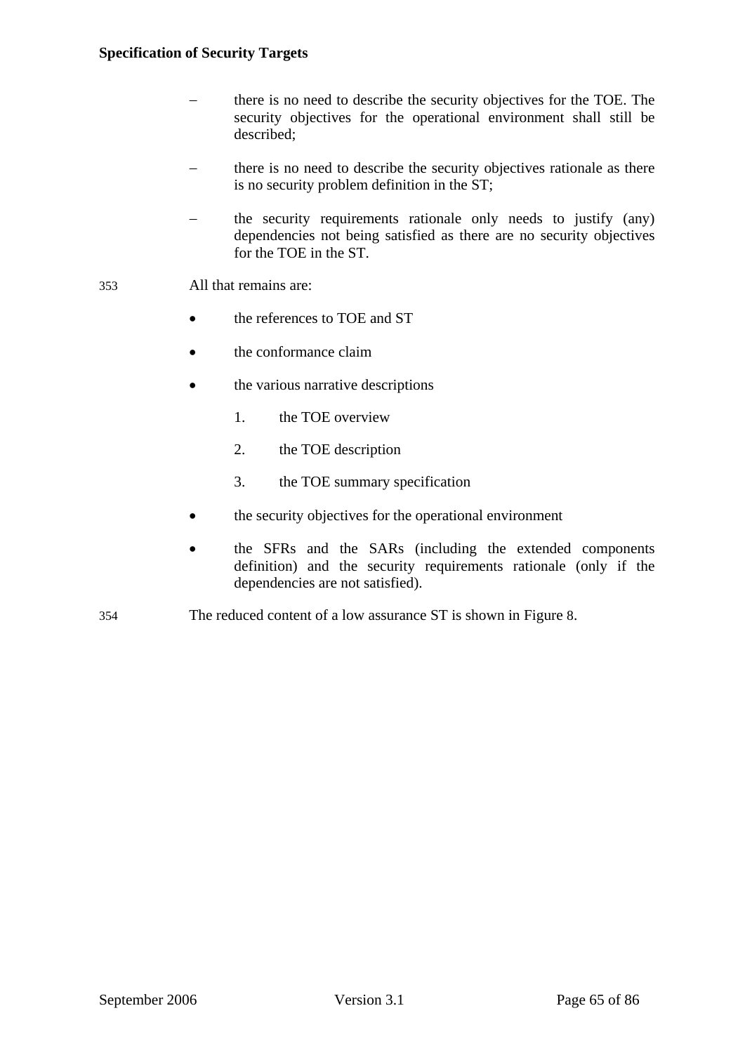- there is no need to describe the security objectives for the TOE. The security objectives for the operational environment shall still be described;
- there is no need to describe the security objectives rationale as there is no security problem definition in the ST;
- the security requirements rationale only needs to justify (any) dependencies not being satisfied as there are no security objectives for the TOE in the ST.

353 All that remains are:

- the references to TOE and ST
- the conformance claim
- the various narrative descriptions
  1. the TOE overview
  2. the TOE description
  3. the TOE summary specification
- the security objectives for the operational environment
- the SFRs and the SARs (including the extended components definition) and the security requirements rationale (only if the dependencies are not satisfied).

354 The reduced content of a low assurance ST is shown in Figure 8.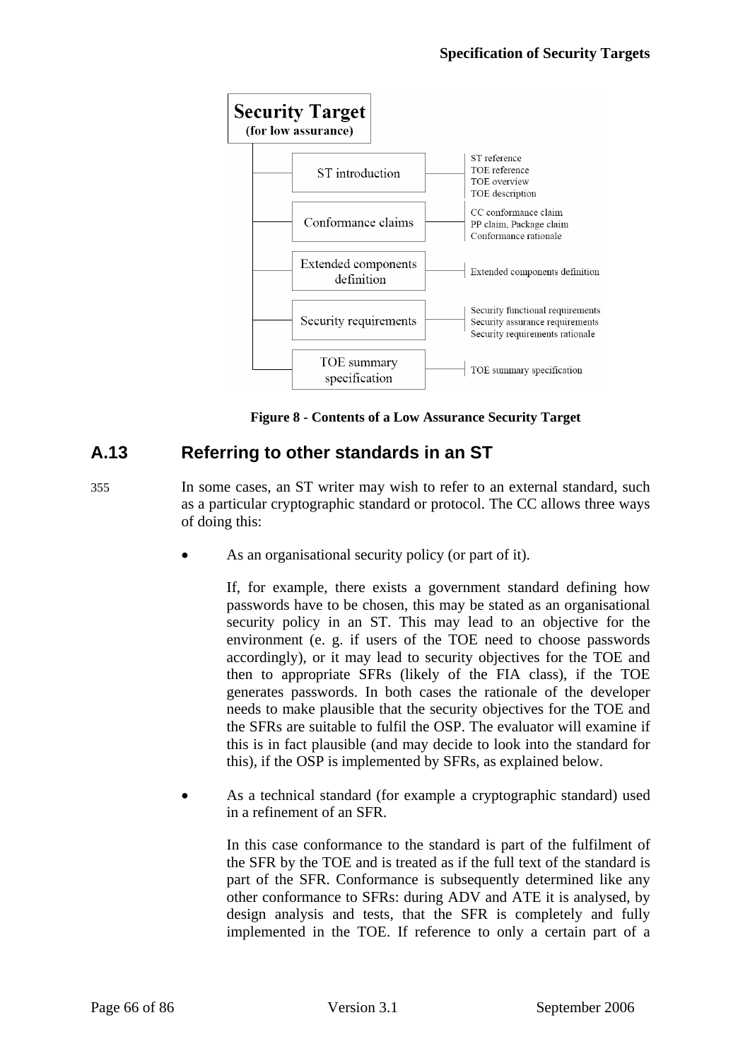**Security Target**
**(for low assurance)**

| Section | Contents |
| --- | --- |
| ST introduction | ST reference<br>TOE reference<br>TOE overview<br>TOE description |
| Conformance claims | CC conformance claim<br>PP claim, Package claim<br>Conformance rationale |
| Extended components definition | Extended components definition |
| Security requirements | Security functional requirements<br>Security assurance requirements<br>Security requirements rationale |
| TOE summary specification | TOE summary specification |

**Figure 8 - Contents of a Low Assurance Security Target**

## A.13 Referring to other standards in an ST

355 In some cases, an ST writer may wish to refer to an external standard, such as a particular cryptographic standard or protocol. The CC allows three ways of doing this:

- As an organisational security policy (or part of it).

  If, for example, there exists a government standard defining how passwords have to be chosen, this may be stated as an organisational security policy in an ST. This may lead to an objective for the environment (e. g. if users of the TOE need to choose passwords accordingly), or it may lead to security objectives for the TOE and then to appropriate SFRs (likely of the FIA class), if the TOE generates passwords. In both cases the rationale of the developer needs to make plausible that the security objectives for the TOE and the SFRs are suitable to fulfil the OSP. The evaluator will examine if this is in fact plausible (and may decide to look into the standard for this), if the OSP is implemented by SFRs, as explained below.

- As a technical standard (for example a cryptographic standard) used in a refinement of an SFR.

  In this case conformance to the standard is part of the fulfilment of the SFR by the TOE and is treated as if the full text of the standard is part of the SFR. Conformance is subsequently determined like any other conformance to SFRs: during ADV and ATE it is analysed, by design analysis and tests, that the SFR is completely and fully implemented in the TOE. If reference to only a certain part of a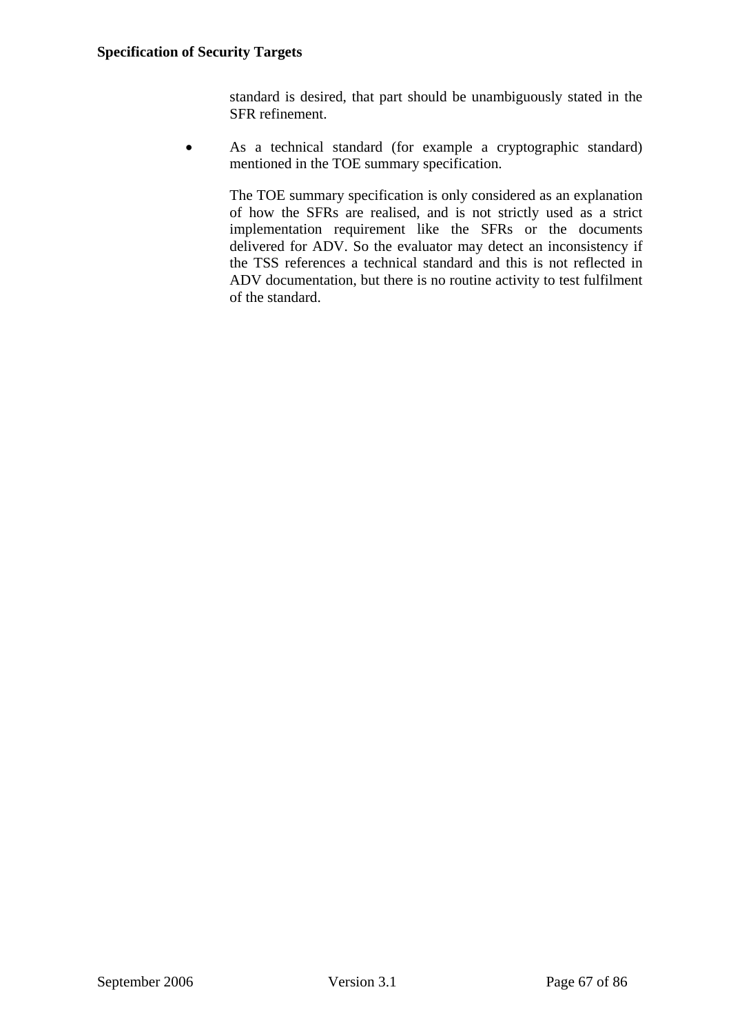standard is desired, that part should be unambiguously stated in the SFR refinement.

- As a technical standard (for example a cryptographic standard) mentioned in the TOE summary specification.

  The TOE summary specification is only considered as an explanation of how the SFRs are realised, and is not strictly used as a strict implementation requirement like the SFRs or the documents delivered for ADV. So the evaluator may detect an inconsistency if the TSS references a technical standard and this is not reflected in ADV documentation, but there is no routine activity to test fulfilment of the standard.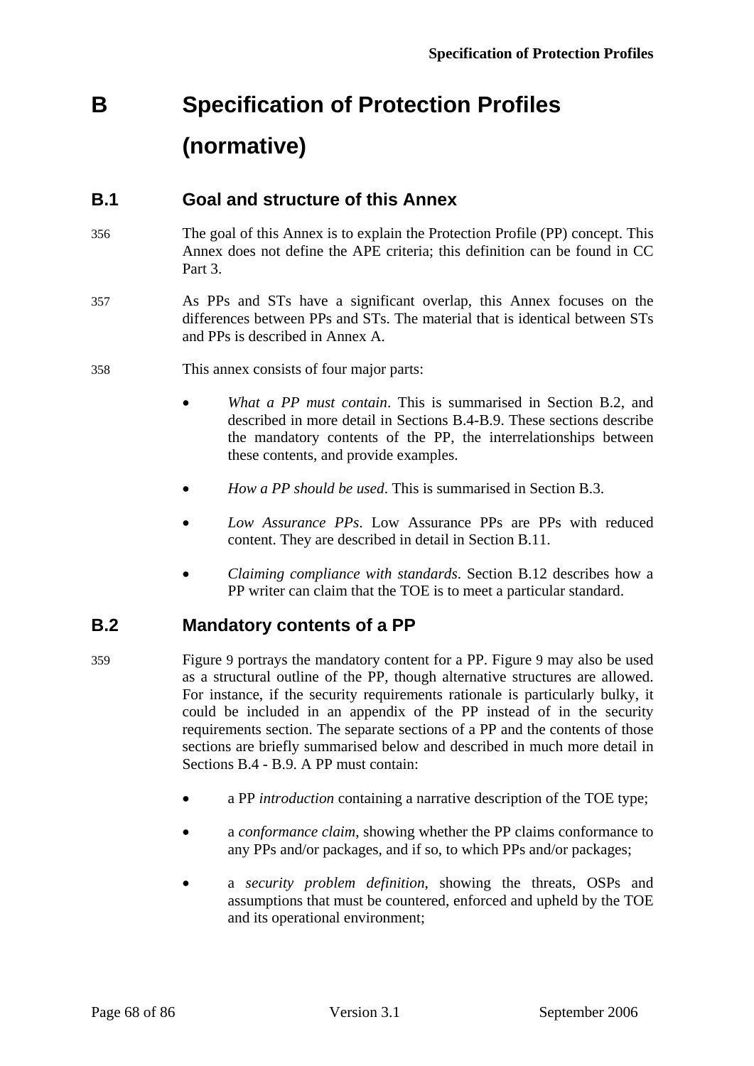# B Specification of Protection Profiles (normative)

## B.1 Goal and structure of this Annex

356 The goal of this Annex is to explain the Protection Profile (PP) concept. This Annex does not define the APE criteria; this definition can be found in CC Part 3.

357 As PPs and STs have a significant overlap, this Annex focuses on the differences between PPs and STs. The material that is identical between STs and PPs is described in Annex A.

358 This annex consists of four major parts:

- *What a PP must contain*. This is summarised in Section B.2, and described in more detail in Sections B.4-B.9. These sections describe the mandatory contents of the PP, the interrelationships between these contents, and provide examples.
- *How a PP should be used*. This is summarised in Section B.3.
- *Low Assurance PPs*. Low Assurance PPs are PPs with reduced content. They are described in detail in Section B.11.
- *Claiming compliance with standards*. Section B.12 describes how a PP writer can claim that the TOE is to meet a particular standard.

## B.2 Mandatory contents of a PP

359 Figure 9 portrays the mandatory content for a PP. Figure 9 may also be used as a structural outline of the PP, though alternative structures are allowed. For instance, if the security requirements rationale is particularly bulky, it could be included in an appendix of the PP instead of in the security requirements section. The separate sections of a PP and the contents of those sections are briefly summarised below and described in much more detail in Sections B.4 - B.9. A PP must contain:

- a PP *introduction* containing a narrative description of the TOE type;
- a *conformance claim*, showing whether the PP claims conformance to any PPs and/or packages, and if so, to which PPs and/or packages;
- a *security problem definition*, showing the threats, OSPs and assumptions that must be countered, enforced and upheld by the TOE and its operational environment;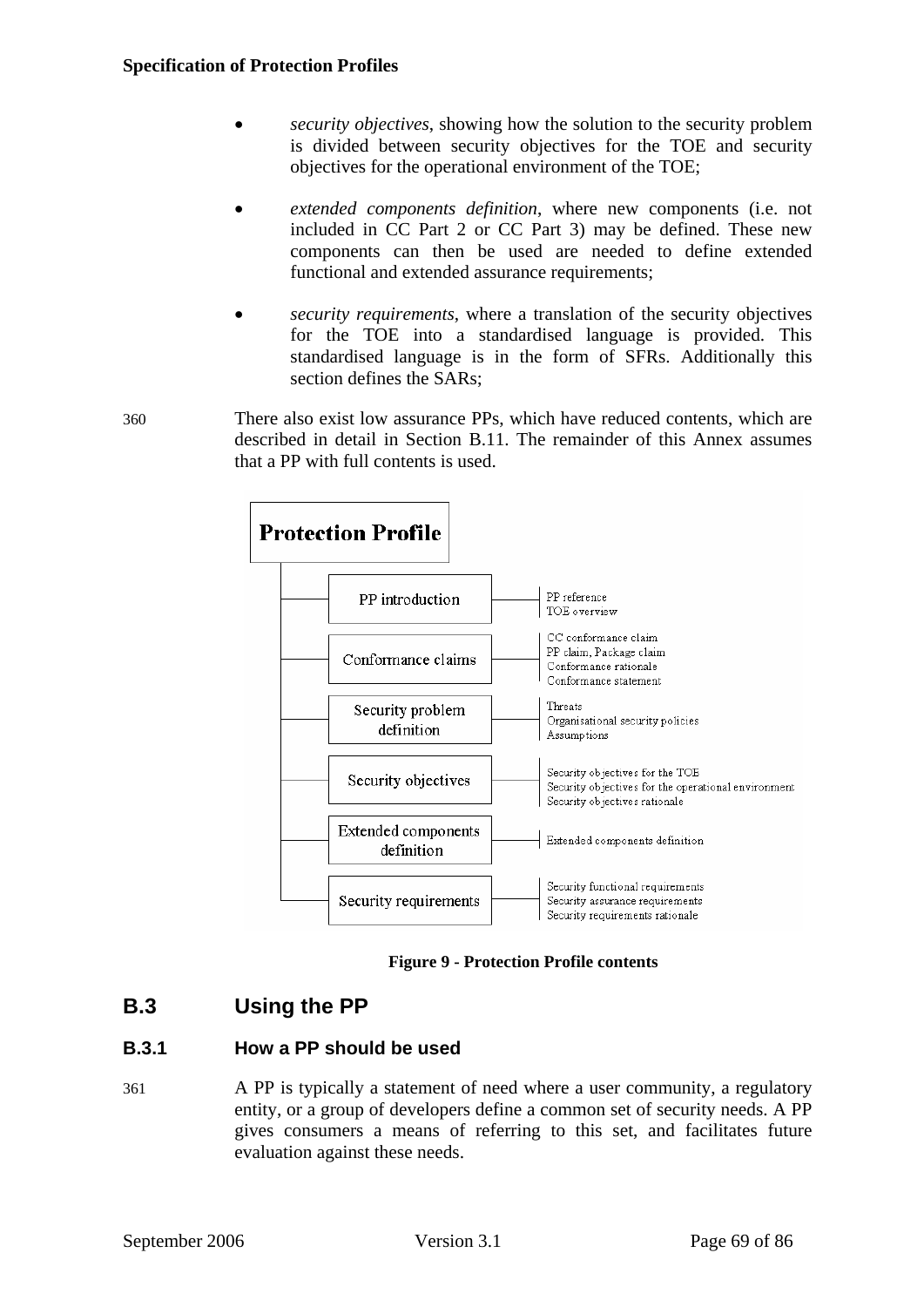- *security objectives*, showing how the solution to the security problem is divided between security objectives for the TOE and security objectives for the operational environment of the TOE;

- *extended components definition*, where new components (i.e. not included in CC Part 2 or CC Part 3) may be defined. These new components can then be used are needed to define extended functional and extended assurance requirements;

- *security requirements*, where a translation of the security objectives for the TOE into a standardised language is provided. This standardised language is in the form of SFRs. Additionally this section defines the SARs;

360 There also exist low assurance PPs, which have reduced contents, which are described in detail in Section B.11. The remainder of this Annex assumes that a PP with full contents is used.

**Protection Profile**

| Section | Contents |
| --- | --- |
| PP introduction | PP reference; TOE overview |
| Conformance claims | CC conformance claim; PP claim, Package claim; Conformance rationale; Conformance statement |
| Security problem definition | Threats; Organisational security policies; Assumptions |
| Security objectives | Security objectives for the TOE; Security objectives for the operational environment; Security objectives rationale |
| Extended components definition | Extended components definition |
| Security requirements | Security functional requirements; Security assurance requirements; Security requirements rationale |

**Figure 9 - Protection Profile contents**

## B.3 Using the PP

### B.3.1 How a PP should be used

361 A PP is typically a statement of need where a user community, a regulatory entity, or a group of developers define a common set of security needs. A PP gives consumers a means of referring to this set, and facilitates future evaluation against these needs.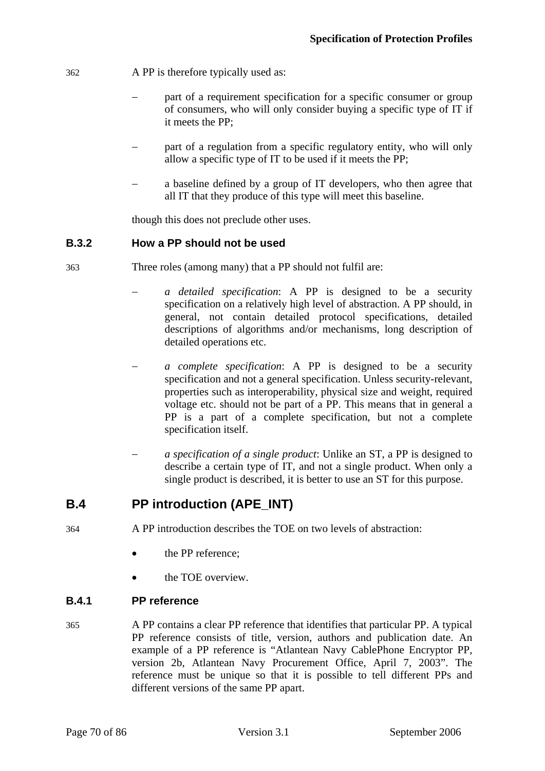362 A PP is therefore typically used as:

- part of a requirement specification for a specific consumer or group of consumers, who will only consider buying a specific type of IT if it meets the PP;
- part of a regulation from a specific regulatory entity, who will only allow a specific type of IT to be used if it meets the PP;
- a baseline defined by a group of IT developers, who then agree that all IT that they produce of this type will meet this baseline.

though this does not preclude other uses.

### B.3.2 How a PP should not be used

363 Three roles (among many) that a PP should not fulfil are:

- *a detailed specification*: A PP is designed to be a security specification on a relatively high level of abstraction. A PP should, in general, not contain detailed protocol specifications, detailed descriptions of algorithms and/or mechanisms, long description of detailed operations etc.
- *a complete specification*: A PP is designed to be a security specification and not a general specification. Unless security-relevant, properties such as interoperability, physical size and weight, required voltage etc. should not be part of a PP. This means that in general a PP is a part of a complete specification, but not a complete specification itself.
- *a specification of a single product*: Unlike an ST, a PP is designed to describe a certain type of IT, and not a single product. When only a single product is described, it is better to use an ST for this purpose.

## B.4 PP introduction (APE_INT)

364 A PP introduction describes the TOE on two levels of abstraction:

- the PP reference;
- the TOE overview.

### B.4.1 PP reference

365 A PP contains a clear PP reference that identifies that particular PP. A typical PP reference consists of title, version, authors and publication date. An example of a PP reference is "Atlantean Navy CablePhone Encryptor PP, version 2b, Atlantean Navy Procurement Office, April 7, 2003". The reference must be unique so that it is possible to tell different PPs and different versions of the same PP apart.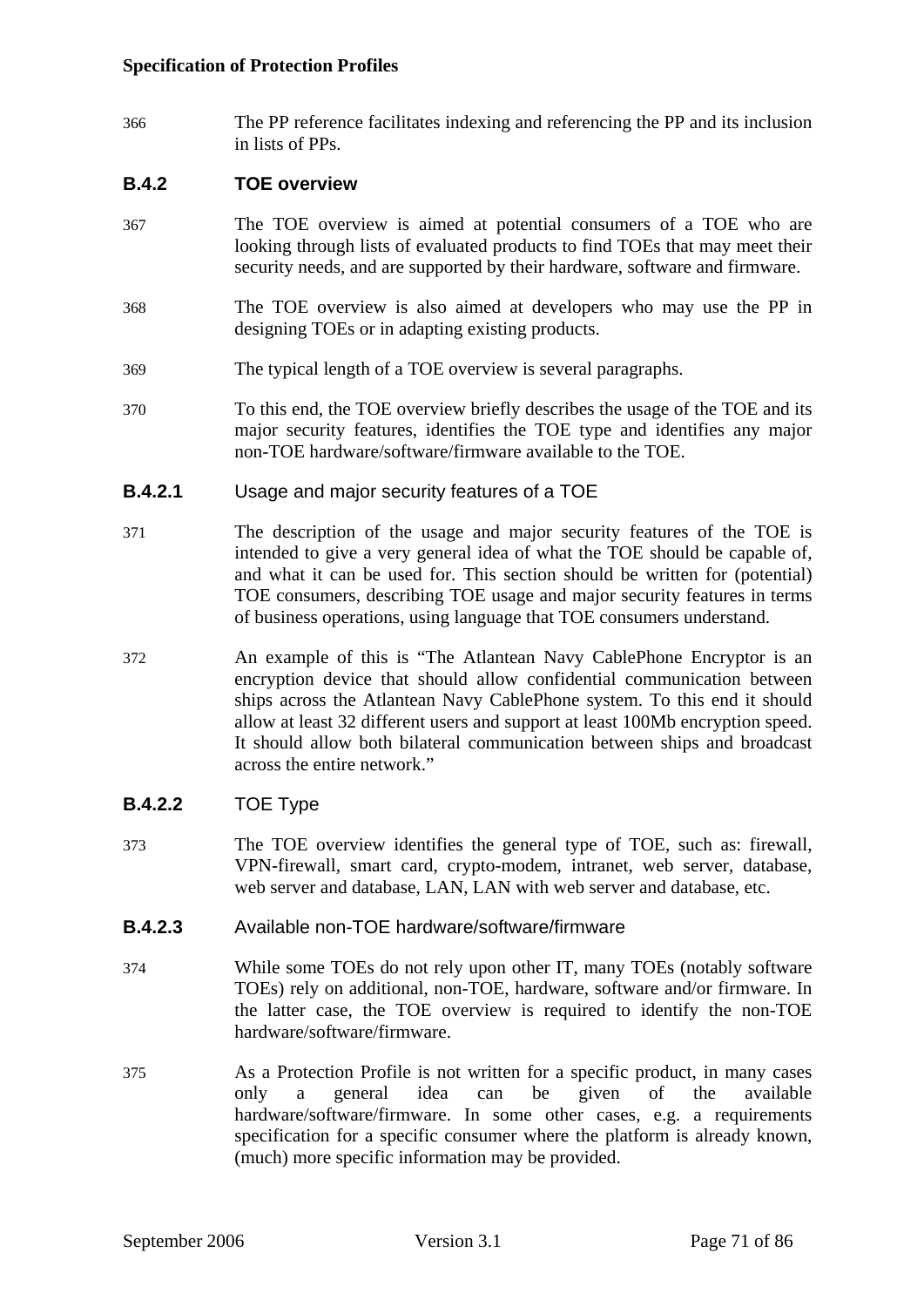366 The PP reference facilitates indexing and referencing the PP and its inclusion in lists of PPs.

### B.4.2 TOE overview

367 The TOE overview is aimed at potential consumers of a TOE who are looking through lists of evaluated products to find TOEs that may meet their security needs, and are supported by their hardware, software and firmware.

368 The TOE overview is also aimed at developers who may use the PP in designing TOEs or in adapting existing products.

369 The typical length of a TOE overview is several paragraphs.

370 To this end, the TOE overview briefly describes the usage of the TOE and its major security features, identifies the TOE type and identifies any major non-TOE hardware/software/firmware available to the TOE.

#### B.4.2.1 Usage and major security features of a TOE

371 The description of the usage and major security features of the TOE is intended to give a very general idea of what the TOE should be capable of, and what it can be used for. This section should be written for (potential) TOE consumers, describing TOE usage and major security features in terms of business operations, using language that TOE consumers understand.

372 An example of this is "The Atlantean Navy CablePhone Encryptor is an encryption device that should allow confidential communication between ships across the Atlantean Navy CablePhone system. To this end it should allow at least 32 different users and support at least 100Mb encryption speed. It should allow both bilateral communication between ships and broadcast across the entire network."

#### B.4.2.2 TOE Type

373 The TOE overview identifies the general type of TOE, such as: firewall, VPN-firewall, smart card, crypto-modem, intranet, web server, database, web server and database, LAN, LAN with web server and database, etc.

#### B.4.2.3 Available non-TOE hardware/software/firmware

374 While some TOEs do not rely upon other IT, many TOEs (notably software TOEs) rely on additional, non-TOE, hardware, software and/or firmware. In the latter case, the TOE overview is required to identify the non-TOE hardware/software/firmware.

375 As a Protection Profile is not written for a specific product, in many cases only a general idea can be given of the available hardware/software/firmware. In some other cases, e.g. a requirements specification for a specific consumer where the platform is already known, (much) more specific information may be provided.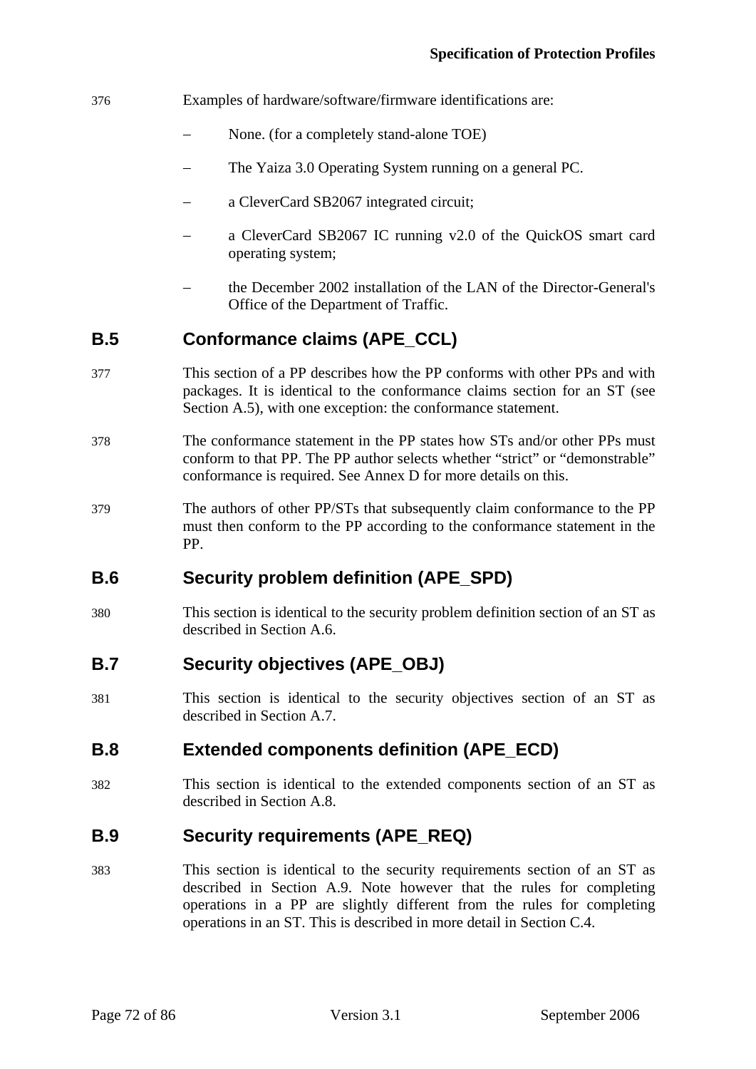376 Examples of hardware/software/firmware identifications are:

- None. (for a completely stand-alone TOE)
- The Yaiza 3.0 Operating System running on a general PC.
- a CleverCard SB2067 integrated circuit;
- a CleverCard SB2067 IC running v2.0 of the QuickOS smart card operating system;
- the December 2002 installation of the LAN of the Director-General's Office of the Department of Traffic.

## B.5 Conformance claims (APE_CCL)

377 This section of a PP describes how the PP conforms with other PPs and with packages. It is identical to the conformance claims section for an ST (see Section A.5), with one exception: the conformance statement.

378 The conformance statement in the PP states how STs and/or other PPs must conform to that PP. The PP author selects whether "strict" or "demonstrable" conformance is required. See Annex D for more details on this.

379 The authors of other PP/STs that subsequently claim conformance to the PP must then conform to the PP according to the conformance statement in the PP.

## B.6 Security problem definition (APE_SPD)

380 This section is identical to the security problem definition section of an ST as described in Section A.6.

## B.7 Security objectives (APE_OBJ)

381 This section is identical to the security objectives section of an ST as described in Section A.7.

## B.8 Extended components definition (APE_ECD)

382 This section is identical to the extended components section of an ST as described in Section A.8.

## B.9 Security requirements (APE_REQ)

383 This section is identical to the security requirements section of an ST as described in Section A.9. Note however that the rules for completing operations in a PP are slightly different from the rules for completing operations in an ST. This is described in more detail in Section C.4.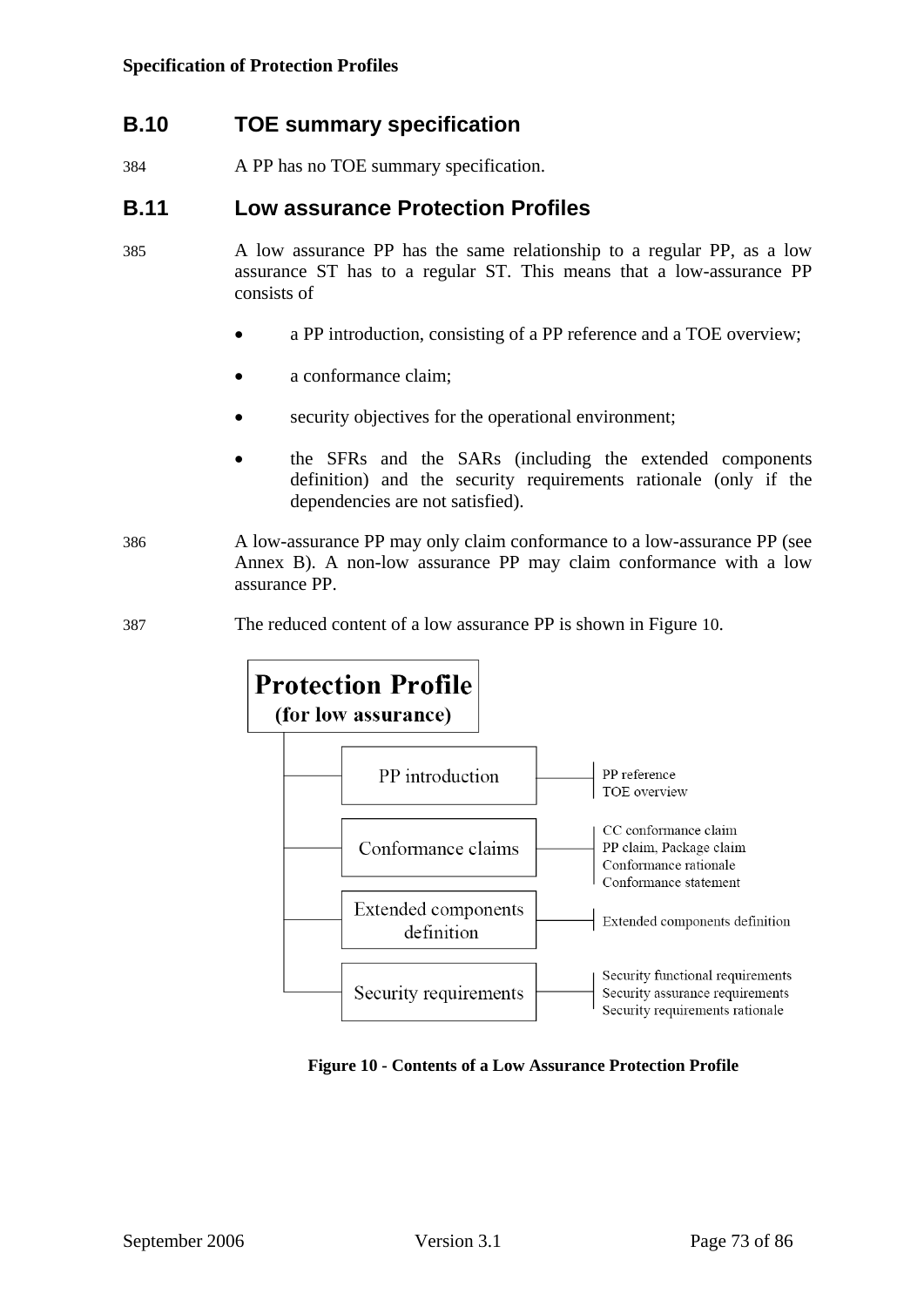## B.10 TOE summary specification

384 A PP has no TOE summary specification.

## B.11 Low assurance Protection Profiles

385 A low assurance PP has the same relationship to a regular PP, as a low assurance ST has to a regular ST. This means that a low-assurance PP consists of

- a PP introduction, consisting of a PP reference and a TOE overview;
- a conformance claim;
- security objectives for the operational environment;
- the SFRs and the SARs (including the extended components definition) and the security requirements rationale (only if the dependencies are not satisfied).

386 A low-assurance PP may only claim conformance to a low-assurance PP (see Annex B). A non-low assurance PP may claim conformance with a low assurance PP.

387 The reduced content of a low assurance PP is shown in Figure 10.

**Protection Profile (for low assurance)**

- PP introduction
  - PP reference
  - TOE overview
- Conformance claims
  - CC conformance claim
  - PP claim, Package claim
  - Conformance rationale
  - Conformance statement
- Extended components definition
  - Extended components definition
- Security requirements
  - Security functional requirements
  - Security assurance requirements
  - Security requirements rationale

**Figure 10 - Contents of a Low Assurance Protection Profile**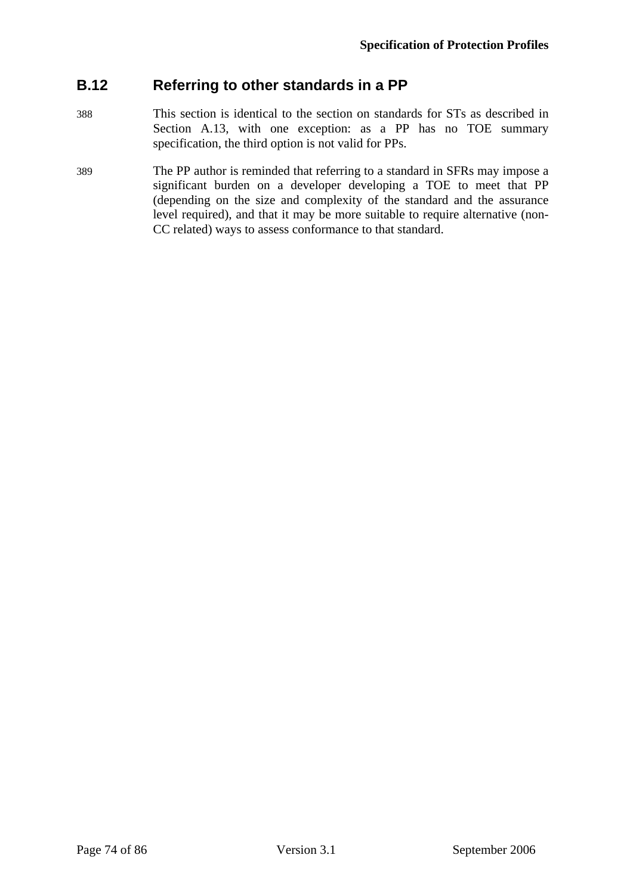## B.12 Referring to other standards in a PP

388 This section is identical to the section on standards for STs as described in Section A.13, with one exception: as a PP has no TOE summary specification, the third option is not valid for PPs.

389 The PP author is reminded that referring to a standard in SFRs may impose a significant burden on a developer developing a TOE to meet that PP (depending on the size and complexity of the standard and the assurance level required), and that it may be more suitable to require alternative (non-CC related) ways to assess conformance to that standard.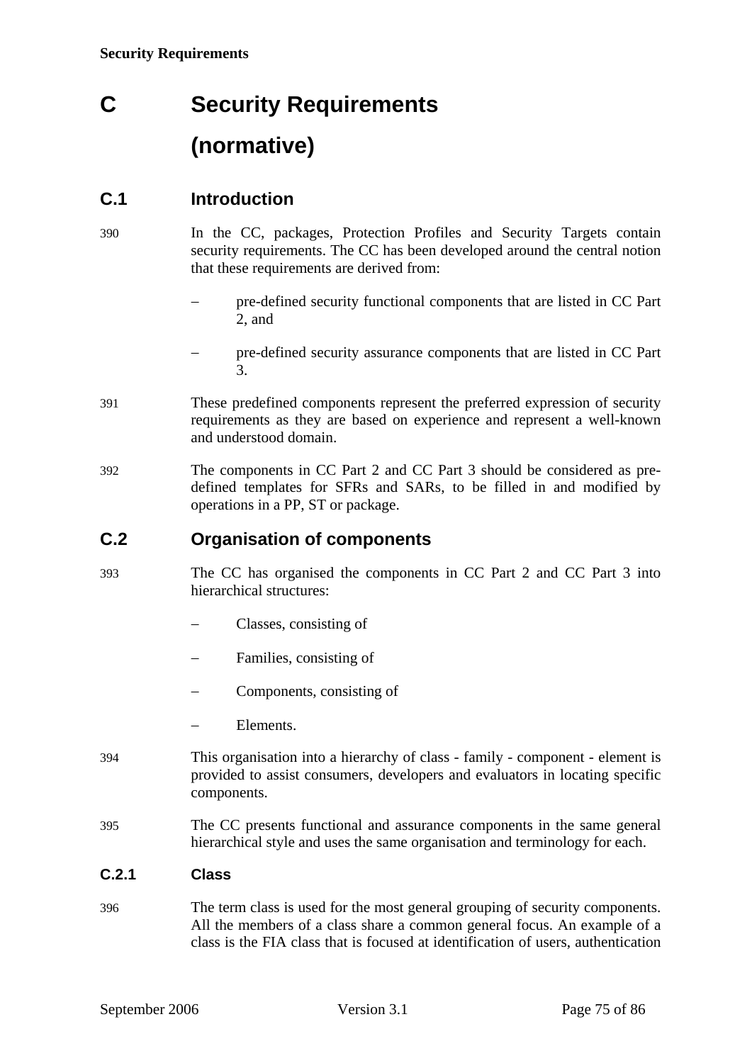# C Security Requirements (normative)

## C.1 Introduction

390 In the CC, packages, Protection Profiles and Security Targets contain security requirements. The CC has been developed around the central notion that these requirements are derived from:

- pre-defined security functional components that are listed in CC Part 2, and
- pre-defined security assurance components that are listed in CC Part 3.

391 These predefined components represent the preferred expression of security requirements as they are based on experience and represent a well-known and understood domain.

392 The components in CC Part 2 and CC Part 3 should be considered as pre-defined templates for SFRs and SARs, to be filled in and modified by operations in a PP, ST or package.

## C.2 Organisation of components

393 The CC has organised the components in CC Part 2 and CC Part 3 into hierarchical structures:

- Classes, consisting of
- Families, consisting of
- Components, consisting of
- Elements.

394 This organisation into a hierarchy of class - family - component - element is provided to assist consumers, developers and evaluators in locating specific components.

395 The CC presents functional and assurance components in the same general hierarchical style and uses the same organisation and terminology for each.

### C.2.1 Class

396 The term class is used for the most general grouping of security components. All the members of a class share a common general focus. An example of a class is the FIA class that is focused at identification of users, authentication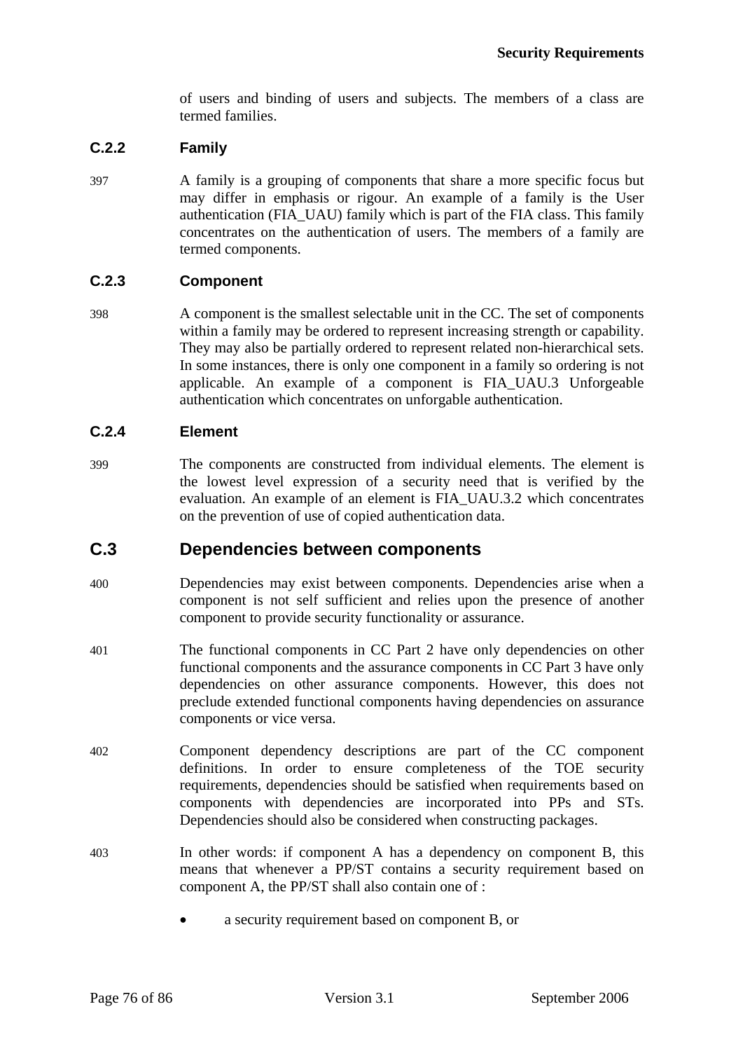of users and binding of users and subjects. The members of a class are termed families.

### C.2.2 Family

397 A family is a grouping of components that share a more specific focus but may differ in emphasis or rigour. An example of a family is the User authentication (FIA_UAU) family which is part of the FIA class. This family concentrates on the authentication of users. The members of a family are termed components.

### C.2.3 Component

398 A component is the smallest selectable unit in the CC. The set of components within a family may be ordered to represent increasing strength or capability. They may also be partially ordered to represent related non-hierarchical sets. In some instances, there is only one component in a family so ordering is not applicable. An example of a component is FIA_UAU.3 Unforgeable authentication which concentrates on unforgable authentication.

### C.2.4 Element

399 The components are constructed from individual elements. The element is the lowest level expression of a security need that is verified by the evaluation. An example of an element is FIA_UAU.3.2 which concentrates on the prevention of use of copied authentication data.

## C.3 Dependencies between components

400 Dependencies may exist between components. Dependencies arise when a component is not self sufficient and relies upon the presence of another component to provide security functionality or assurance.

401 The functional components in CC Part 2 have only dependencies on other functional components and the assurance components in CC Part 3 have only dependencies on other assurance components. However, this does not preclude extended functional components having dependencies on assurance components or vice versa.

402 Component dependency descriptions are part of the CC component definitions. In order to ensure completeness of the TOE security requirements, dependencies should be satisfied when requirements based on components with dependencies are incorporated into PPs and STs. Dependencies should also be considered when constructing packages.

403 In other words: if component A has a dependency on component B, this means that whenever a PP/ST contains a security requirement based on component A, the PP/ST shall also contain one of :

- a security requirement based on component B, or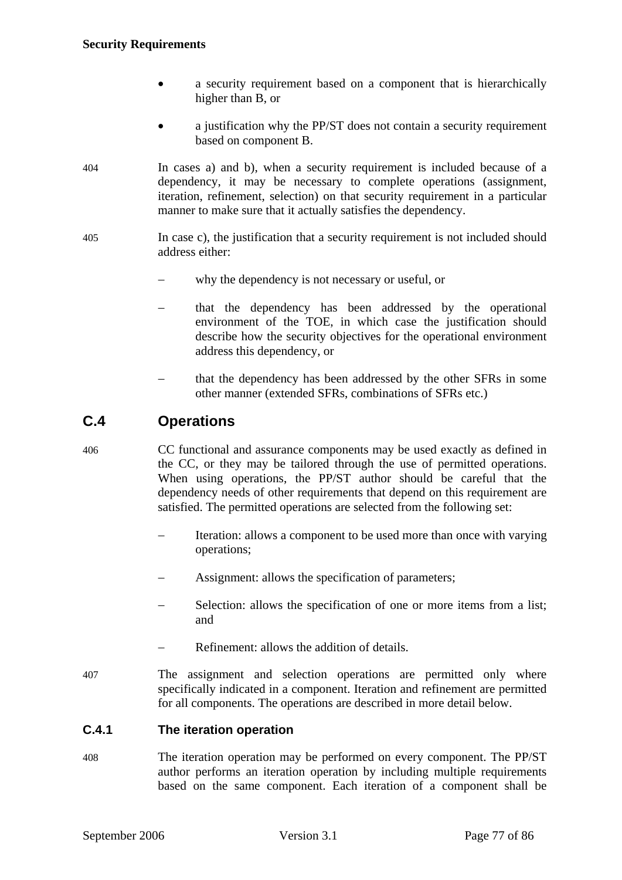- a security requirement based on a component that is hierarchically higher than B, or
- a justification why the PP/ST does not contain a security requirement based on component B.

404 In cases a) and b), when a security requirement is included because of a dependency, it may be necessary to complete operations (assignment, iteration, refinement, selection) on that security requirement in a particular manner to make sure that it actually satisfies the dependency.

405 In case c), the justification that a security requirement is not included should address either:

- why the dependency is not necessary or useful, or
- that the dependency has been addressed by the operational environment of the TOE, in which case the justification should describe how the security objectives for the operational environment address this dependency, or
- that the dependency has been addressed by the other SFRs in some other manner (extended SFRs, combinations of SFRs etc.)

## C.4 Operations

406 CC functional and assurance components may be used exactly as defined in the CC, or they may be tailored through the use of permitted operations. When using operations, the PP/ST author should be careful that the dependency needs of other requirements that depend on this requirement are satisfied. The permitted operations are selected from the following set:

- Iteration: allows a component to be used more than once with varying operations;
- Assignment: allows the specification of parameters;
- Selection: allows the specification of one or more items from a list; and
- Refinement: allows the addition of details.

407 The assignment and selection operations are permitted only where specifically indicated in a component. Iteration and refinement are permitted for all components. The operations are described in more detail below.

### C.4.1 The iteration operation

408 The iteration operation may be performed on every component. The PP/ST author performs an iteration operation by including multiple requirements based on the same component. Each iteration of a component shall be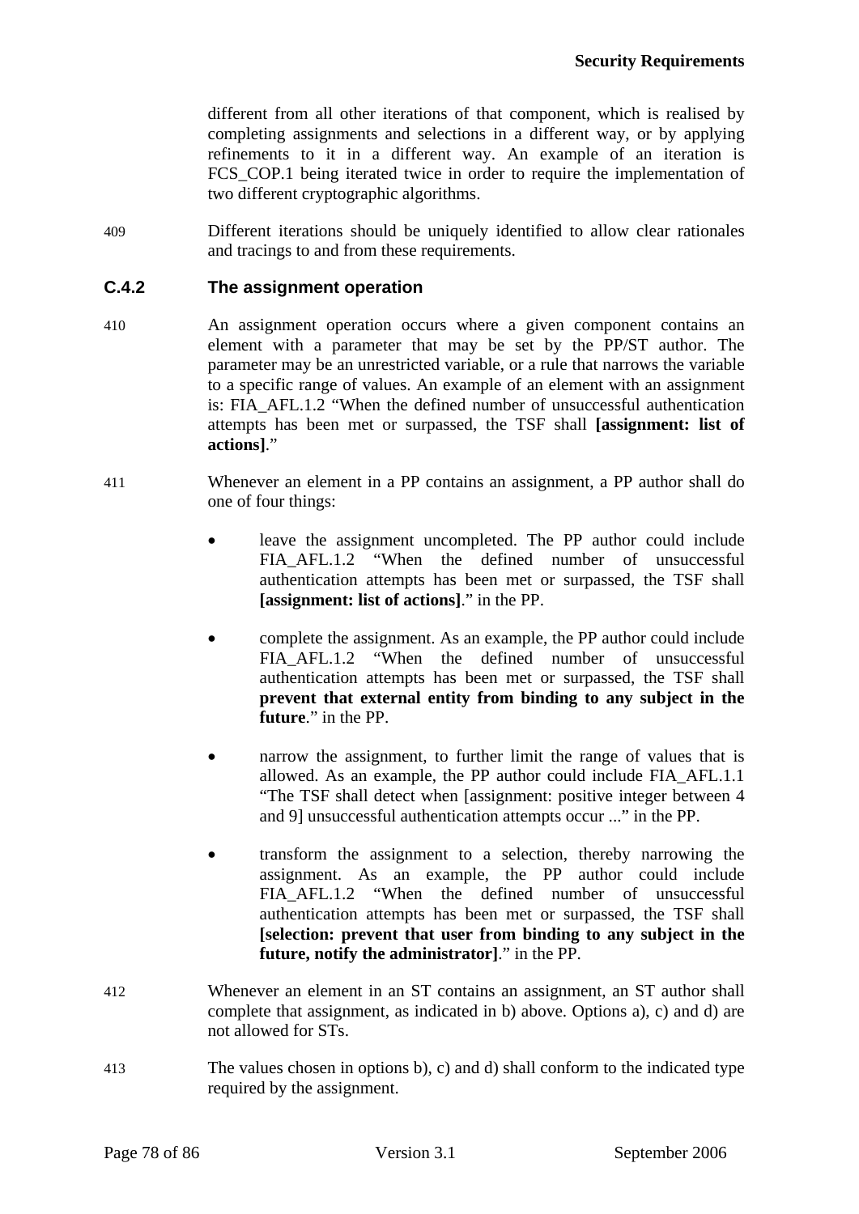different from all other iterations of that component, which is realised by completing assignments and selections in a different way, or by applying refinements to it in a different way. An example of an iteration is FCS_COP.1 being iterated twice in order to require the implementation of two different cryptographic algorithms.

409 Different iterations should be uniquely identified to allow clear rationales and tracings to and from these requirements.

### C.4.2 The assignment operation

410 An assignment operation occurs where a given component contains an element with a parameter that may be set by the PP/ST author. The parameter may be an unrestricted variable, or a rule that narrows the variable to a specific range of values. An example of an element with an assignment is: FIA_AFL.1.2 "When the defined number of unsuccessful authentication attempts has been met or surpassed, the TSF shall **[assignment: list of actions]**."

411 Whenever an element in a PP contains an assignment, a PP author shall do one of four things:

- leave the assignment uncompleted. The PP author could include FIA_AFL.1.2 "When the defined number of unsuccessful authentication attempts has been met or surpassed, the TSF shall **[assignment: list of actions]**." in the PP.
- complete the assignment. As an example, the PP author could include FIA_AFL.1.2 "When the defined number of unsuccessful authentication attempts has been met or surpassed, the TSF shall **prevent that external entity from binding to any subject in the future**." in the PP.
- narrow the assignment, to further limit the range of values that is allowed. As an example, the PP author could include FIA_AFL.1.1 "The TSF shall detect when [assignment: positive integer between 4 and 9] unsuccessful authentication attempts occur ..." in the PP.
- transform the assignment to a selection, thereby narrowing the assignment. As an example, the PP author could include FIA_AFL.1.2 "When the defined number of unsuccessful authentication attempts has been met or surpassed, the TSF shall **[selection: prevent that user from binding to any subject in the future, notify the administrator]**." in the PP.

412 Whenever an element in an ST contains an assignment, an ST author shall complete that assignment, as indicated in b) above. Options a), c) and d) are not allowed for STs.

413 The values chosen in options b), c) and d) shall conform to the indicated type required by the assignment.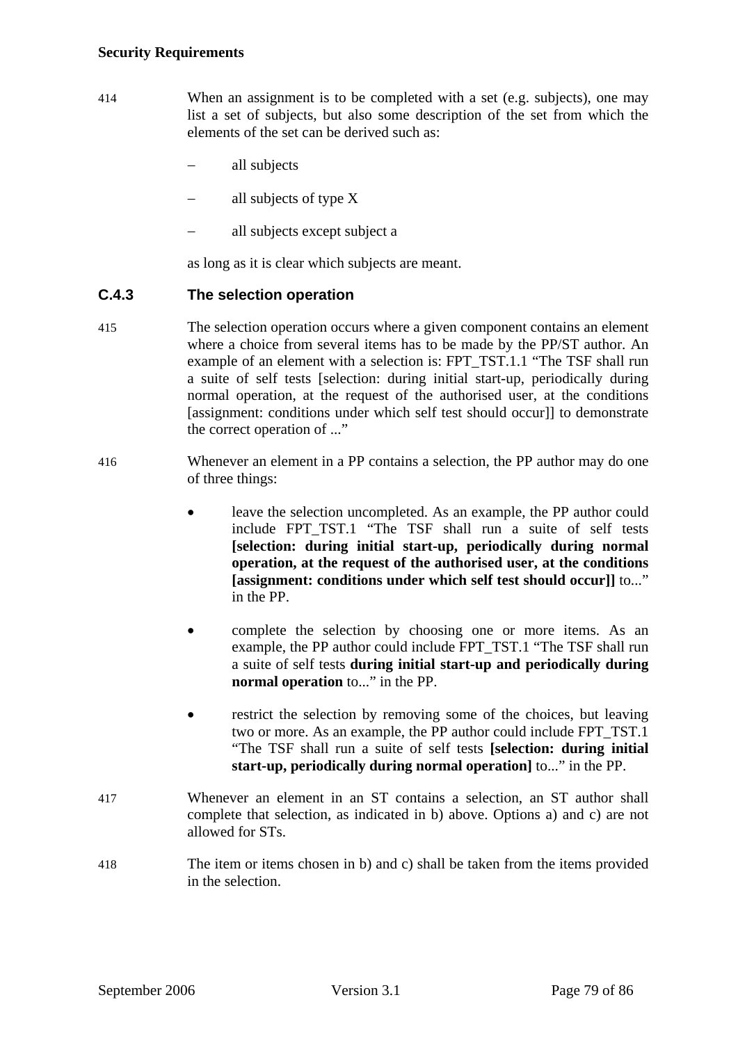414 When an assignment is to be completed with a set (e.g. subjects), one may list a set of subjects, but also some description of the set from which the elements of the set can be derived such as:

- all subjects
- all subjects of type X
- all subjects except subject a

as long as it is clear which subjects are meant.

### C.4.3 The selection operation

415 The selection operation occurs where a given component contains an element where a choice from several items has to be made by the PP/ST author. An example of an element with a selection is: FPT_TST.1.1 "The TSF shall run a suite of self tests [selection: during initial start-up, periodically during normal operation, at the request of the authorised user, at the conditions [assignment: conditions under which self test should occur]] to demonstrate the correct operation of ..."

416 Whenever an element in a PP contains a selection, the PP author may do one of three things:

- leave the selection uncompleted. As an example, the PP author could include FPT_TST.1 "The TSF shall run a suite of self tests **[selection: during initial start-up, periodically during normal operation, at the request of the authorised user, at the conditions [assignment: conditions under which self test should occur]]** to..." in the PP.
- complete the selection by choosing one or more items. As an example, the PP author could include FPT_TST.1 "The TSF shall run a suite of self tests **during initial start-up and periodically during normal operation** to..." in the PP.
- restrict the selection by removing some of the choices, but leaving two or more. As an example, the PP author could include FPT_TST.1 "The TSF shall run a suite of self tests **[selection: during initial start-up, periodically during normal operation]** to..." in the PP.

417 Whenever an element in an ST contains a selection, an ST author shall complete that selection, as indicated in b) above. Options a) and c) are not allowed for STs.

418 The item or items chosen in b) and c) shall be taken from the items provided in the selection.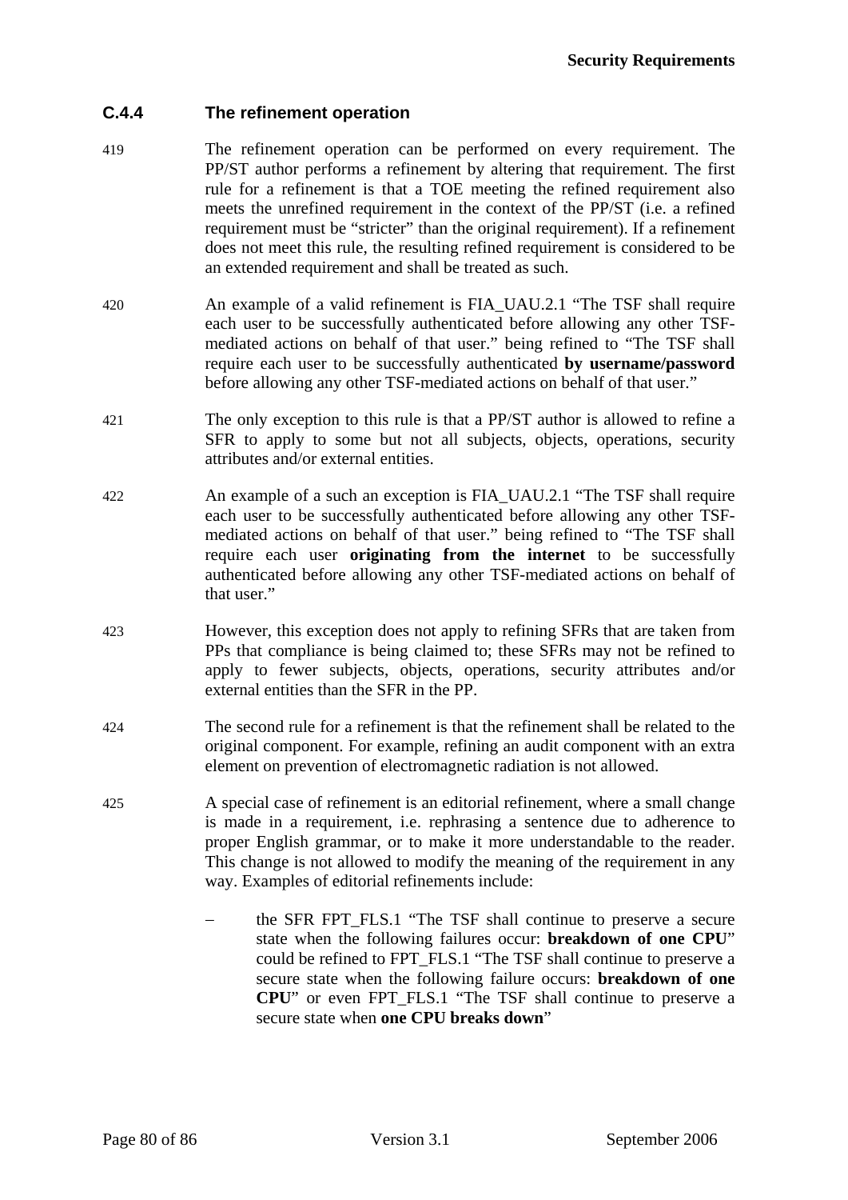### C.4.4 The refinement operation

419 The refinement operation can be performed on every requirement. The PP/ST author performs a refinement by altering that requirement. The first rule for a refinement is that a TOE meeting the refined requirement also meets the unrefined requirement in the context of the PP/ST (i.e. a refined requirement must be "stricter" than the original requirement). If a refinement does not meet this rule, the resulting refined requirement is considered to be an extended requirement and shall be treated as such.

420 An example of a valid refinement is FIA_UAU.2.1 "The TSF shall require each user to be successfully authenticated before allowing any other TSF-mediated actions on behalf of that user." being refined to "The TSF shall require each user to be successfully authenticated **by username/password** before allowing any other TSF-mediated actions on behalf of that user."

421 The only exception to this rule is that a PP/ST author is allowed to refine a SFR to apply to some but not all subjects, objects, operations, security attributes and/or external entities.

422 An example of a such an exception is FIA_UAU.2.1 "The TSF shall require each user to be successfully authenticated before allowing any other TSF-mediated actions on behalf of that user." being refined to "The TSF shall require each user **originating from the internet** to be successfully authenticated before allowing any other TSF-mediated actions on behalf of that user."

423 However, this exception does not apply to refining SFRs that are taken from PPs that compliance is being claimed to; these SFRs may not be refined to apply to fewer subjects, objects, operations, security attributes and/or external entities than the SFR in the PP.

424 The second rule for a refinement is that the refinement shall be related to the original component. For example, refining an audit component with an extra element on prevention of electromagnetic radiation is not allowed.

425 A special case of refinement is an editorial refinement, where a small change is made in a requirement, i.e. rephrasing a sentence due to adherence to proper English grammar, or to make it more understandable to the reader. This change is not allowed to modify the meaning of the requirement in any way. Examples of editorial refinements include:

- the SFR FPT_FLS.1 "The TSF shall continue to preserve a secure state when the following failures occur: **breakdown of one CPU**" could be refined to FPT_FLS.1 "The TSF shall continue to preserve a secure state when the following failure occurs: **breakdown of one CPU**" or even FPT_FLS.1 "The TSF shall continue to preserve a secure state when **one CPU breaks down**"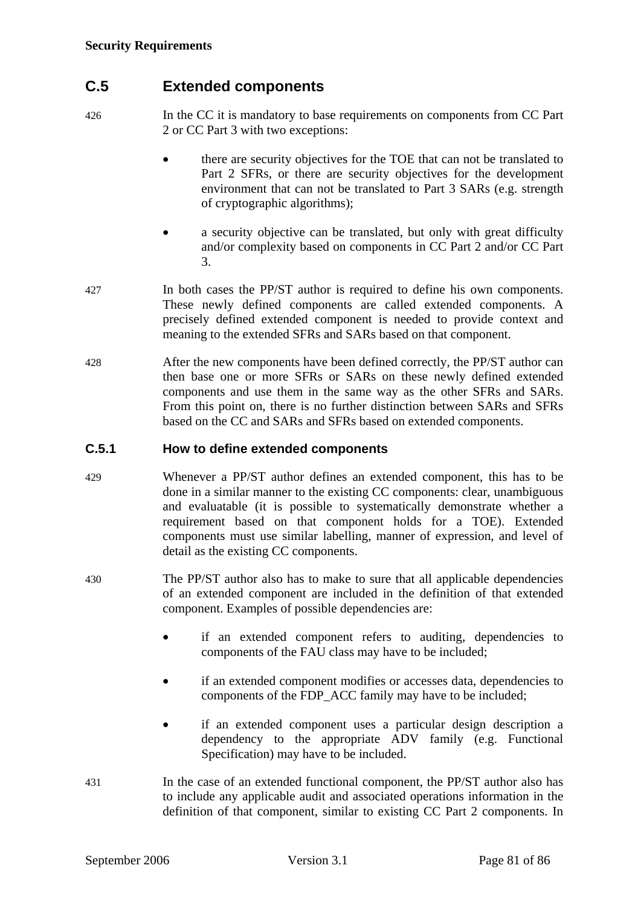## C.5 Extended components

426 In the CC it is mandatory to base requirements on components from CC Part 2 or CC Part 3 with two exceptions:

- there are security objectives for the TOE that can not be translated to Part 2 SFRs, or there are security objectives for the development environment that can not be translated to Part 3 SARs (e.g. strength of cryptographic algorithms);
- a security objective can be translated, but only with great difficulty and/or complexity based on components in CC Part 2 and/or CC Part 3.

427 In both cases the PP/ST author is required to define his own components. These newly defined components are called extended components. A precisely defined extended component is needed to provide context and meaning to the extended SFRs and SARs based on that component.

428 After the new components have been defined correctly, the PP/ST author can then base one or more SFRs or SARs on these newly defined extended components and use them in the same way as the other SFRs and SARs. From this point on, there is no further distinction between SARs and SFRs based on the CC and SARs and SFRs based on extended components.

### C.5.1 How to define extended components

429 Whenever a PP/ST author defines an extended component, this has to be done in a similar manner to the existing CC components: clear, unambiguous and evaluatable (it is possible to systematically demonstrate whether a requirement based on that component holds for a TOE). Extended components must use similar labelling, manner of expression, and level of detail as the existing CC components.

430 The PP/ST author also has to make to sure that all applicable dependencies of an extended component are included in the definition of that extended component. Examples of possible dependencies are:

- if an extended component refers to auditing, dependencies to components of the FAU class may have to be included;
- if an extended component modifies or accesses data, dependencies to components of the FDP_ACC family may have to be included;
- if an extended component uses a particular design description a dependency to the appropriate ADV family (e.g. Functional Specification) may have to be included.

431 In the case of an extended functional component, the PP/ST author also has to include any applicable audit and associated operations information in the definition of that component, similar to existing CC Part 2 components. In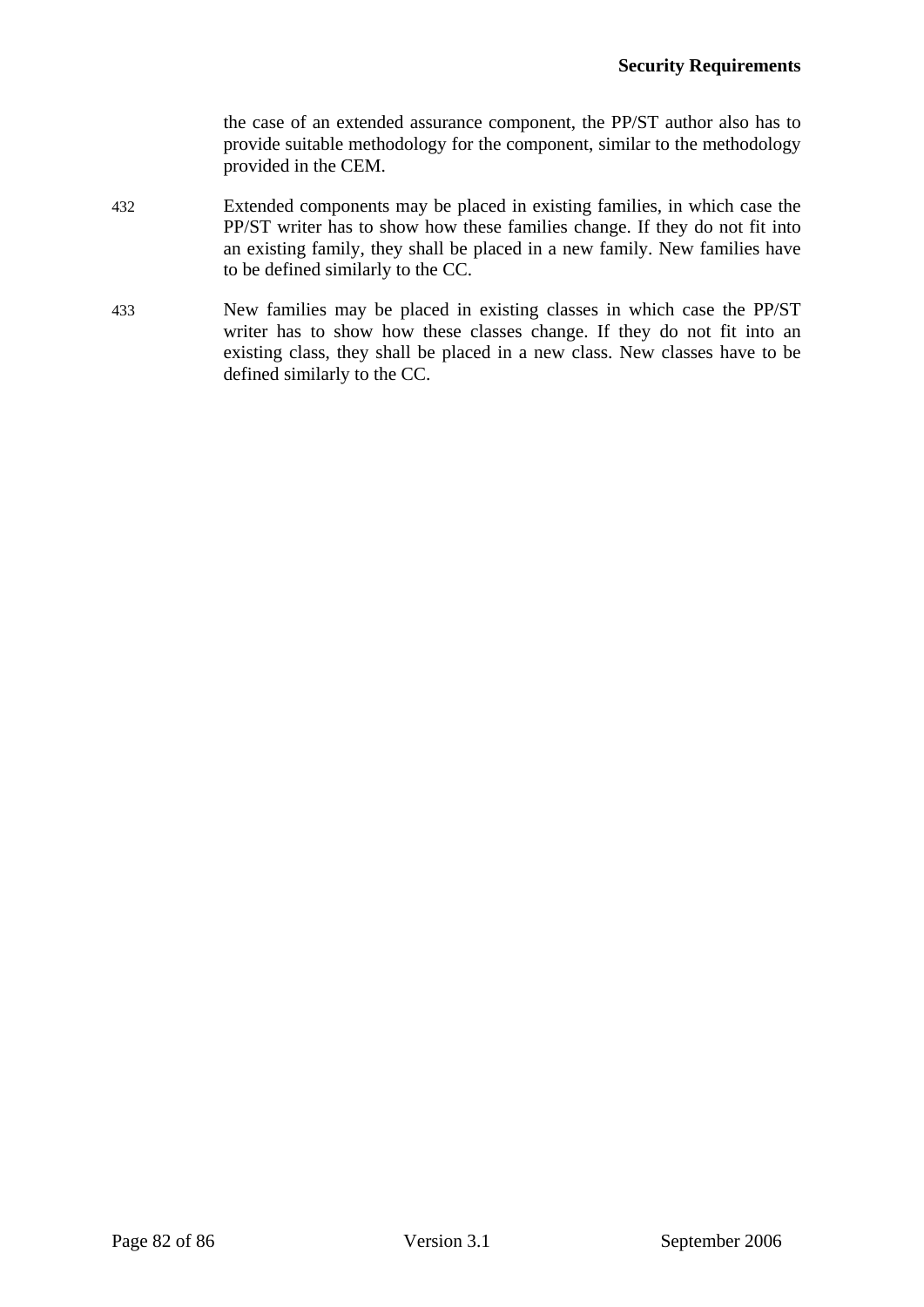the case of an extended assurance component, the PP/ST author also has to provide suitable methodology for the component, similar to the methodology provided in the CEM.

432 Extended components may be placed in existing families, in which case the PP/ST writer has to show how these families change. If they do not fit into an existing family, they shall be placed in a new family. New families have to be defined similarly to the CC.

433 New families may be placed in existing classes in which case the PP/ST writer has to show how these classes change. If they do not fit into an existing class, they shall be placed in a new class. New classes have to be defined similarly to the CC.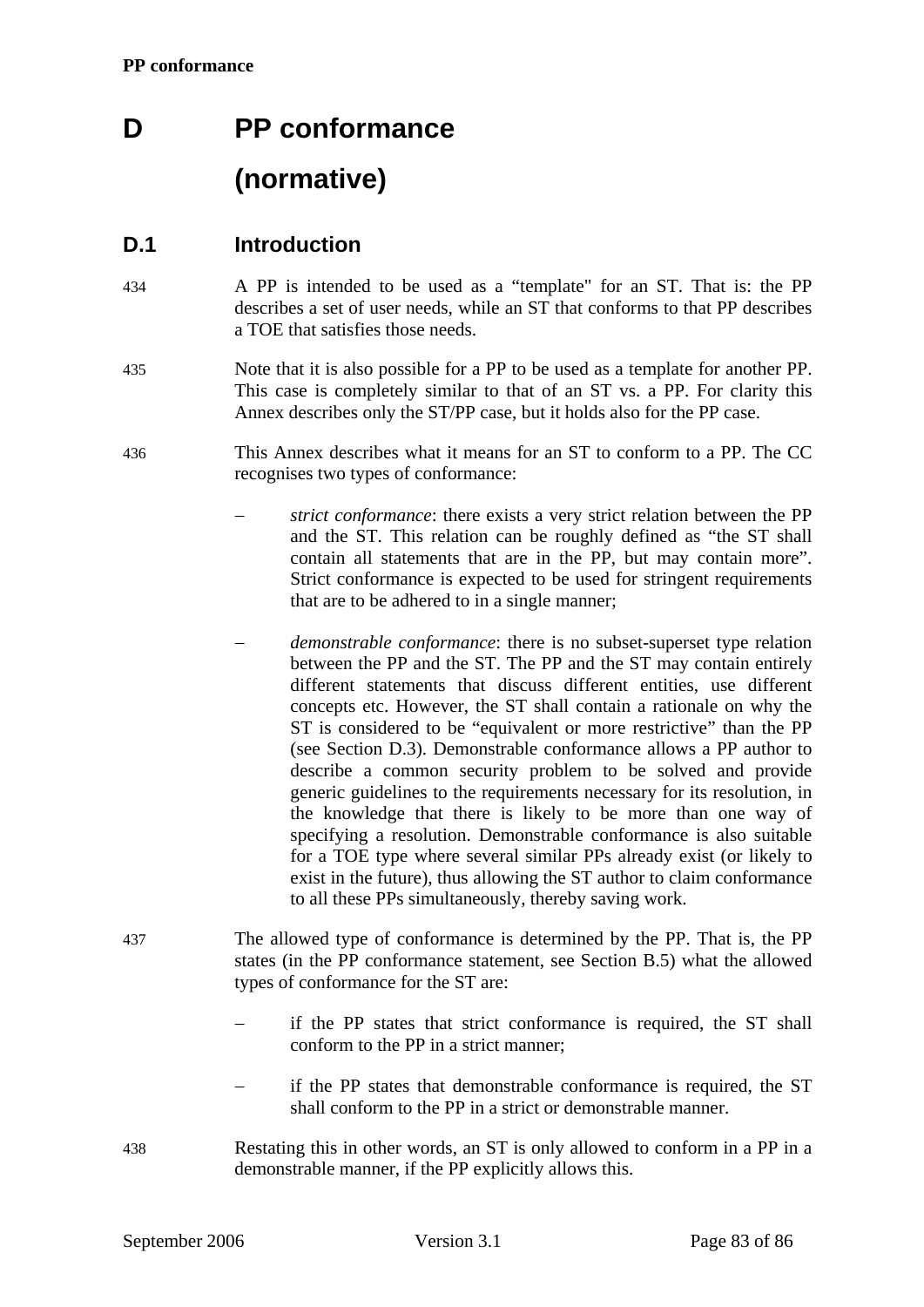# D PP conformance (normative)

## D.1 Introduction

434 A PP is intended to be used as a “template" for an ST. That is: the PP describes a set of user needs, while an ST that conforms to that PP describes a TOE that satisfies those needs.

435 Note that it is also possible for a PP to be used as a template for another PP. This case is completely similar to that of an ST vs. a PP. For clarity this Annex describes only the ST/PP case, but it holds also for the PP case.

436 This Annex describes what it means for an ST to conform to a PP. The CC recognises two types of conformance:

- *strict conformance*: there exists a very strict relation between the PP and the ST. This relation can be roughly defined as “the ST shall contain all statements that are in the PP, but may contain more”. Strict conformance is expected to be used for stringent requirements that are to be adhered to in a single manner;
- *demonstrable conformance*: there is no subset-superset type relation between the PP and the ST. The PP and the ST may contain entirely different statements that discuss different entities, use different concepts etc. However, the ST shall contain a rationale on why the ST is considered to be “equivalent or more restrictive” than the PP (see Section D.3). Demonstrable conformance allows a PP author to describe a common security problem to be solved and provide generic guidelines to the requirements necessary for its resolution, in the knowledge that there is likely to be more than one way of specifying a resolution. Demonstrable conformance is also suitable for a TOE type where several similar PPs already exist (or likely to exist in the future), thus allowing the ST author to claim conformance to all these PPs simultaneously, thereby saving work.

437 The allowed type of conformance is determined by the PP. That is, the PP states (in the PP conformance statement, see Section B.5) what the allowed types of conformance for the ST are:

- if the PP states that strict conformance is required, the ST shall conform to the PP in a strict manner;
- if the PP states that demonstrable conformance is required, the ST shall conform to the PP in a strict or demonstrable manner.

438 Restating this in other words, an ST is only allowed to conform in a PP in a demonstrable manner, if the PP explicitly allows this.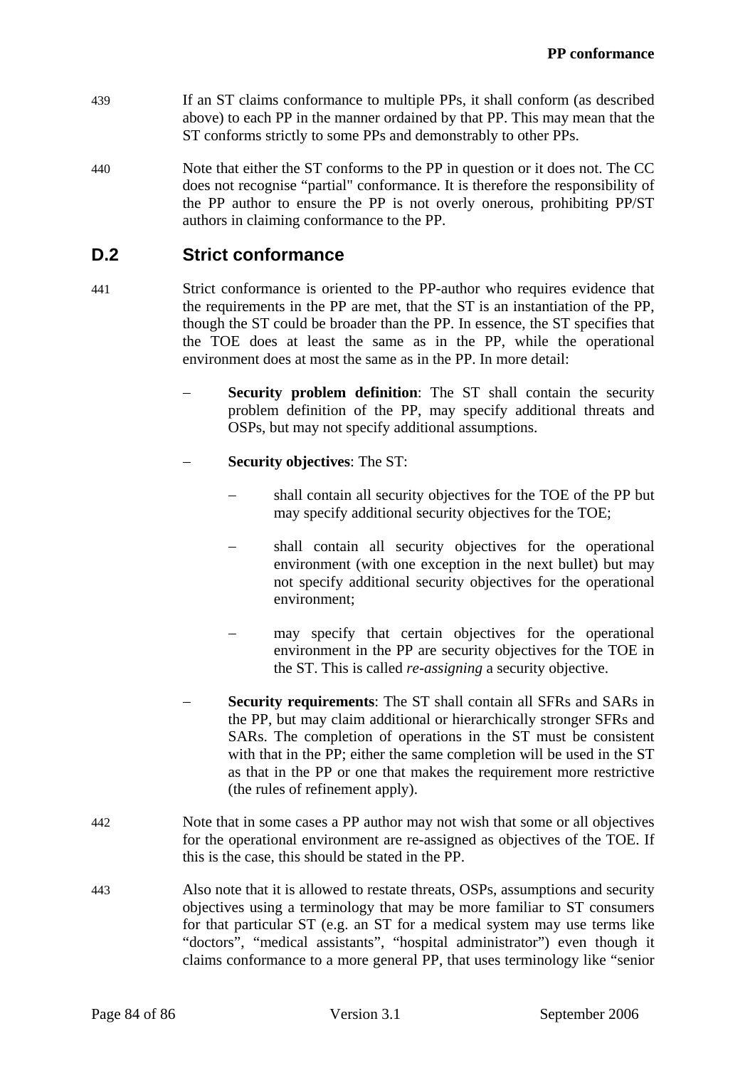439 If an ST claims conformance to multiple PPs, it shall conform (as described above) to each PP in the manner ordained by that PP. This may mean that the ST conforms strictly to some PPs and demonstrably to other PPs.

440 Note that either the ST conforms to the PP in question or it does not. The CC does not recognise "partial" conformance. It is therefore the responsibility of the PP author to ensure the PP is not overly onerous, prohibiting PP/ST authors in claiming conformance to the PP.

## D.2 Strict conformance

441 Strict conformance is oriented to the PP-author who requires evidence that the requirements in the PP are met, that the ST is an instantiation of the PP, though the ST could be broader than the PP. In essence, the ST specifies that the TOE does at least the same as in the PP, while the operational environment does at most the same as in the PP. In more detail:

- **Security problem definition**: The ST shall contain the security problem definition of the PP, may specify additional threats and OSPs, but may not specify additional assumptions.
- **Security objectives**: The ST:
  - shall contain all security objectives for the TOE of the PP but may specify additional security objectives for the TOE;
  - shall contain all security objectives for the operational environment (with one exception in the next bullet) but may not specify additional security objectives for the operational environment;
  - may specify that certain objectives for the operational environment in the PP are security objectives for the TOE in the ST. This is called *re-assigning* a security objective.
- **Security requirements**: The ST shall contain all SFRs and SARs in the PP, but may claim additional or hierarchically stronger SFRs and SARs. The completion of operations in the ST must be consistent with that in the PP; either the same completion will be used in the ST as that in the PP or one that makes the requirement more restrictive (the rules of refinement apply).

442 Note that in some cases a PP author may not wish that some or all objectives for the operational environment are re-assigned as objectives of the TOE. If this is the case, this should be stated in the PP.

443 Also note that it is allowed to restate threats, OSPs, assumptions and security objectives using a terminology that may be more familiar to ST consumers for that particular ST (e.g. an ST for a medical system may use terms like "doctors", "medical assistants", "hospital administrator") even though it claims conformance to a more general PP, that uses terminology like "senior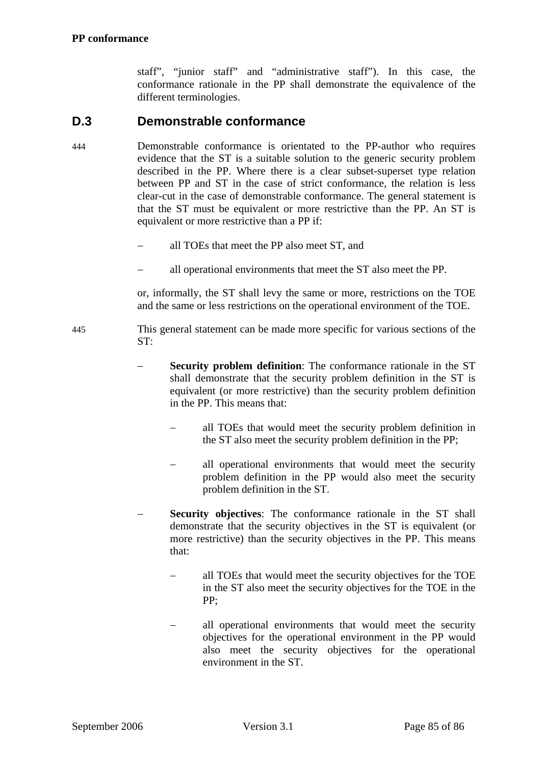staff", "junior staff" and "administrative staff"). In this case, the conformance rationale in the PP shall demonstrate the equivalence of the different terminologies.

## D.3 Demonstrable conformance

444 Demonstrable conformance is orientated to the PP-author who requires evidence that the ST is a suitable solution to the generic security problem described in the PP. Where there is a clear subset-superset type relation between PP and ST in the case of strict conformance, the relation is less clear-cut in the case of demonstrable conformance. The general statement is that the ST must be equivalent or more restrictive than the PP. An ST is equivalent or more restrictive than a PP if:

- all TOEs that meet the PP also meet ST, and
- all operational environments that meet the ST also meet the PP.

or, informally, the ST shall levy the same or more, restrictions on the TOE and the same or less restrictions on the operational environment of the TOE.

445 This general statement can be made more specific for various sections of the ST:

- **Security problem definition**: The conformance rationale in the ST shall demonstrate that the security problem definition in the ST is equivalent (or more restrictive) than the security problem definition in the PP. This means that:
  - all TOEs that would meet the security problem definition in the ST also meet the security problem definition in the PP;
  - all operational environments that would meet the security problem definition in the PP would also meet the security problem definition in the ST.
- **Security objectives**: The conformance rationale in the ST shall demonstrate that the security objectives in the ST is equivalent (or more restrictive) than the security objectives in the PP. This means that:
  - all TOEs that would meet the security objectives for the TOE in the ST also meet the security objectives for the TOE in the PP;
  - all operational environments that would meet the security objectives for the operational environment in the PP would also meet the security objectives for the operational environment in the ST.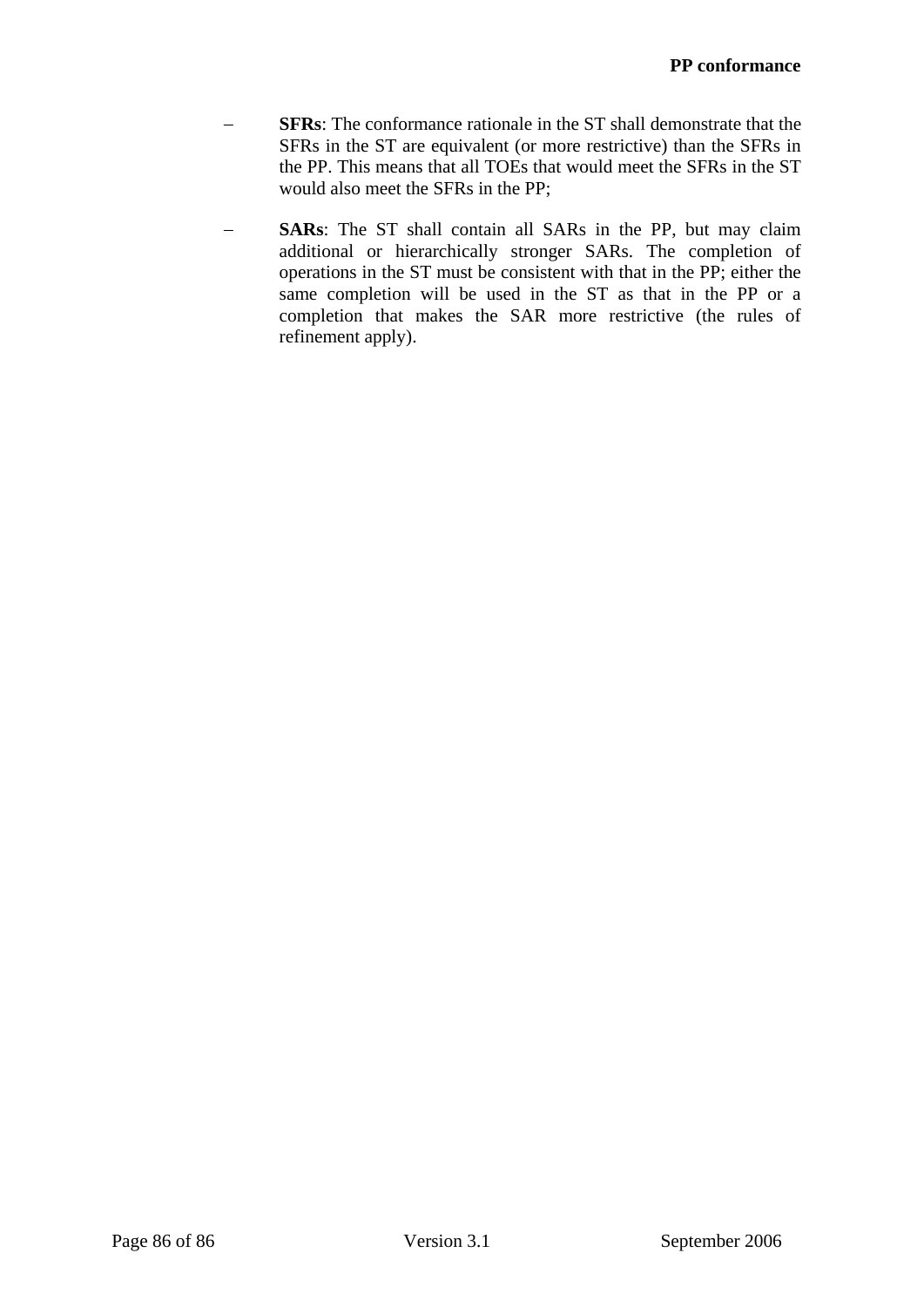- **SFRs**: The conformance rationale in the ST shall demonstrate that the SFRs in the ST are equivalent (or more restrictive) than the SFRs in the PP. This means that all TOEs that would meet the SFRs in the ST would also meet the SFRs in the PP;
- **SARs**: The ST shall contain all SARs in the PP, but may claim additional or hierarchically stronger SARs. The completion of operations in the ST must be consistent with that in the PP; either the same completion will be used in the ST as that in the PP or a completion that makes the SAR more restrictive (the rules of refinement apply).